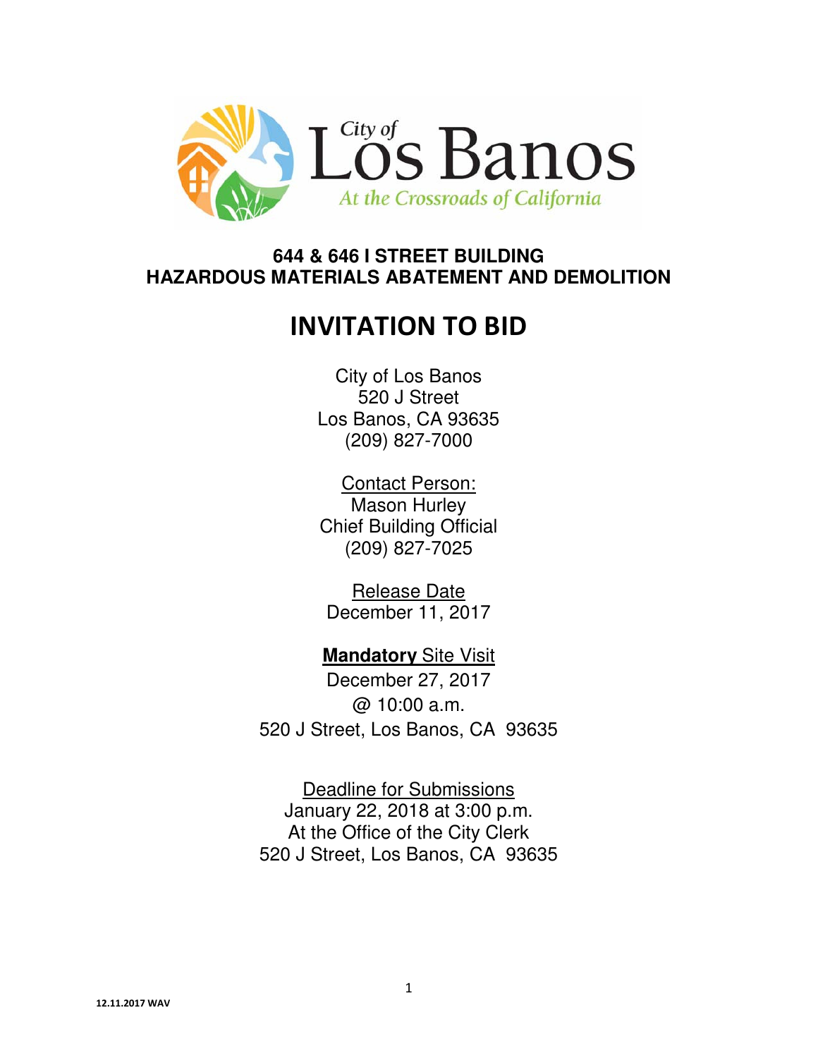City of

Los Banos

*At the Crossroads of California*

**644 & 646 I STREET BUILDING**
**HAZARDOUS MATERIALS ABATEMENT AND DEMOLITION**

# INVITATION TO BID

City of Los Banos
520 J Street
Los Banos, CA 93635
(209) 827-7000

Contact Person:
Mason Hurley
Chief Building Official
(209) 827-7025

Release Date
December 11, 2017

**Mandatory** Site Visit
December 27, 2017
@ 10:00 a.m.
520 J Street, Los Banos, CA 93635

Deadline for Submissions
January 22, 2018 at 3:00 p.m.
At the Office of the City Clerk
520 J Street, Los Banos, CA 93635

12.11.2017 WAV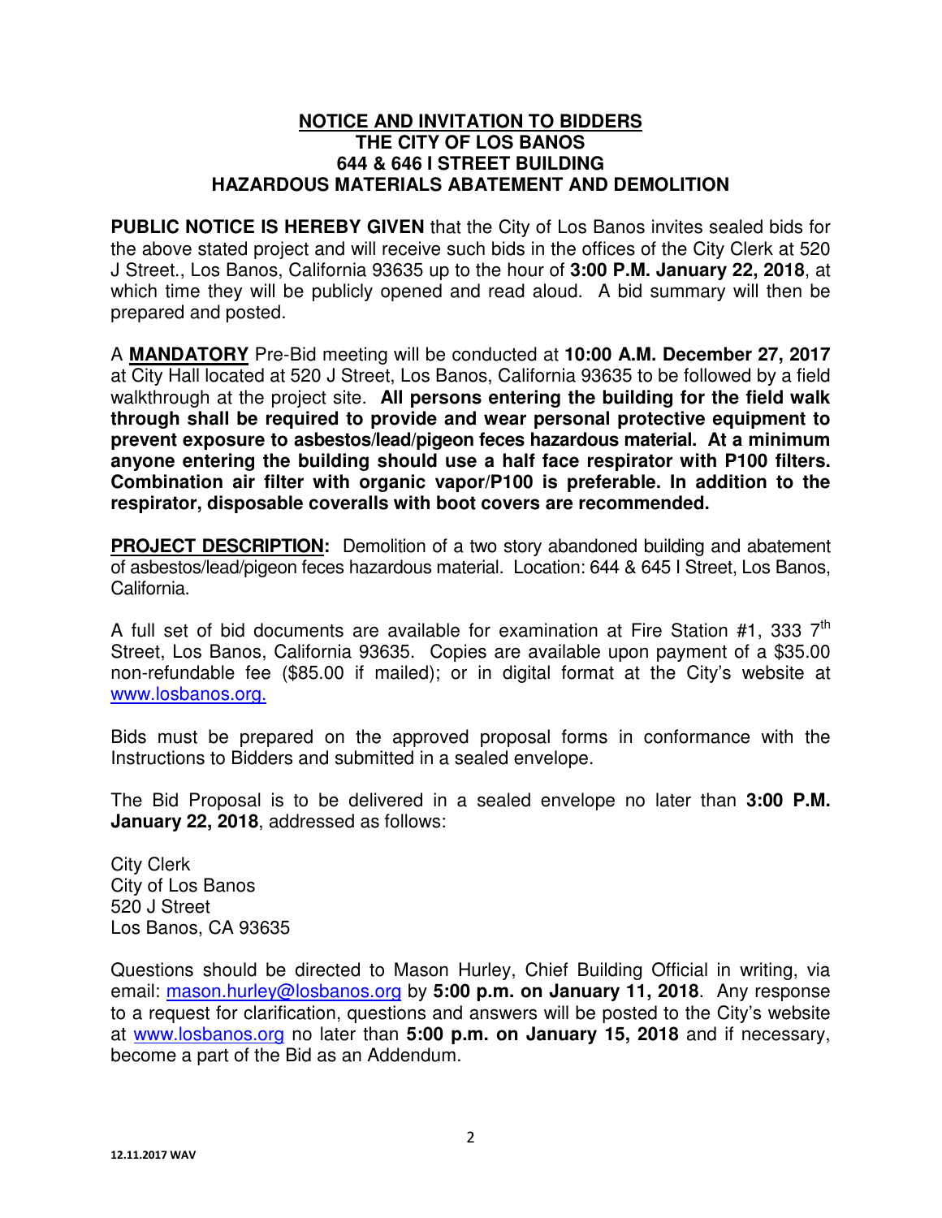**NOTICE AND INVITATION TO BIDDERS**
**THE CITY OF LOS BANOS**
**644 & 646 I STREET BUILDING**
**HAZARDOUS MATERIALS ABATEMENT AND DEMOLITION**

**PUBLIC NOTICE IS HEREBY GIVEN** that the City of Los Banos invites sealed bids for the above stated project and will receive such bids in the offices of the City Clerk at 520 J Street., Los Banos, California 93635 up to the hour of **3:00 P.M. January 22, 2018**, at which time they will be publicly opened and read aloud. A bid summary will then be prepared and posted.

A **MANDATORY** Pre-Bid meeting will be conducted at **10:00 A.M. December 27, 2017** at City Hall located at 520 J Street, Los Banos, California 93635 to be followed by a field walkthrough at the project site. **All persons entering the building for the field walk through shall be required to provide and wear personal protective equipment to prevent exposure to asbestos/lead/pigeon feces hazardous material. At a minimum anyone entering the building should use a half face respirator with P100 filters. Combination air filter with organic vapor/P100 is preferable. In addition to the respirator, disposable coveralls with boot covers are recommended.**

**PROJECT DESCRIPTION:** Demolition of a two story abandoned building and abatement of asbestos/lead/pigeon feces hazardous material. Location: 644 & 645 I Street, Los Banos, California.

A full set of bid documents are available for examination at Fire Station #1, 333 7th Street, Los Banos, California 93635. Copies are available upon payment of a $35.00 non-refundable fee ($85.00 if mailed); or in digital format at the City's website at www.losbanos.org.

Bids must be prepared on the approved proposal forms in conformance with the Instructions to Bidders and submitted in a sealed envelope.

The Bid Proposal is to be delivered in a sealed envelope no later than **3:00 P.M. January 22, 2018**, addressed as follows:

City Clerk
City of Los Banos
520 J Street
Los Banos, CA 93635

Questions should be directed to Mason Hurley, Chief Building Official in writing, via email: mason.hurley@losbanos.org by **5:00 p.m. on January 11, 2018**. Any response to a request for clarification, questions and answers will be posted to the City's website at www.losbanos.org no later than **5:00 p.m. on January 15, 2018** and if necessary, become a part of the Bid as an Addendum.

12.11.2017 WAV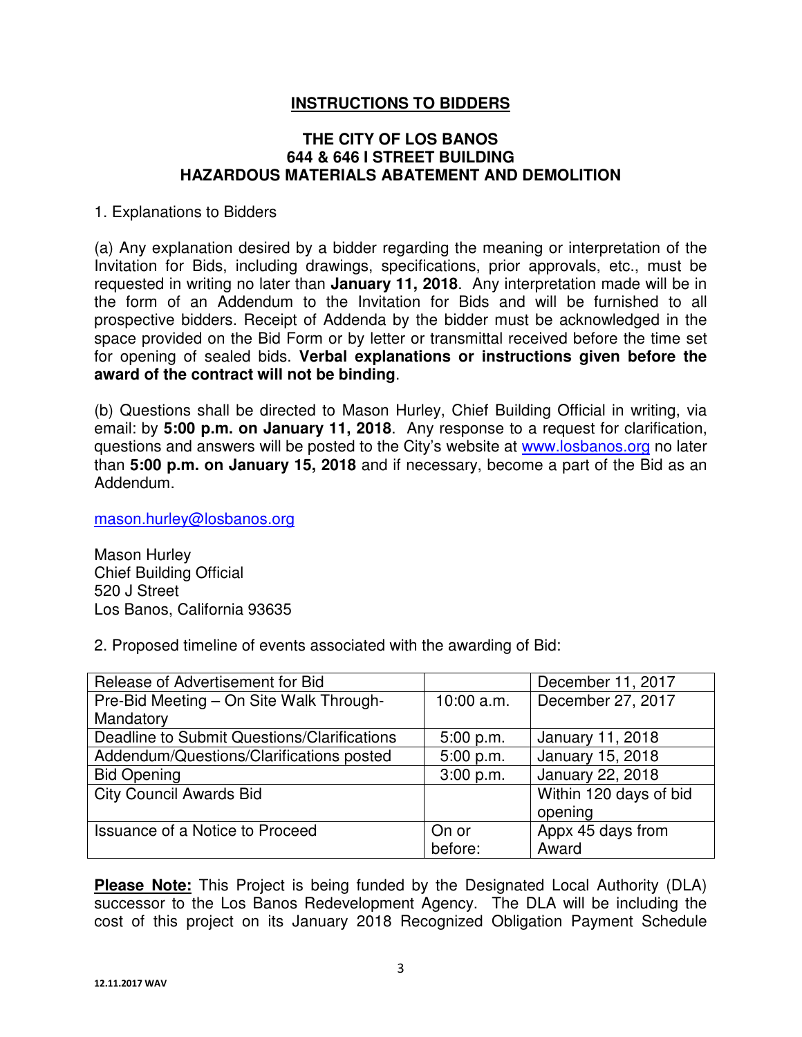## INSTRUCTIONS TO BIDDERS

### THE CITY OF LOS BANOS
### 644 & 646 I STREET BUILDING
### HAZARDOUS MATERIALS ABATEMENT AND DEMOLITION

1. Explanations to Bidders

(a) Any explanation desired by a bidder regarding the meaning or interpretation of the Invitation for Bids, including drawings, specifications, prior approvals, etc., must be requested in writing no later than **January 11, 2018**. Any interpretation made will be in the form of an Addendum to the Invitation for Bids and will be furnished to all prospective bidders. Receipt of Addenda by the bidder must be acknowledged in the space provided on the Bid Form or by letter or transmittal received before the time set for opening of sealed bids. **Verbal explanations or instructions given before the award of the contract will not be binding**.

(b) Questions shall be directed to Mason Hurley, Chief Building Official in writing, via email: by **5:00 p.m. on January 11, 2018**. Any response to a request for clarification, questions and answers will be posted to the City's website at www.losbanos.org no later than **5:00 p.m. on January 15, 2018** and if necessary, become a part of the Bid as an Addendum.

mason.hurley@losbanos.org

Mason Hurley
Chief Building Official
520 J Street
Los Banos, California 93635

2. Proposed timeline of events associated with the awarding of Bid:

| | | |
|---|---|---|
| Release of Advertisement for Bid | | December 11, 2017 |
| Pre-Bid Meeting – On Site Walk Through-Mandatory | 10:00 a.m. | December 27, 2017 |
| Deadline to Submit Questions/Clarifications | 5:00 p.m. | January 11, 2018 |
| Addendum/Questions/Clarifications posted | 5:00 p.m. | January 15, 2018 |
| Bid Opening | 3:00 p.m. | January 22, 2018 |
| City Council Awards Bid | | Within 120 days of bid opening |
| Issuance of a Notice to Proceed | On or before: | Appx 45 days from Award |

**Please Note:** This Project is being funded by the Designated Local Authority (DLA) successor to the Los Banos Redevelopment Agency. The DLA will be including the cost of this project on its January 2018 Recognized Obligation Payment Schedule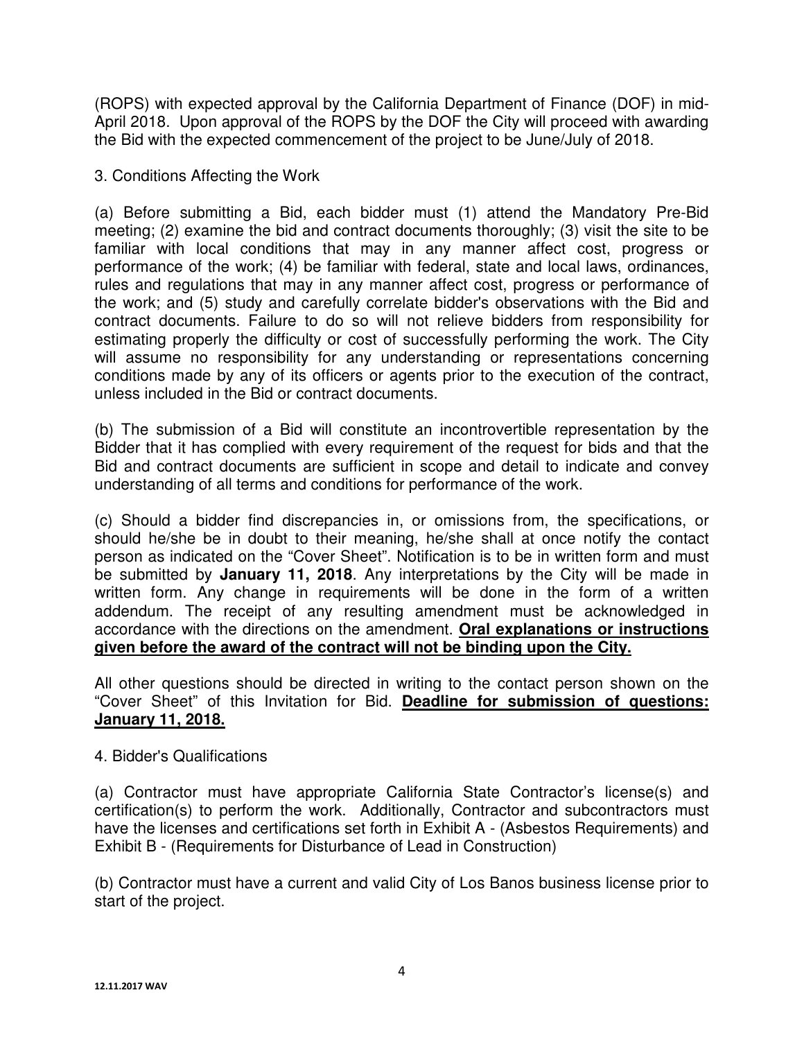(ROPS) with expected approval by the California Department of Finance (DOF) in mid-April 2018. Upon approval of the ROPS by the DOF the City will proceed with awarding the Bid with the expected commencement of the project to be June/July of 2018.

3. Conditions Affecting the Work

(a) Before submitting a Bid, each bidder must (1) attend the Mandatory Pre-Bid meeting; (2) examine the bid and contract documents thoroughly; (3) visit the site to be familiar with local conditions that may in any manner affect cost, progress or performance of the work; (4) be familiar with federal, state and local laws, ordinances, rules and regulations that may in any manner affect cost, progress or performance of the work; and (5) study and carefully correlate bidder's observations with the Bid and contract documents. Failure to do so will not relieve bidders from responsibility for estimating properly the difficulty or cost of successfully performing the work. The City will assume no responsibility for any understanding or representations concerning conditions made by any of its officers or agents prior to the execution of the contract, unless included in the Bid or contract documents.

(b) The submission of a Bid will constitute an incontrovertible representation by the Bidder that it has complied with every requirement of the request for bids and that the Bid and contract documents are sufficient in scope and detail to indicate and convey understanding of all terms and conditions for performance of the work.

(c) Should a bidder find discrepancies in, or omissions from, the specifications, or should he/she be in doubt to their meaning, he/she shall at once notify the contact person as indicated on the "Cover Sheet". Notification is to be in written form and must be submitted by **January 11, 2018**. Any interpretations by the City will be made in written form. Any change in requirements will be done in the form of a written addendum. The receipt of any resulting amendment must be acknowledged in accordance with the directions on the amendment. **Oral explanations or instructions given before the award of the contract will not be binding upon the City.**

All other questions should be directed in writing to the contact person shown on the "Cover Sheet" of this Invitation for Bid. **Deadline for submission of questions: January 11, 2018.**

4. Bidder's Qualifications

(a) Contractor must have appropriate California State Contractor's license(s) and certification(s) to perform the work. Additionally, Contractor and subcontractors must have the licenses and certifications set forth in Exhibit A - (Asbestos Requirements) and Exhibit B - (Requirements for Disturbance of Lead in Construction)

(b) Contractor must have a current and valid City of Los Banos business license prior to start of the project.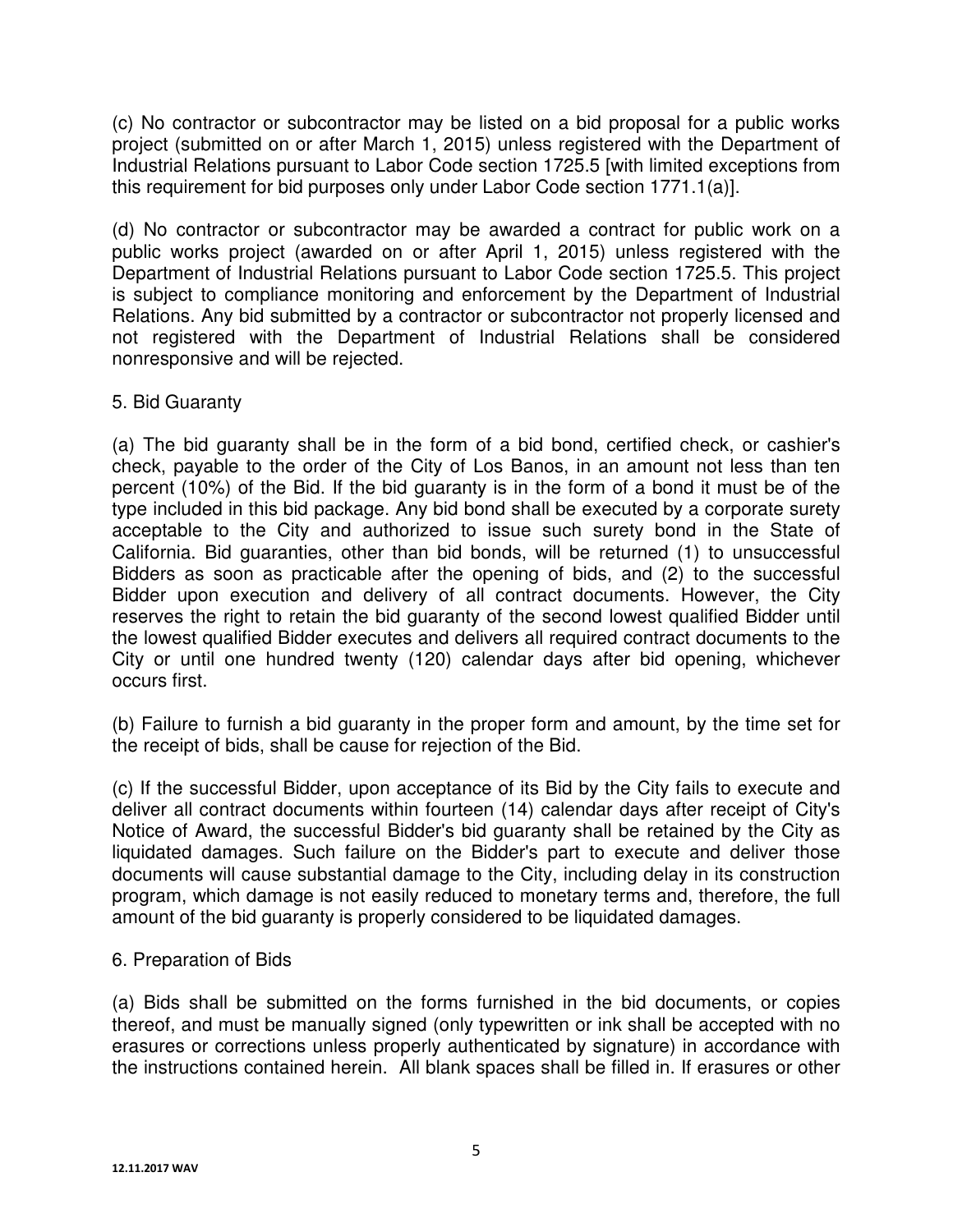(c) No contractor or subcontractor may be listed on a bid proposal for a public works project (submitted on or after March 1, 2015) unless registered with the Department of Industrial Relations pursuant to Labor Code section 1725.5 [with limited exceptions from this requirement for bid purposes only under Labor Code section 1771.1(a)].

(d) No contractor or subcontractor may be awarded a contract for public work on a public works project (awarded on or after April 1, 2015) unless registered with the Department of Industrial Relations pursuant to Labor Code section 1725.5. This project is subject to compliance monitoring and enforcement by the Department of Industrial Relations. Any bid submitted by a contractor or subcontractor not properly licensed and not registered with the Department of Industrial Relations shall be considered nonresponsive and will be rejected.

5. Bid Guaranty

(a) The bid guaranty shall be in the form of a bid bond, certified check, or cashier's check, payable to the order of the City of Los Banos, in an amount not less than ten percent (10%) of the Bid. If the bid guaranty is in the form of a bond it must be of the type included in this bid package. Any bid bond shall be executed by a corporate surety acceptable to the City and authorized to issue such surety bond in the State of California. Bid guaranties, other than bid bonds, will be returned (1) to unsuccessful Bidders as soon as practicable after the opening of bids, and (2) to the successful Bidder upon execution and delivery of all contract documents. However, the City reserves the right to retain the bid guaranty of the second lowest qualified Bidder until the lowest qualified Bidder executes and delivers all required contract documents to the City or until one hundred twenty (120) calendar days after bid opening, whichever occurs first.

(b) Failure to furnish a bid guaranty in the proper form and amount, by the time set for the receipt of bids, shall be cause for rejection of the Bid.

(c) If the successful Bidder, upon acceptance of its Bid by the City fails to execute and deliver all contract documents within fourteen (14) calendar days after receipt of City's Notice of Award, the successful Bidder's bid guaranty shall be retained by the City as liquidated damages. Such failure on the Bidder's part to execute and deliver those documents will cause substantial damage to the City, including delay in its construction program, which damage is not easily reduced to monetary terms and, therefore, the full amount of the bid guaranty is properly considered to be liquidated damages.

6. Preparation of Bids

(a) Bids shall be submitted on the forms furnished in the bid documents, or copies thereof, and must be manually signed (only typewritten or ink shall be accepted with no erasures or corrections unless properly authenticated by signature) in accordance with the instructions contained herein. All blank spaces shall be filled in. If erasures or other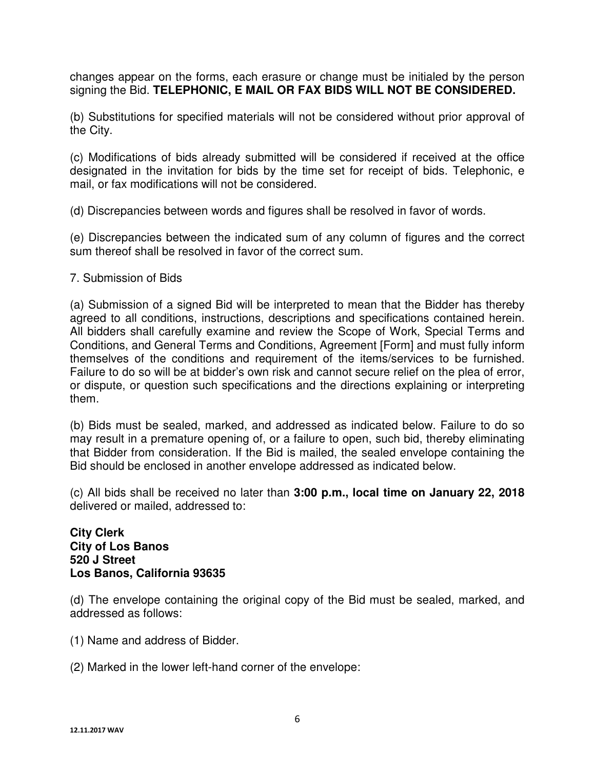changes appear on the forms, each erasure or change must be initialed by the person signing the Bid. **TELEPHONIC, E MAIL OR FAX BIDS WILL NOT BE CONSIDERED.**

(b) Substitutions for specified materials will not be considered without prior approval of the City.

(c) Modifications of bids already submitted will be considered if received at the office designated in the invitation for bids by the time set for receipt of bids. Telephonic, e mail, or fax modifications will not be considered.

(d) Discrepancies between words and figures shall be resolved in favor of words.

(e) Discrepancies between the indicated sum of any column of figures and the correct sum thereof shall be resolved in favor of the correct sum.

7. Submission of Bids

(a) Submission of a signed Bid will be interpreted to mean that the Bidder has thereby agreed to all conditions, instructions, descriptions and specifications contained herein. All bidders shall carefully examine and review the Scope of Work, Special Terms and Conditions, and General Terms and Conditions, Agreement [Form] and must fully inform themselves of the conditions and requirement of the items/services to be furnished. Failure to do so will be at bidder's own risk and cannot secure relief on the plea of error, or dispute, or question such specifications and the directions explaining or interpreting them.

(b) Bids must be sealed, marked, and addressed as indicated below. Failure to do so may result in a premature opening of, or a failure to open, such bid, thereby eliminating that Bidder from consideration. If the Bid is mailed, the sealed envelope containing the Bid should be enclosed in another envelope addressed as indicated below.

(c) All bids shall be received no later than **3:00 p.m., local time on January 22, 2018** delivered or mailed, addressed to:

**City Clerk**
**City of Los Banos**
**520 J Street**
**Los Banos, California 93635**

(d) The envelope containing the original copy of the Bid must be sealed, marked, and addressed as follows:

(1) Name and address of Bidder.

(2) Marked in the lower left-hand corner of the envelope:

12.11.2017 WAV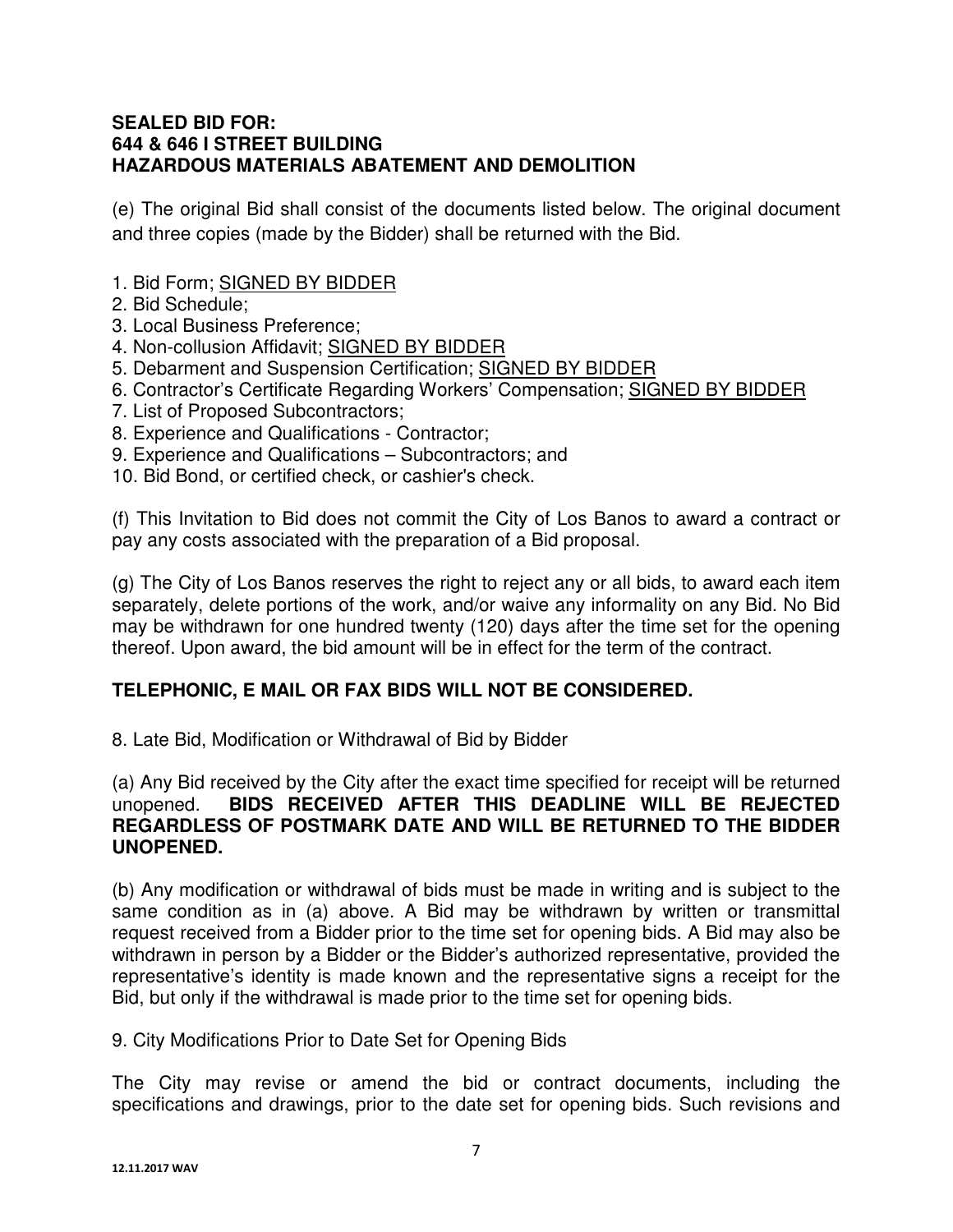**SEALED BID FOR:**
**644 & 646 I STREET BUILDING**
**HAZARDOUS MATERIALS ABATEMENT AND DEMOLITION**

(e) The original Bid shall consist of the documents listed below. The original document and three copies (made by the Bidder) shall be returned with the Bid.

1. Bid Form; <u>SIGNED BY BIDDER</u>
2. Bid Schedule;
3. Local Business Preference;
4. Non-collusion Affidavit; <u>SIGNED BY BIDDER</u>
5. Debarment and Suspension Certification; <u>SIGNED BY BIDDER</u>
6. Contractor's Certificate Regarding Workers' Compensation; <u>SIGNED BY BIDDER</u>
7. List of Proposed Subcontractors;
8. Experience and Qualifications - Contractor;
9. Experience and Qualifications – Subcontractors; and
10. Bid Bond, or certified check, or cashier's check.

(f) This Invitation to Bid does not commit the City of Los Banos to award a contract or pay any costs associated with the preparation of a Bid proposal.

(g) The City of Los Banos reserves the right to reject any or all bids, to award each item separately, delete portions of the work, and/or waive any informality on any Bid. No Bid may be withdrawn for one hundred twenty (120) days after the time set for the opening thereof. Upon award, the bid amount will be in effect for the term of the contract.

**TELEPHONIC, E MAIL OR FAX BIDS WILL NOT BE CONSIDERED.**

8. Late Bid, Modification or Withdrawal of Bid by Bidder

(a) Any Bid received by the City after the exact time specified for receipt will be returned unopened. **BIDS RECEIVED AFTER THIS DEADLINE WILL BE REJECTED REGARDLESS OF POSTMARK DATE AND WILL BE RETURNED TO THE BIDDER UNOPENED.**

(b) Any modification or withdrawal of bids must be made in writing and is subject to the same condition as in (a) above. A Bid may be withdrawn by written or transmittal request received from a Bidder prior to the time set for opening bids. A Bid may also be withdrawn in person by a Bidder or the Bidder's authorized representative, provided the representative's identity is made known and the representative signs a receipt for the Bid, but only if the withdrawal is made prior to the time set for opening bids.

9. City Modifications Prior to Date Set for Opening Bids

The City may revise or amend the bid or contract documents, including the specifications and drawings, prior to the date set for opening bids. Such revisions and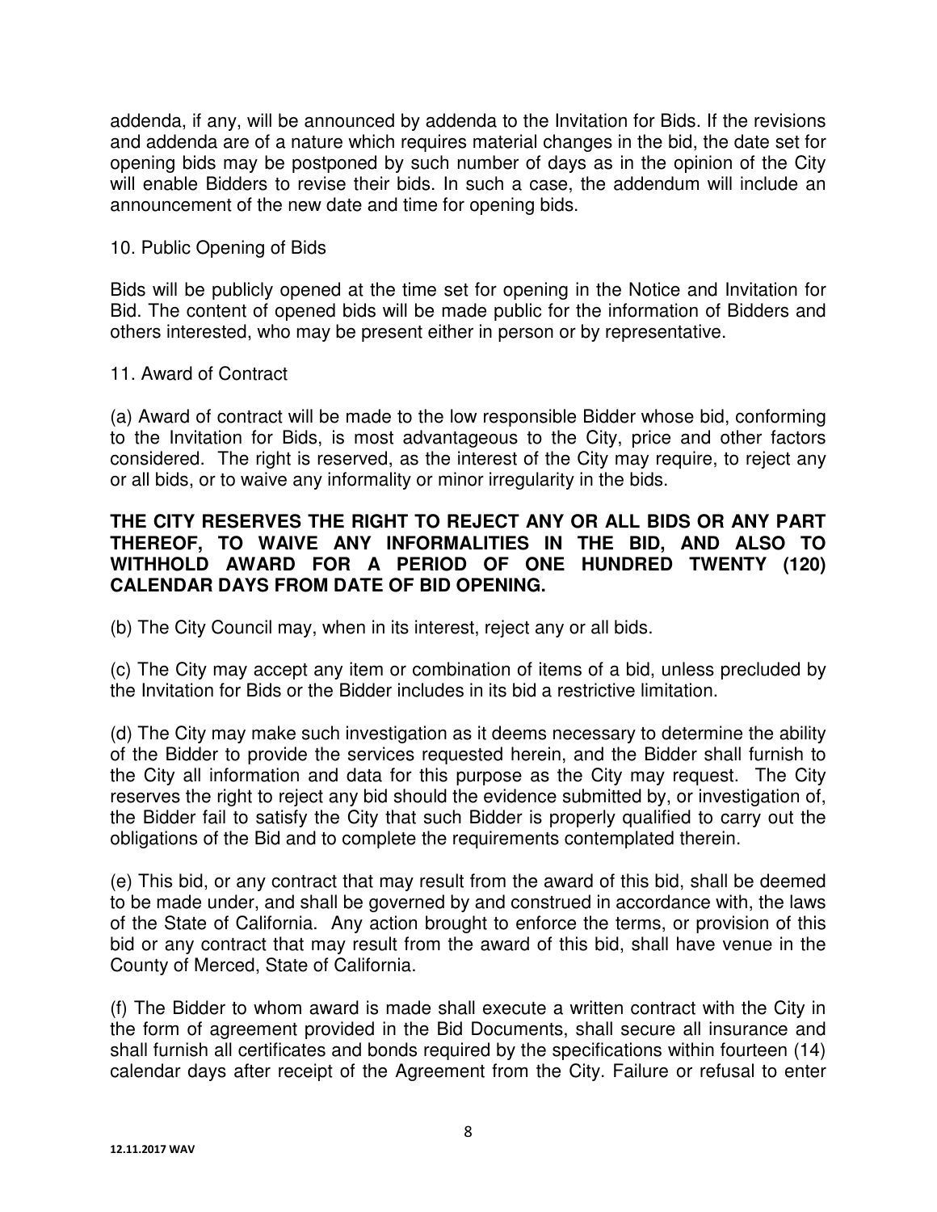addenda, if any, will be announced by addenda to the Invitation for Bids. If the revisions and addenda are of a nature which requires material changes in the bid, the date set for opening bids may be postponed by such number of days as in the opinion of the City will enable Bidders to revise their bids. In such a case, the addendum will include an announcement of the new date and time for opening bids.

10. Public Opening of Bids

Bids will be publicly opened at the time set for opening in the Notice and Invitation for Bid. The content of opened bids will be made public for the information of Bidders and others interested, who may be present either in person or by representative.

11. Award of Contract

(a) Award of contract will be made to the low responsible Bidder whose bid, conforming to the Invitation for Bids, is most advantageous to the City, price and other factors considered. The right is reserved, as the interest of the City may require, to reject any or all bids, or to waive any informality or minor irregularity in the bids.

**THE CITY RESERVES THE RIGHT TO REJECT ANY OR ALL BIDS OR ANY PART THEREOF, TO WAIVE ANY INFORMALITIES IN THE BID, AND ALSO TO WITHHOLD AWARD FOR A PERIOD OF ONE HUNDRED TWENTY (120) CALENDAR DAYS FROM DATE OF BID OPENING.**

(b) The City Council may, when in its interest, reject any or all bids.

(c) The City may accept any item or combination of items of a bid, unless precluded by the Invitation for Bids or the Bidder includes in its bid a restrictive limitation.

(d) The City may make such investigation as it deems necessary to determine the ability of the Bidder to provide the services requested herein, and the Bidder shall furnish to the City all information and data for this purpose as the City may request. The City reserves the right to reject any bid should the evidence submitted by, or investigation of, the Bidder fail to satisfy the City that such Bidder is properly qualified to carry out the obligations of the Bid and to complete the requirements contemplated therein.

(e) This bid, or any contract that may result from the award of this bid, shall be deemed to be made under, and shall be governed by and construed in accordance with, the laws of the State of California. Any action brought to enforce the terms, or provision of this bid or any contract that may result from the award of this bid, shall have venue in the County of Merced, State of California.

(f) The Bidder to whom award is made shall execute a written contract with the City in the form of agreement provided in the Bid Documents, shall secure all insurance and shall furnish all certificates and bonds required by the specifications within fourteen (14) calendar days after receipt of the Agreement from the City. Failure or refusal to enter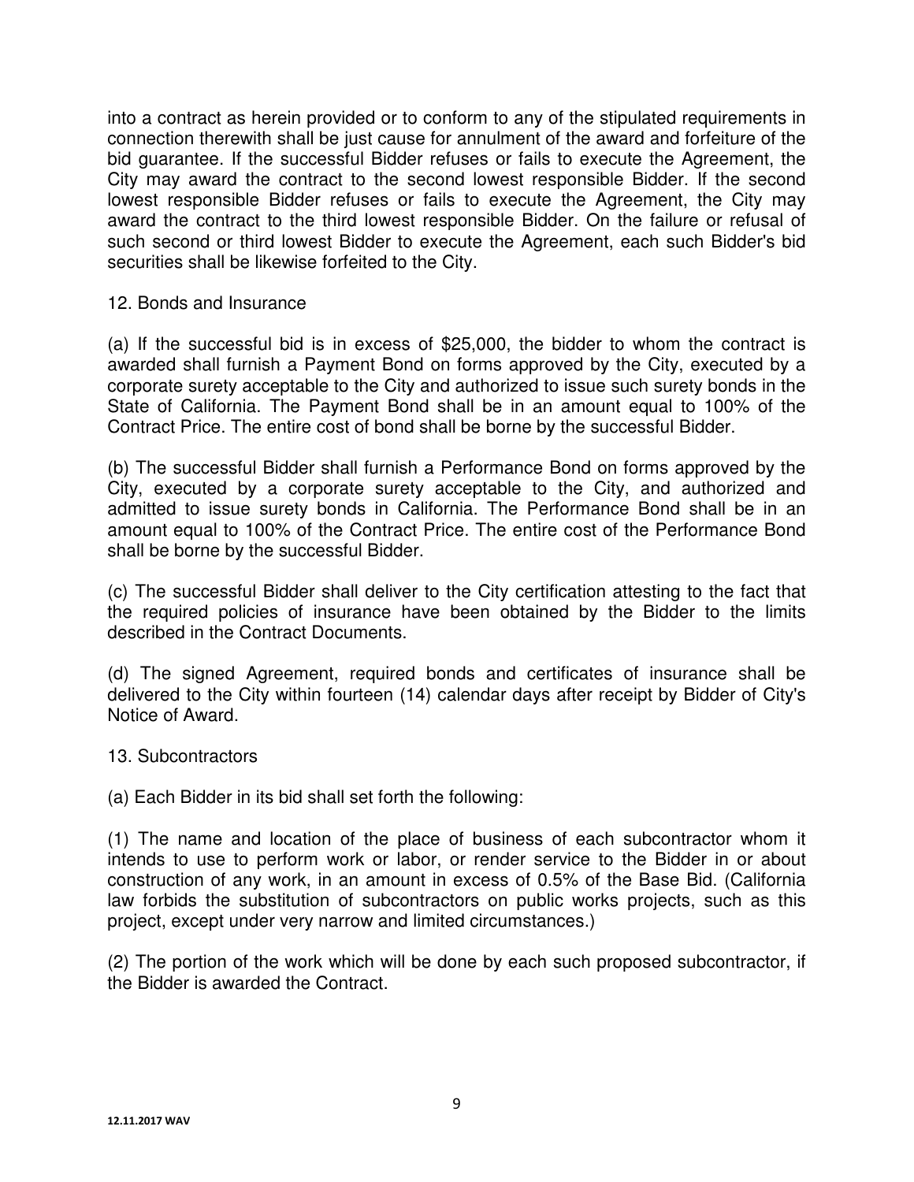into a contract as herein provided or to conform to any of the stipulated requirements in connection therewith shall be just cause for annulment of the award and forfeiture of the bid guarantee. If the successful Bidder refuses or fails to execute the Agreement, the City may award the contract to the second lowest responsible Bidder. If the second lowest responsible Bidder refuses or fails to execute the Agreement, the City may award the contract to the third lowest responsible Bidder. On the failure or refusal of such second or third lowest Bidder to execute the Agreement, each such Bidder's bid securities shall be likewise forfeited to the City.

12. Bonds and Insurance

(a) If the successful bid is in excess of $25,000, the bidder to whom the contract is awarded shall furnish a Payment Bond on forms approved by the City, executed by a corporate surety acceptable to the City and authorized to issue such surety bonds in the State of California. The Payment Bond shall be in an amount equal to 100% of the Contract Price. The entire cost of bond shall be borne by the successful Bidder.

(b) The successful Bidder shall furnish a Performance Bond on forms approved by the City, executed by a corporate surety acceptable to the City, and authorized and admitted to issue surety bonds in California. The Performance Bond shall be in an amount equal to 100% of the Contract Price. The entire cost of the Performance Bond shall be borne by the successful Bidder.

(c) The successful Bidder shall deliver to the City certification attesting to the fact that the required policies of insurance have been obtained by the Bidder to the limits described in the Contract Documents.

(d) The signed Agreement, required bonds and certificates of insurance shall be delivered to the City within fourteen (14) calendar days after receipt by Bidder of City's Notice of Award.

13. Subcontractors

(a) Each Bidder in its bid shall set forth the following:

(1) The name and location of the place of business of each subcontractor whom it intends to use to perform work or labor, or render service to the Bidder in or about construction of any work, in an amount in excess of 0.5% of the Base Bid. (California law forbids the substitution of subcontractors on public works projects, such as this project, except under very narrow and limited circumstances.)

(2) The portion of the work which will be done by each such proposed subcontractor, if the Bidder is awarded the Contract.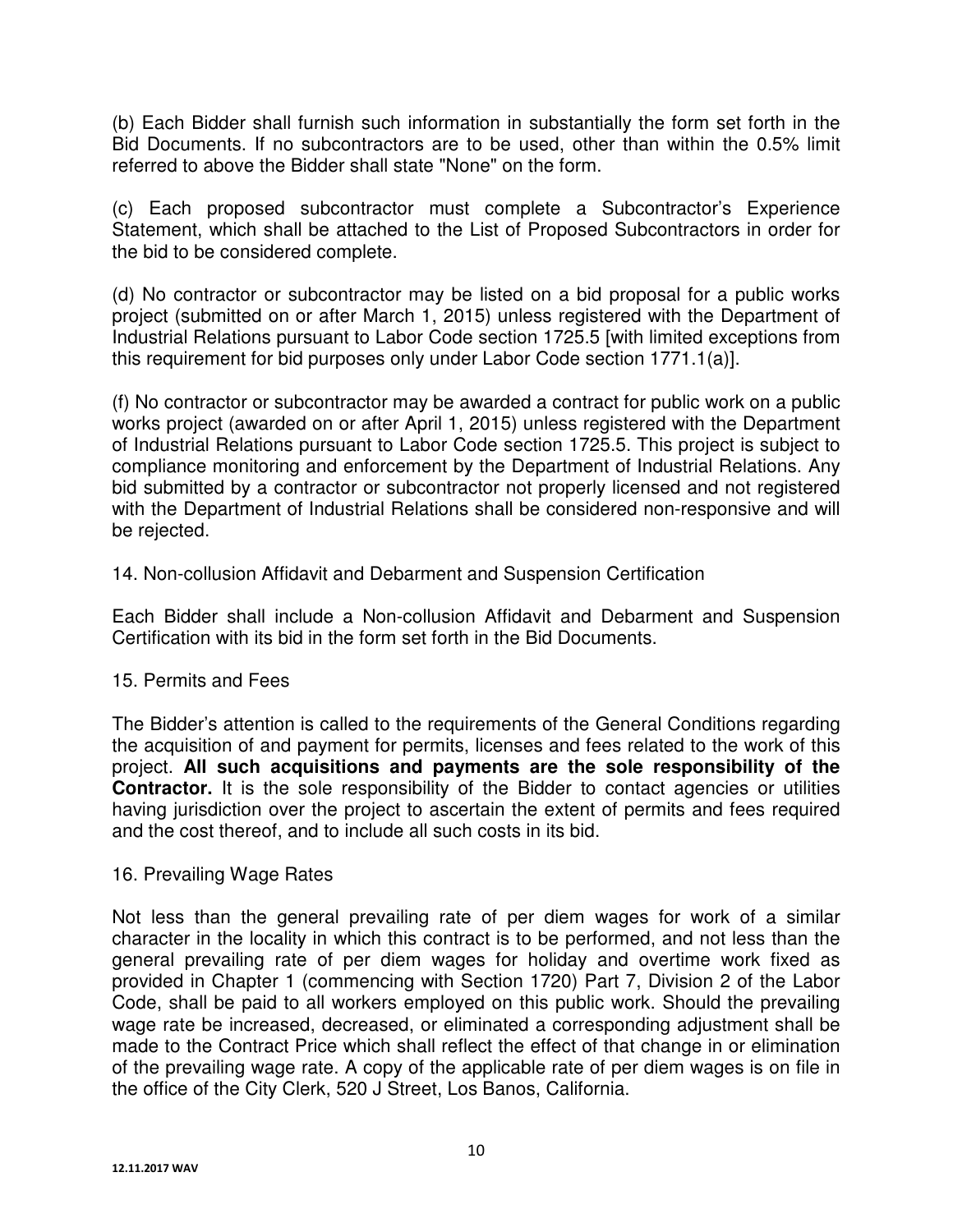(b) Each Bidder shall furnish such information in substantially the form set forth in the Bid Documents. If no subcontractors are to be used, other than within the 0.5% limit referred to above the Bidder shall state "None" on the form.

(c) Each proposed subcontractor must complete a Subcontractor's Experience Statement, which shall be attached to the List of Proposed Subcontractors in order for the bid to be considered complete.

(d) No contractor or subcontractor may be listed on a bid proposal for a public works project (submitted on or after March 1, 2015) unless registered with the Department of Industrial Relations pursuant to Labor Code section 1725.5 [with limited exceptions from this requirement for bid purposes only under Labor Code section 1771.1(a)].

(f) No contractor or subcontractor may be awarded a contract for public work on a public works project (awarded on or after April 1, 2015) unless registered with the Department of Industrial Relations pursuant to Labor Code section 1725.5. This project is subject to compliance monitoring and enforcement by the Department of Industrial Relations. Any bid submitted by a contractor or subcontractor not properly licensed and not registered with the Department of Industrial Relations shall be considered non-responsive and will be rejected.

14. Non-collusion Affidavit and Debarment and Suspension Certification

Each Bidder shall include a Non-collusion Affidavit and Debarment and Suspension Certification with its bid in the form set forth in the Bid Documents.

15. Permits and Fees

The Bidder's attention is called to the requirements of the General Conditions regarding the acquisition of and payment for permits, licenses and fees related to the work of this project. **All such acquisitions and payments are the sole responsibility of the Contractor.** It is the sole responsibility of the Bidder to contact agencies or utilities having jurisdiction over the project to ascertain the extent of permits and fees required and the cost thereof, and to include all such costs in its bid.

16. Prevailing Wage Rates

Not less than the general prevailing rate of per diem wages for work of a similar character in the locality in which this contract is to be performed, and not less than the general prevailing rate of per diem wages for holiday and overtime work fixed as provided in Chapter 1 (commencing with Section 1720) Part 7, Division 2 of the Labor Code, shall be paid to all workers employed on this public work. Should the prevailing wage rate be increased, decreased, or eliminated a corresponding adjustment shall be made to the Contract Price which shall reflect the effect of that change in or elimination of the prevailing wage rate. A copy of the applicable rate of per diem wages is on file in the office of the City Clerk, 520 J Street, Los Banos, California.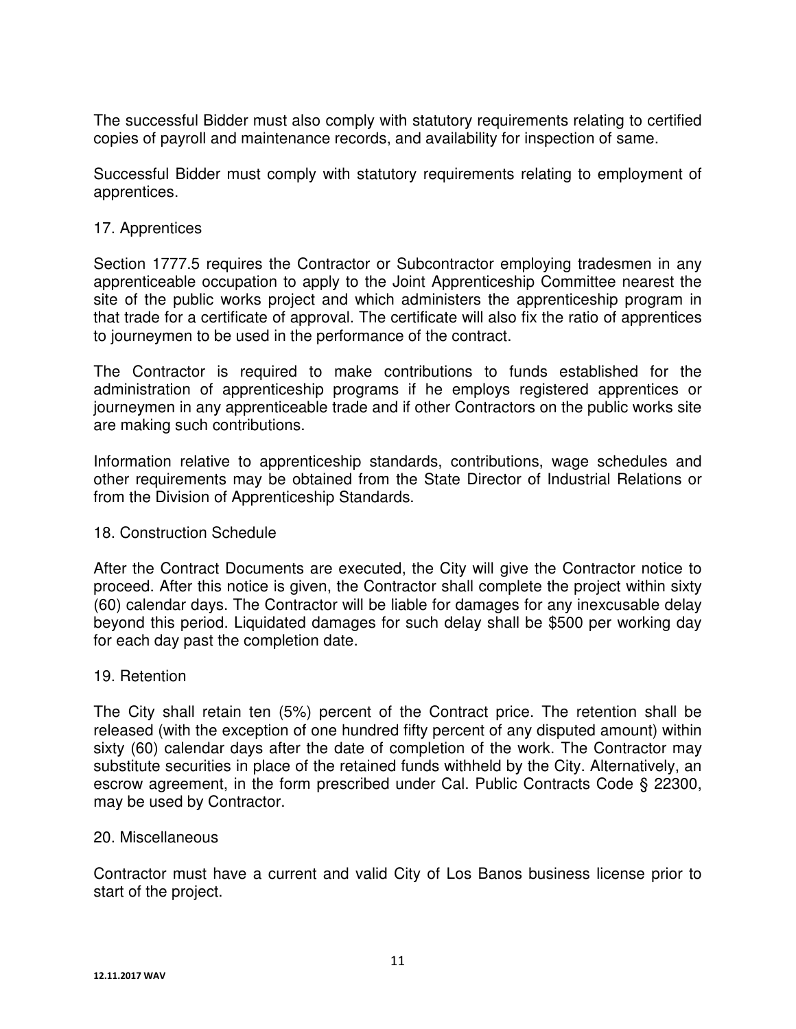The successful Bidder must also comply with statutory requirements relating to certified copies of payroll and maintenance records, and availability for inspection of same.

Successful Bidder must comply with statutory requirements relating to employment of apprentices.

17. Apprentices

Section 1777.5 requires the Contractor or Subcontractor employing tradesmen in any apprenticeable occupation to apply to the Joint Apprenticeship Committee nearest the site of the public works project and which administers the apprenticeship program in that trade for a certificate of approval. The certificate will also fix the ratio of apprentices to journeymen to be used in the performance of the contract.

The Contractor is required to make contributions to funds established for the administration of apprenticeship programs if he employs registered apprentices or journeymen in any apprenticeable trade and if other Contractors on the public works site are making such contributions.

Information relative to apprenticeship standards, contributions, wage schedules and other requirements may be obtained from the State Director of Industrial Relations or from the Division of Apprenticeship Standards.

18. Construction Schedule

After the Contract Documents are executed, the City will give the Contractor notice to proceed. After this notice is given, the Contractor shall complete the project within sixty (60) calendar days. The Contractor will be liable for damages for any inexcusable delay beyond this period. Liquidated damages for such delay shall be $500 per working day for each day past the completion date.

19. Retention

The City shall retain ten (5%) percent of the Contract price. The retention shall be released (with the exception of one hundred fifty percent of any disputed amount) within sixty (60) calendar days after the date of completion of the work. The Contractor may substitute securities in place of the retained funds withheld by the City. Alternatively, an escrow agreement, in the form prescribed under Cal. Public Contracts Code § 22300, may be used by Contractor.

20. Miscellaneous

Contractor must have a current and valid City of Los Banos business license prior to start of the project.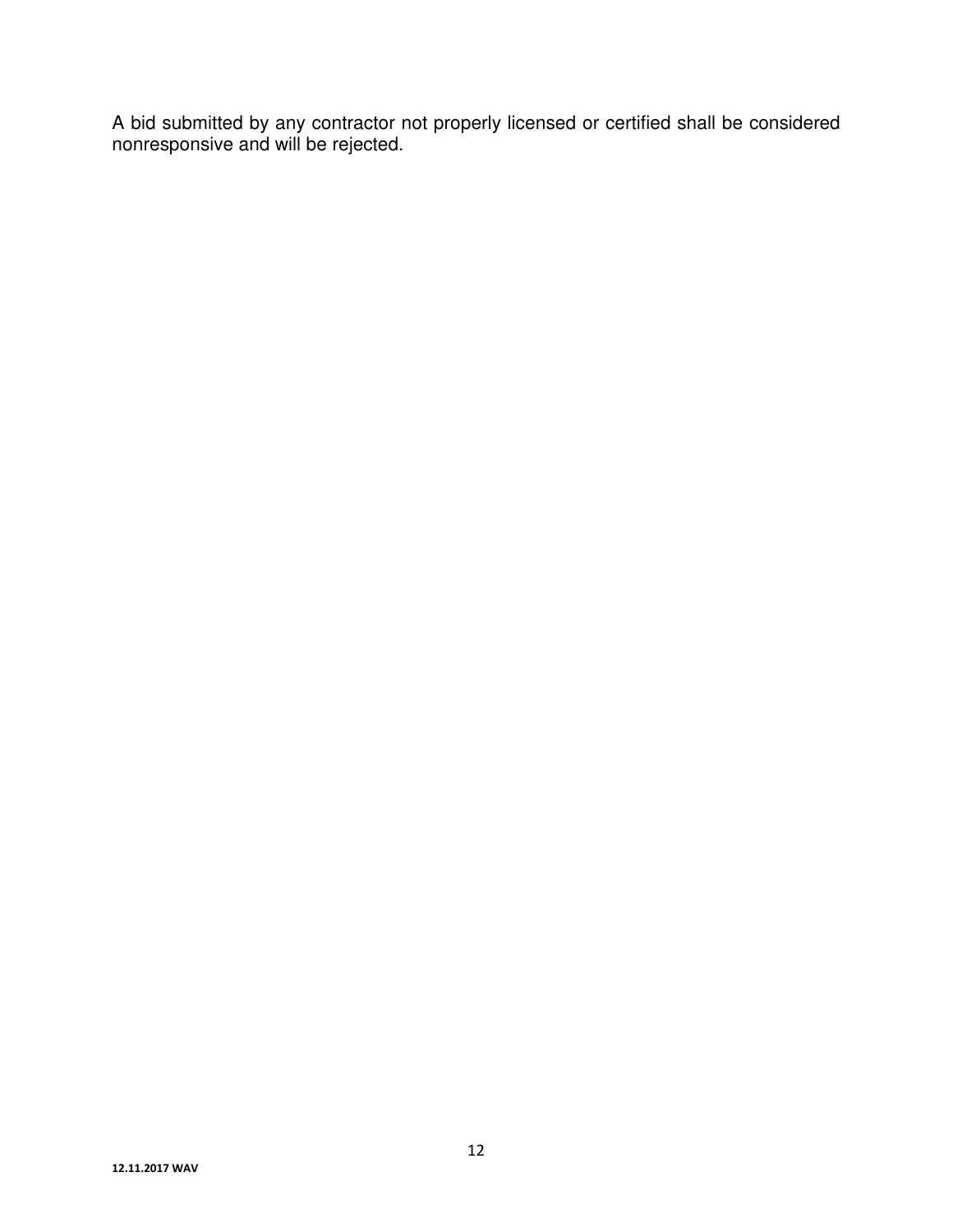A bid submitted by any contractor not properly licensed or certified shall be considered nonresponsive and will be rejected.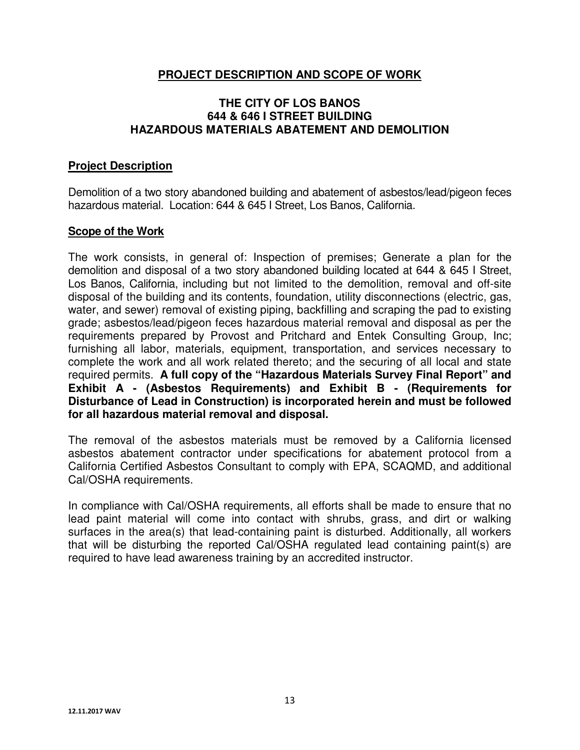## PROJECT DESCRIPTION AND SCOPE OF WORK

### THE CITY OF LOS BANOS
### 644 & 646 I STREET BUILDING
### HAZARDOUS MATERIALS ABATEMENT AND DEMOLITION

## Project Description

Demolition of a two story abandoned building and abatement of asbestos/lead/pigeon feces hazardous material. Location: 644 & 645 I Street, Los Banos, California.

## Scope of the Work

The work consists, in general of: Inspection of premises; Generate a plan for the demolition and disposal of a two story abandoned building located at 644 & 645 I Street, Los Banos, California, including but not limited to the demolition, removal and off-site disposal of the building and its contents, foundation, utility disconnections (electric, gas, water, and sewer) removal of existing piping, backfilling and scraping the pad to existing grade; asbestos/lead/pigeon feces hazardous material removal and disposal as per the requirements prepared by Provost and Pritchard and Entek Consulting Group, Inc; furnishing all labor, materials, equipment, transportation, and services necessary to complete the work and all work related thereto; and the securing of all local and state required permits. **A full copy of the "Hazardous Materials Survey Final Report" and Exhibit A - (Asbestos Requirements) and Exhibit B - (Requirements for Disturbance of Lead in Construction) is incorporated herein and must be followed for all hazardous material removal and disposal.**

The removal of the asbestos materials must be removed by a California licensed asbestos abatement contractor under specifications for abatement protocol from a California Certified Asbestos Consultant to comply with EPA, SCAQMD, and additional Cal/OSHA requirements.

In compliance with Cal/OSHA requirements, all efforts shall be made to ensure that no lead paint material will come into contact with shrubs, grass, and dirt or walking surfaces in the area(s) that lead-containing paint is disturbed. Additionally, all workers that will be disturbing the reported Cal/OSHA regulated lead containing paint(s) are required to have lead awareness training by an accredited instructor.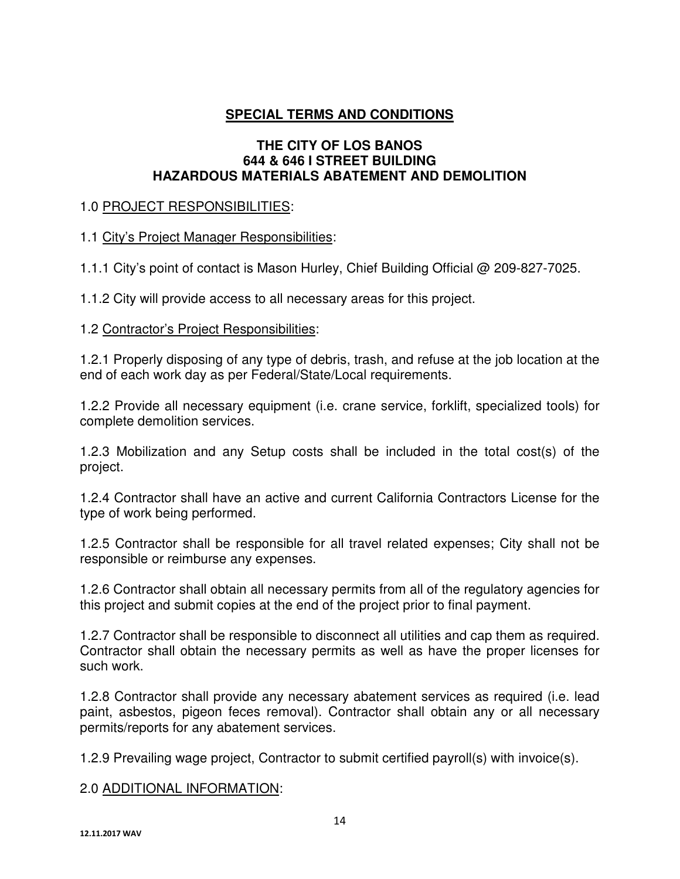# SPECIAL TERMS AND CONDITIONS

## THE CITY OF LOS BANOS
## 644 & 646 I STREET BUILDING
## HAZARDOUS MATERIALS ABATEMENT AND DEMOLITION

1.0 PROJECT RESPONSIBILITIES:

1.1 City's Project Manager Responsibilities:

1.1.1 City's point of contact is Mason Hurley, Chief Building Official @ 209-827-7025.

1.1.2 City will provide access to all necessary areas for this project.

1.2 Contractor's Project Responsibilities:

1.2.1 Properly disposing of any type of debris, trash, and refuse at the job location at the end of each work day as per Federal/State/Local requirements.

1.2.2 Provide all necessary equipment (i.e. crane service, forklift, specialized tools) for complete demolition services.

1.2.3 Mobilization and any Setup costs shall be included in the total cost(s) of the project.

1.2.4 Contractor shall have an active and current California Contractors License for the type of work being performed.

1.2.5 Contractor shall be responsible for all travel related expenses; City shall not be responsible or reimburse any expenses.

1.2.6 Contractor shall obtain all necessary permits from all of the regulatory agencies for this project and submit copies at the end of the project prior to final payment.

1.2.7 Contractor shall be responsible to disconnect all utilities and cap them as required. Contractor shall obtain the necessary permits as well as have the proper licenses for such work.

1.2.8 Contractor shall provide any necessary abatement services as required (i.e. lead paint, asbestos, pigeon feces removal). Contractor shall obtain any or all necessary permits/reports for any abatement services.

1.2.9 Prevailing wage project, Contractor to submit certified payroll(s) with invoice(s).

2.0 ADDITIONAL INFORMATION: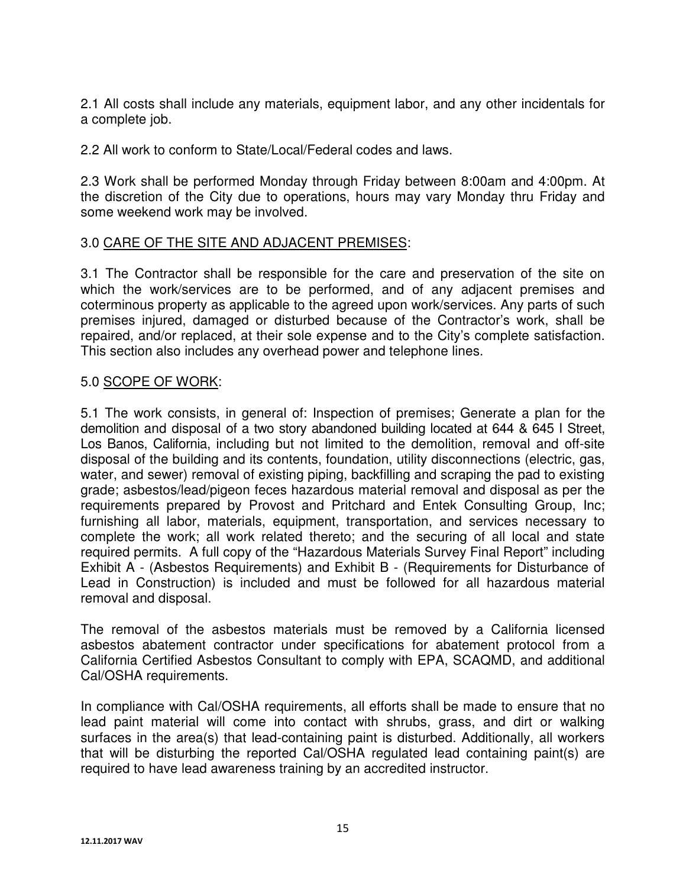2.1 All costs shall include any materials, equipment labor, and any other incidentals for a complete job.

2.2 All work to conform to State/Local/Federal codes and laws.

2.3 Work shall be performed Monday through Friday between 8:00am and 4:00pm. At the discretion of the City due to operations, hours may vary Monday thru Friday and some weekend work may be involved.

3.0 <u>CARE OF THE SITE AND ADJACENT PREMISES</u>:

3.1 The Contractor shall be responsible for the care and preservation of the site on which the work/services are to be performed, and of any adjacent premises and coterminous property as applicable to the agreed upon work/services. Any parts of such premises injured, damaged or disturbed because of the Contractor's work, shall be repaired, and/or replaced, at their sole expense and to the City's complete satisfaction. This section also includes any overhead power and telephone lines.

5.0 <u>SCOPE OF WORK</u>:

5.1 The work consists, in general of: Inspection of premises; Generate a plan for the demolition and disposal of a two story abandoned building located at 644 & 645 I Street, Los Banos, California, including but not limited to the demolition, removal and off-site disposal of the building and its contents, foundation, utility disconnections (electric, gas, water, and sewer) removal of existing piping, backfilling and scraping the pad to existing grade; asbestos/lead/pigeon feces hazardous material removal and disposal as per the requirements prepared by Provost and Pritchard and Entek Consulting Group, Inc; furnishing all labor, materials, equipment, transportation, and services necessary to complete the work; all work related thereto; and the securing of all local and state required permits. A full copy of the "Hazardous Materials Survey Final Report" including Exhibit A - (Asbestos Requirements) and Exhibit B - (Requirements for Disturbance of Lead in Construction) is included and must be followed for all hazardous material removal and disposal.

The removal of the asbestos materials must be removed by a California licensed asbestos abatement contractor under specifications for abatement protocol from a California Certified Asbestos Consultant to comply with EPA, SCAQMD, and additional Cal/OSHA requirements.

In compliance with Cal/OSHA requirements, all efforts shall be made to ensure that no lead paint material will come into contact with shrubs, grass, and dirt or walking surfaces in the area(s) that lead-containing paint is disturbed. Additionally, all workers that will be disturbing the reported Cal/OSHA regulated lead containing paint(s) are required to have lead awareness training by an accredited instructor.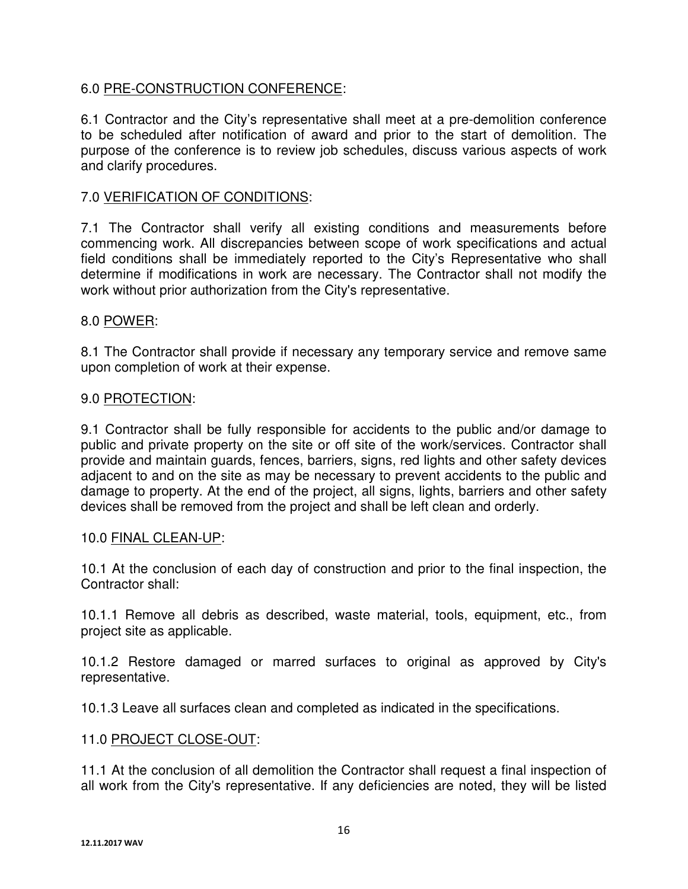6.0 PRE-CONSTRUCTION CONFERENCE:

6.1 Contractor and the City's representative shall meet at a pre-demolition conference to be scheduled after notification of award and prior to the start of demolition. The purpose of the conference is to review job schedules, discuss various aspects of work and clarify procedures.

7.0 VERIFICATION OF CONDITIONS:

7.1 The Contractor shall verify all existing conditions and measurements before commencing work. All discrepancies between scope of work specifications and actual field conditions shall be immediately reported to the City's Representative who shall determine if modifications in work are necessary. The Contractor shall not modify the work without prior authorization from the City's representative.

8.0 POWER:

8.1 The Contractor shall provide if necessary any temporary service and remove same upon completion of work at their expense.

9.0 PROTECTION:

9.1 Contractor shall be fully responsible for accidents to the public and/or damage to public and private property on the site or off site of the work/services. Contractor shall provide and maintain guards, fences, barriers, signs, red lights and other safety devices adjacent to and on the site as may be necessary to prevent accidents to the public and damage to property. At the end of the project, all signs, lights, barriers and other safety devices shall be removed from the project and shall be left clean and orderly.

10.0 FINAL CLEAN-UP:

10.1 At the conclusion of each day of construction and prior to the final inspection, the Contractor shall:

10.1.1 Remove all debris as described, waste material, tools, equipment, etc., from project site as applicable.

10.1.2 Restore damaged or marred surfaces to original as approved by City's representative.

10.1.3 Leave all surfaces clean and completed as indicated in the specifications.

11.0 PROJECT CLOSE-OUT:

11.1 At the conclusion of all demolition the Contractor shall request a final inspection of all work from the City's representative. If any deficiencies are noted, they will be listed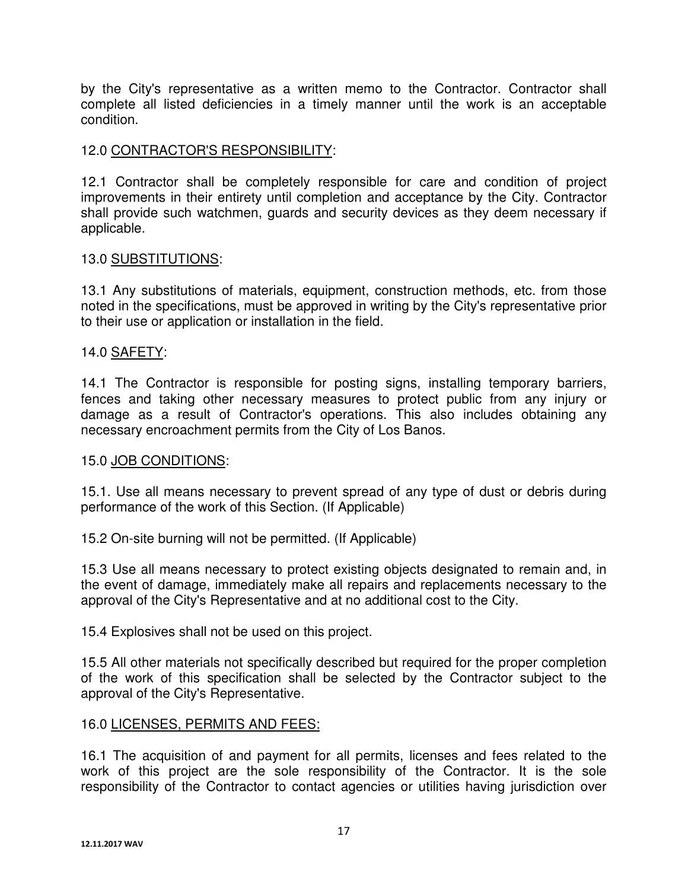by the City's representative as a written memo to the Contractor. Contractor shall complete all listed deficiencies in a timely manner until the work is an acceptable condition.

12.0 <u>CONTRACTOR'S RESPONSIBILITY</u>:

12.1 Contractor shall be completely responsible for care and condition of project improvements in their entirety until completion and acceptance by the City. Contractor shall provide such watchmen, guards and security devices as they deem necessary if applicable.

13.0 <u>SUBSTITUTIONS</u>:

13.1 Any substitutions of materials, equipment, construction methods, etc. from those noted in the specifications, must be approved in writing by the City's representative prior to their use or application or installation in the field.

14.0 <u>SAFETY</u>:

14.1 The Contractor is responsible for posting signs, installing temporary barriers, fences and taking other necessary measures to protect public from any injury or damage as a result of Contractor's operations. This also includes obtaining any necessary encroachment permits from the City of Los Banos.

15.0 <u>JOB CONDITIONS</u>:

15.1. Use all means necessary to prevent spread of any type of dust or debris during performance of the work of this Section. (If Applicable)

15.2 On-site burning will not be permitted. (If Applicable)

15.3 Use all means necessary to protect existing objects designated to remain and, in the event of damage, immediately make all repairs and replacements necessary to the approval of the City's Representative and at no additional cost to the City.

15.4 Explosives shall not be used on this project.

15.5 All other materials not specifically described but required for the proper completion of the work of this specification shall be selected by the Contractor subject to the approval of the City's Representative.

16.0 <u>LICENSES, PERMITS AND FEES:</u>

16.1 The acquisition of and payment for all permits, licenses and fees related to the work of this project are the sole responsibility of the Contractor. It is the sole responsibility of the Contractor to contact agencies or utilities having jurisdiction over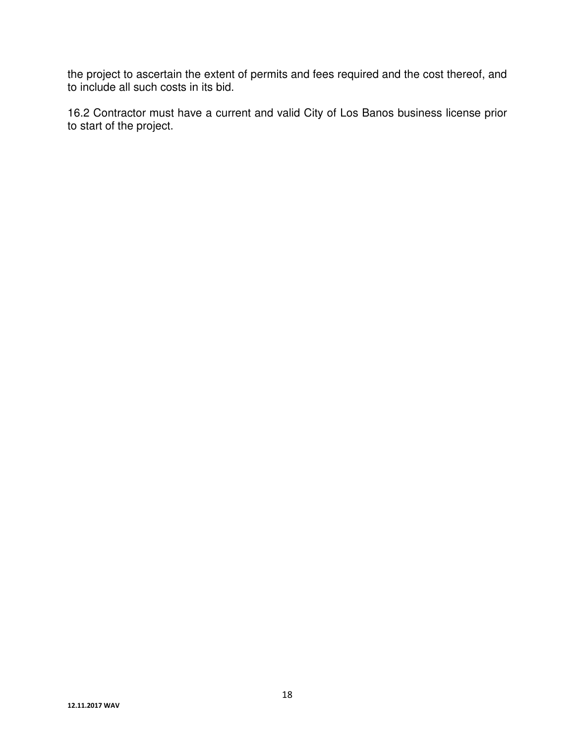the project to ascertain the extent of permits and fees required and the cost thereof, and to include all such costs in its bid.

16.2 Contractor must have a current and valid City of Los Banos business license prior to start of the project.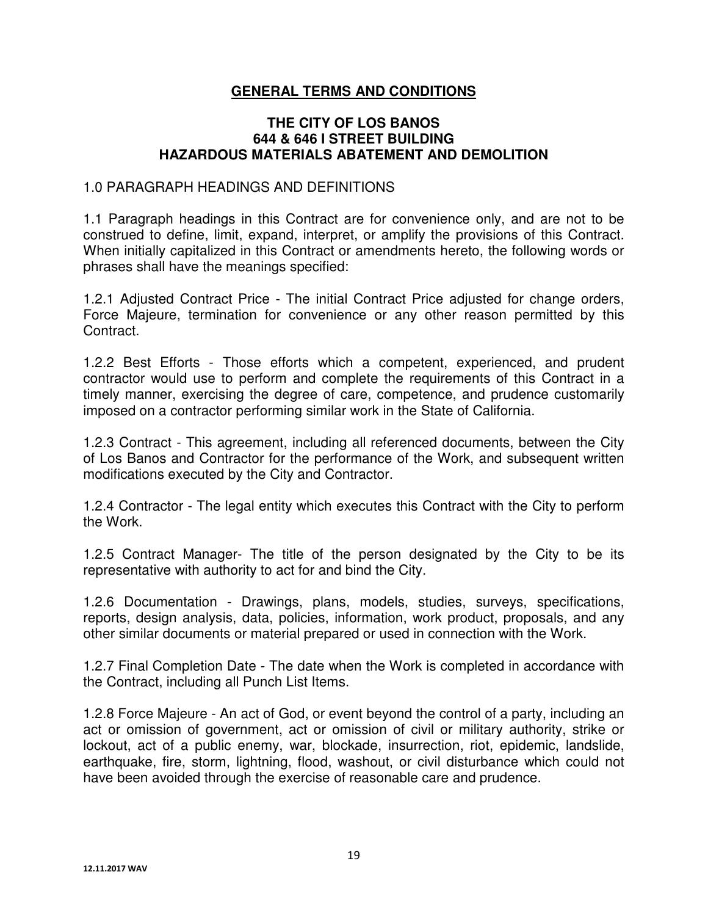## **GENERAL TERMS AND CONDITIONS**

### THE CITY OF LOS BANOS
### 644 & 646 I STREET BUILDING
### HAZARDOUS MATERIALS ABATEMENT AND DEMOLITION

1.0 PARAGRAPH HEADINGS AND DEFINITIONS

1.1 Paragraph headings in this Contract are for convenience only, and are not to be construed to define, limit, expand, interpret, or amplify the provisions of this Contract. When initially capitalized in this Contract or amendments hereto, the following words or phrases shall have the meanings specified:

1.2.1 Adjusted Contract Price - The initial Contract Price adjusted for change orders, Force Majeure, termination for convenience or any other reason permitted by this Contract.

1.2.2 Best Efforts - Those efforts which a competent, experienced, and prudent contractor would use to perform and complete the requirements of this Contract in a timely manner, exercising the degree of care, competence, and prudence customarily imposed on a contractor performing similar work in the State of California.

1.2.3 Contract - This agreement, including all referenced documents, between the City of Los Banos and Contractor for the performance of the Work, and subsequent written modifications executed by the City and Contractor.

1.2.4 Contractor - The legal entity which executes this Contract with the City to perform the Work.

1.2.5 Contract Manager- The title of the person designated by the City to be its representative with authority to act for and bind the City.

1.2.6 Documentation - Drawings, plans, models, studies, surveys, specifications, reports, design analysis, data, policies, information, work product, proposals, and any other similar documents or material prepared or used in connection with the Work.

1.2.7 Final Completion Date - The date when the Work is completed in accordance with the Contract, including all Punch List Items.

1.2.8 Force Majeure - An act of God, or event beyond the control of a party, including an act or omission of government, act or omission of civil or military authority, strike or lockout, act of a public enemy, war, blockade, insurrection, riot, epidemic, landslide, earthquake, fire, storm, lightning, flood, washout, or civil disturbance which could not have been avoided through the exercise of reasonable care and prudence.

12.11.2017 WAV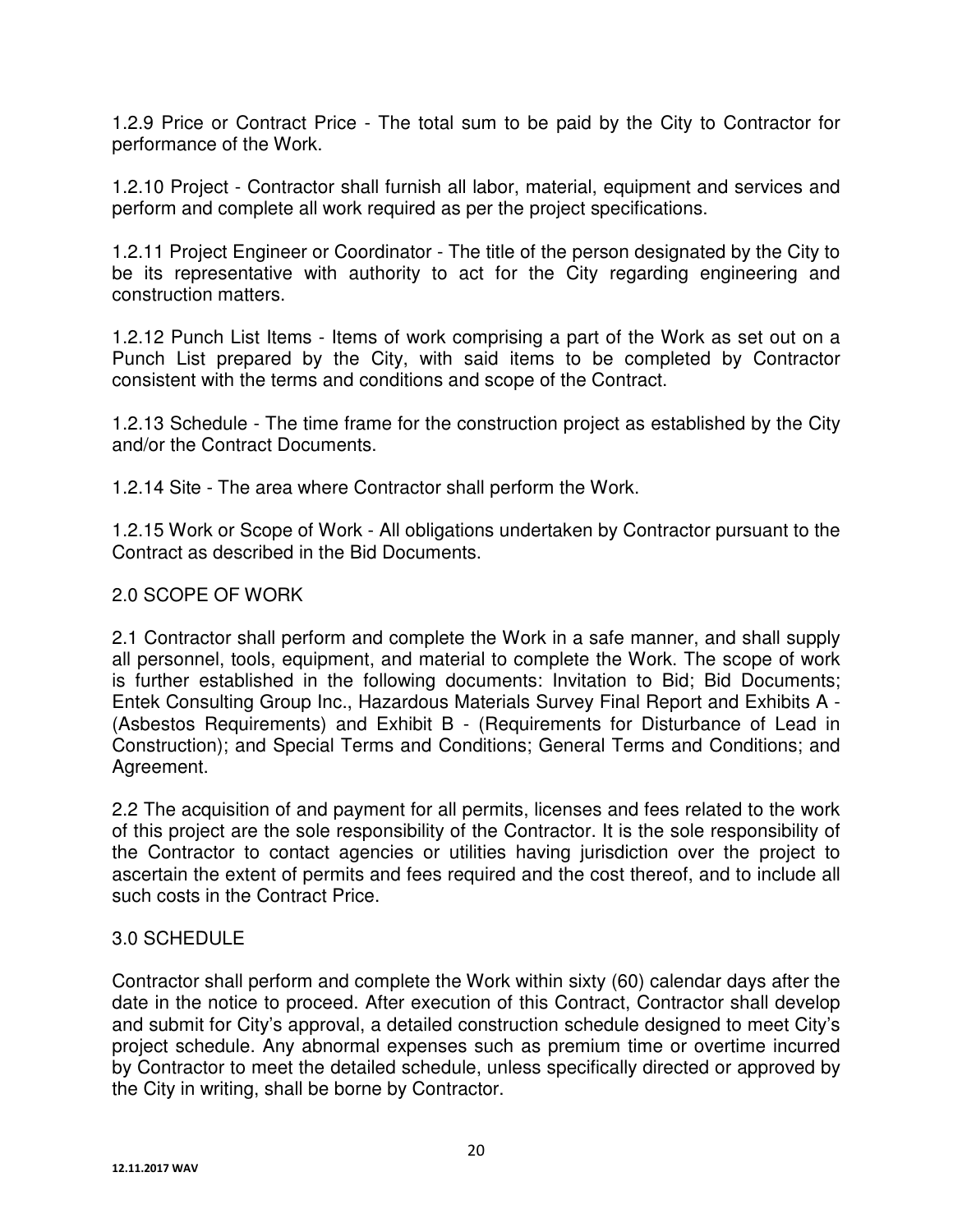1.2.9 Price or Contract Price - The total sum to be paid by the City to Contractor for performance of the Work.

1.2.10 Project - Contractor shall furnish all labor, material, equipment and services and perform and complete all work required as per the project specifications.

1.2.11 Project Engineer or Coordinator - The title of the person designated by the City to be its representative with authority to act for the City regarding engineering and construction matters.

1.2.12 Punch List Items - Items of work comprising a part of the Work as set out on a Punch List prepared by the City, with said items to be completed by Contractor consistent with the terms and conditions and scope of the Contract.

1.2.13 Schedule - The time frame for the construction project as established by the City and/or the Contract Documents.

1.2.14 Site - The area where Contractor shall perform the Work.

1.2.15 Work or Scope of Work - All obligations undertaken by Contractor pursuant to the Contract as described in the Bid Documents.

## 2.0 SCOPE OF WORK

2.1 Contractor shall perform and complete the Work in a safe manner, and shall supply all personnel, tools, equipment, and material to complete the Work. The scope of work is further established in the following documents: Invitation to Bid; Bid Documents; Entek Consulting Group Inc., Hazardous Materials Survey Final Report and Exhibits A - (Asbestos Requirements) and Exhibit B - (Requirements for Disturbance of Lead in Construction); and Special Terms and Conditions; General Terms and Conditions; and Agreement.

2.2 The acquisition of and payment for all permits, licenses and fees related to the work of this project are the sole responsibility of the Contractor. It is the sole responsibility of the Contractor to contact agencies or utilities having jurisdiction over the project to ascertain the extent of permits and fees required and the cost thereof, and to include all such costs in the Contract Price.

## 3.0 SCHEDULE

Contractor shall perform and complete the Work within sixty (60) calendar days after the date in the notice to proceed. After execution of this Contract, Contractor shall develop and submit for City's approval, a detailed construction schedule designed to meet City's project schedule. Any abnormal expenses such as premium time or overtime incurred by Contractor to meet the detailed schedule, unless specifically directed or approved by the City in writing, shall be borne by Contractor.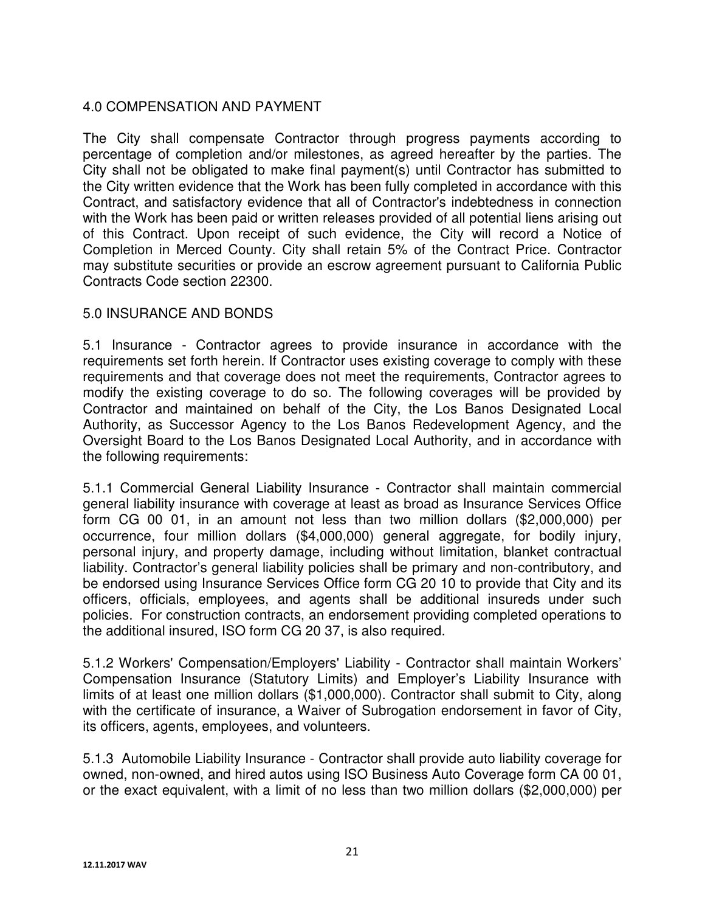## 4.0 COMPENSATION AND PAYMENT

The City shall compensate Contractor through progress payments according to percentage of completion and/or milestones, as agreed hereafter by the parties. The City shall not be obligated to make final payment(s) until Contractor has submitted to the City written evidence that the Work has been fully completed in accordance with this Contract, and satisfactory evidence that all of Contractor's indebtedness in connection with the Work has been paid or written releases provided of all potential liens arising out of this Contract. Upon receipt of such evidence, the City will record a Notice of Completion in Merced County. City shall retain 5% of the Contract Price. Contractor may substitute securities or provide an escrow agreement pursuant to California Public Contracts Code section 22300.

## 5.0 INSURANCE AND BONDS

5.1 Insurance - Contractor agrees to provide insurance in accordance with the requirements set forth herein. If Contractor uses existing coverage to comply with these requirements and that coverage does not meet the requirements, Contractor agrees to modify the existing coverage to do so. The following coverages will be provided by Contractor and maintained on behalf of the City, the Los Banos Designated Local Authority, as Successor Agency to the Los Banos Redevelopment Agency, and the Oversight Board to the Los Banos Designated Local Authority, and in accordance with the following requirements:

5.1.1 Commercial General Liability Insurance - Contractor shall maintain commercial general liability insurance with coverage at least as broad as Insurance Services Office form CG 00 01, in an amount not less than two million dollars ($2,000,000) per occurrence, four million dollars ($4,000,000) general aggregate, for bodily injury, personal injury, and property damage, including without limitation, blanket contractual liability. Contractor's general liability policies shall be primary and non-contributory, and be endorsed using Insurance Services Office form CG 20 10 to provide that City and its officers, officials, employees, and agents shall be additional insureds under such policies. For construction contracts, an endorsement providing completed operations to the additional insured, ISO form CG 20 37, is also required.

5.1.2 Workers' Compensation/Employers' Liability - Contractor shall maintain Workers' Compensation Insurance (Statutory Limits) and Employer's Liability Insurance with limits of at least one million dollars ($1,000,000). Contractor shall submit to City, along with the certificate of insurance, a Waiver of Subrogation endorsement in favor of City, its officers, agents, employees, and volunteers.

5.1.3 Automobile Liability Insurance - Contractor shall provide auto liability coverage for owned, non-owned, and hired autos using ISO Business Auto Coverage form CA 00 01, or the exact equivalent, with a limit of no less than two million dollars ($2,000,000) per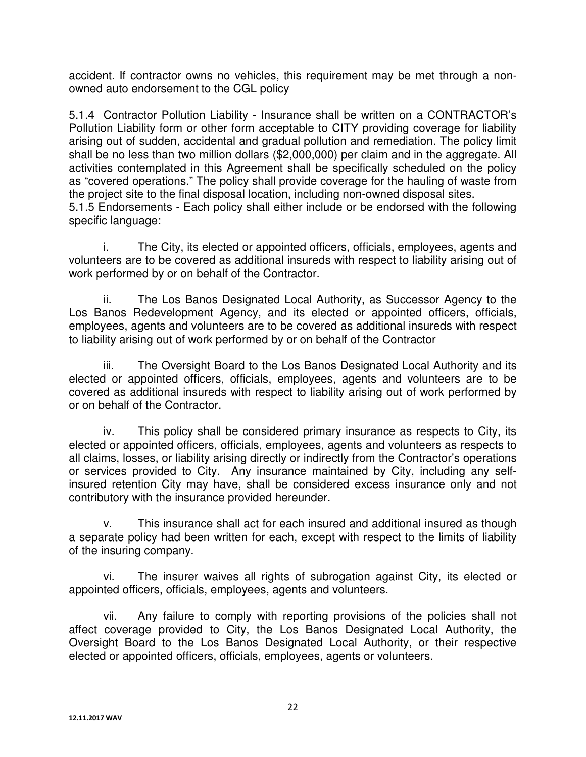accident. If contractor owns no vehicles, this requirement may be met through a non-owned auto endorsement to the CGL policy

5.1.4 Contractor Pollution Liability - Insurance shall be written on a CONTRACTOR's Pollution Liability form or other form acceptable to CITY providing coverage for liability arising out of sudden, accidental and gradual pollution and remediation. The policy limit shall be no less than two million dollars ($2,000,000) per claim and in the aggregate. All activities contemplated in this Agreement shall be specifically scheduled on the policy as "covered operations." The policy shall provide coverage for the hauling of waste from the project site to the final disposal location, including non-owned disposal sites.

5.1.5 Endorsements - Each policy shall either include or be endorsed with the following specific language:

i. The City, its elected or appointed officers, officials, employees, agents and volunteers are to be covered as additional insureds with respect to liability arising out of work performed by or on behalf of the Contractor.

ii. The Los Banos Designated Local Authority, as Successor Agency to the Los Banos Redevelopment Agency, and its elected or appointed officers, officials, employees, agents and volunteers are to be covered as additional insureds with respect to liability arising out of work performed by or on behalf of the Contractor

iii. The Oversight Board to the Los Banos Designated Local Authority and its elected or appointed officers, officials, employees, agents and volunteers are to be covered as additional insureds with respect to liability arising out of work performed by or on behalf of the Contractor.

iv. This policy shall be considered primary insurance as respects to City, its elected or appointed officers, officials, employees, agents and volunteers as respects to all claims, losses, or liability arising directly or indirectly from the Contractor's operations or services provided to City. Any insurance maintained by City, including any self-insured retention City may have, shall be considered excess insurance only and not contributory with the insurance provided hereunder.

v. This insurance shall act for each insured and additional insured as though a separate policy had been written for each, except with respect to the limits of liability of the insuring company.

vi. The insurer waives all rights of subrogation against City, its elected or appointed officers, officials, employees, agents and volunteers.

vii. Any failure to comply with reporting provisions of the policies shall not affect coverage provided to City, the Los Banos Designated Local Authority, the Oversight Board to the Los Banos Designated Local Authority, or their respective elected or appointed officers, officials, employees, agents or volunteers.

12.11.2017 WAV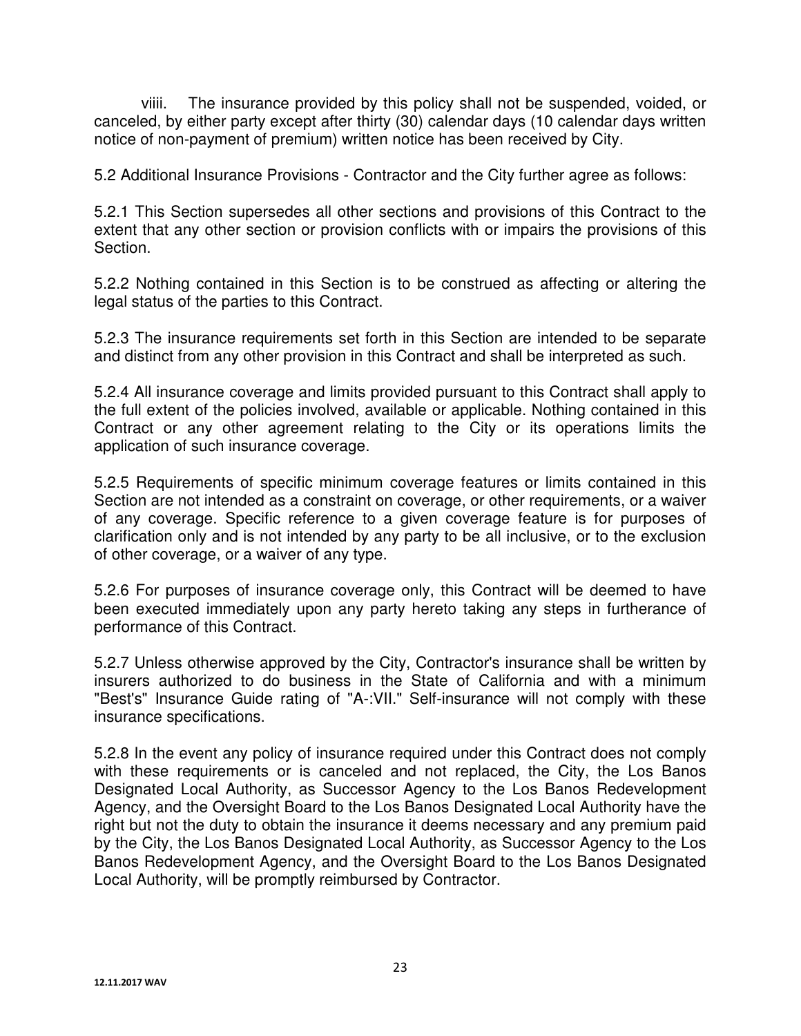viiii. The insurance provided by this policy shall not be suspended, voided, or canceled, by either party except after thirty (30) calendar days (10 calendar days written notice of non-payment of premium) written notice has been received by City.

5.2 Additional Insurance Provisions - Contractor and the City further agree as follows:

5.2.1 This Section supersedes all other sections and provisions of this Contract to the extent that any other section or provision conflicts with or impairs the provisions of this Section.

5.2.2 Nothing contained in this Section is to be construed as affecting or altering the legal status of the parties to this Contract.

5.2.3 The insurance requirements set forth in this Section are intended to be separate and distinct from any other provision in this Contract and shall be interpreted as such.

5.2.4 All insurance coverage and limits provided pursuant to this Contract shall apply to the full extent of the policies involved, available or applicable. Nothing contained in this Contract or any other agreement relating to the City or its operations limits the application of such insurance coverage.

5.2.5 Requirements of specific minimum coverage features or limits contained in this Section are not intended as a constraint on coverage, or other requirements, or a waiver of any coverage. Specific reference to a given coverage feature is for purposes of clarification only and is not intended by any party to be all inclusive, or to the exclusion of other coverage, or a waiver of any type.

5.2.6 For purposes of insurance coverage only, this Contract will be deemed to have been executed immediately upon any party hereto taking any steps in furtherance of performance of this Contract.

5.2.7 Unless otherwise approved by the City, Contractor's insurance shall be written by insurers authorized to do business in the State of California and with a minimum "Best's" Insurance Guide rating of "A-:VII." Self-insurance will not comply with these insurance specifications.

5.2.8 In the event any policy of insurance required under this Contract does not comply with these requirements or is canceled and not replaced, the City, the Los Banos Designated Local Authority, as Successor Agency to the Los Banos Redevelopment Agency, and the Oversight Board to the Los Banos Designated Local Authority have the right but not the duty to obtain the insurance it deems necessary and any premium paid by the City, the Los Banos Designated Local Authority, as Successor Agency to the Los Banos Redevelopment Agency, and the Oversight Board to the Los Banos Designated Local Authority, will be promptly reimbursed by Contractor.

12.11.2017 WAV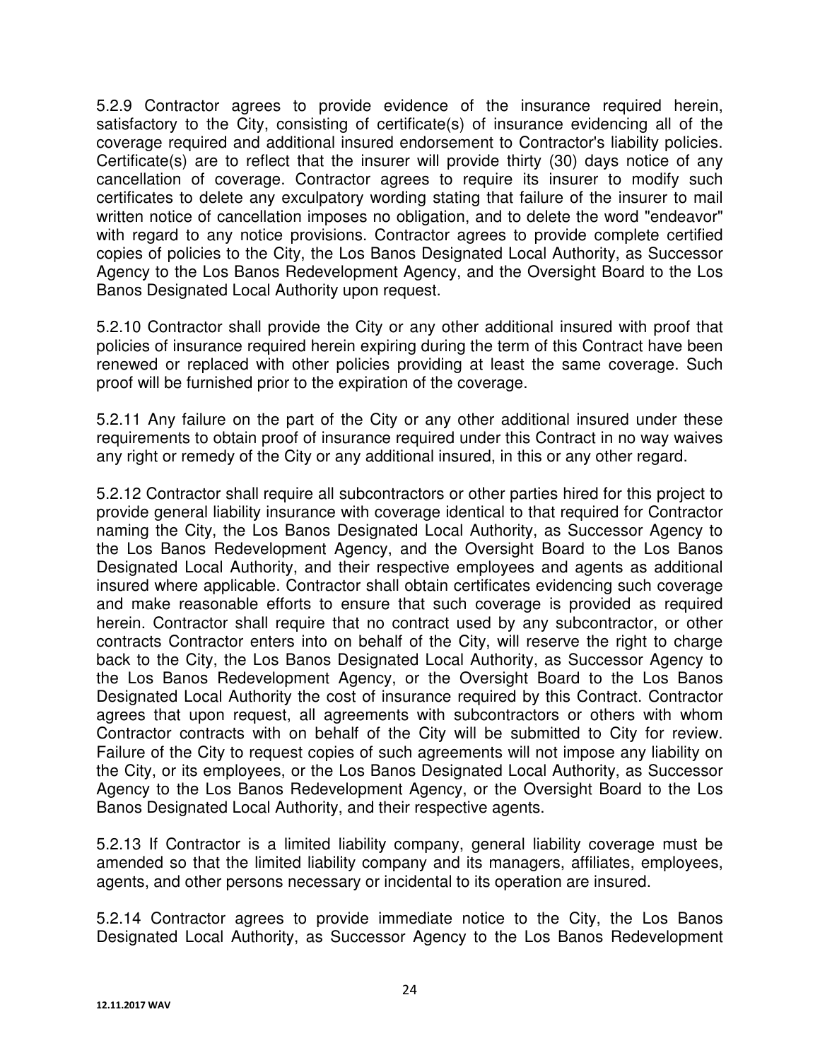5.2.9 Contractor agrees to provide evidence of the insurance required herein, satisfactory to the City, consisting of certificate(s) of insurance evidencing all of the coverage required and additional insured endorsement to Contractor's liability policies. Certificate(s) are to reflect that the insurer will provide thirty (30) days notice of any cancellation of coverage. Contractor agrees to require its insurer to modify such certificates to delete any exculpatory wording stating that failure of the insurer to mail written notice of cancellation imposes no obligation, and to delete the word "endeavor" with regard to any notice provisions. Contractor agrees to provide complete certified copies of policies to the City, the Los Banos Designated Local Authority, as Successor Agency to the Los Banos Redevelopment Agency, and the Oversight Board to the Los Banos Designated Local Authority upon request.

5.2.10 Contractor shall provide the City or any other additional insured with proof that policies of insurance required herein expiring during the term of this Contract have been renewed or replaced with other policies providing at least the same coverage. Such proof will be furnished prior to the expiration of the coverage.

5.2.11 Any failure on the part of the City or any other additional insured under these requirements to obtain proof of insurance required under this Contract in no way waives any right or remedy of the City or any additional insured, in this or any other regard.

5.2.12 Contractor shall require all subcontractors or other parties hired for this project to provide general liability insurance with coverage identical to that required for Contractor naming the City, the Los Banos Designated Local Authority, as Successor Agency to the Los Banos Redevelopment Agency, and the Oversight Board to the Los Banos Designated Local Authority, and their respective employees and agents as additional insured where applicable. Contractor shall obtain certificates evidencing such coverage and make reasonable efforts to ensure that such coverage is provided as required herein. Contractor shall require that no contract used by any subcontractor, or other contracts Contractor enters into on behalf of the City, will reserve the right to charge back to the City, the Los Banos Designated Local Authority, as Successor Agency to the Los Banos Redevelopment Agency, or the Oversight Board to the Los Banos Designated Local Authority the cost of insurance required by this Contract. Contractor agrees that upon request, all agreements with subcontractors or others with whom Contractor contracts with on behalf of the City will be submitted to City for review. Failure of the City to request copies of such agreements will not impose any liability on the City, or its employees, or the Los Banos Designated Local Authority, as Successor Agency to the Los Banos Redevelopment Agency, or the Oversight Board to the Los Banos Designated Local Authority, and their respective agents.

5.2.13 If Contractor is a limited liability company, general liability coverage must be amended so that the limited liability company and its managers, affiliates, employees, agents, and other persons necessary or incidental to its operation are insured.

5.2.14 Contractor agrees to provide immediate notice to the City, the Los Banos Designated Local Authority, as Successor Agency to the Los Banos Redevelopment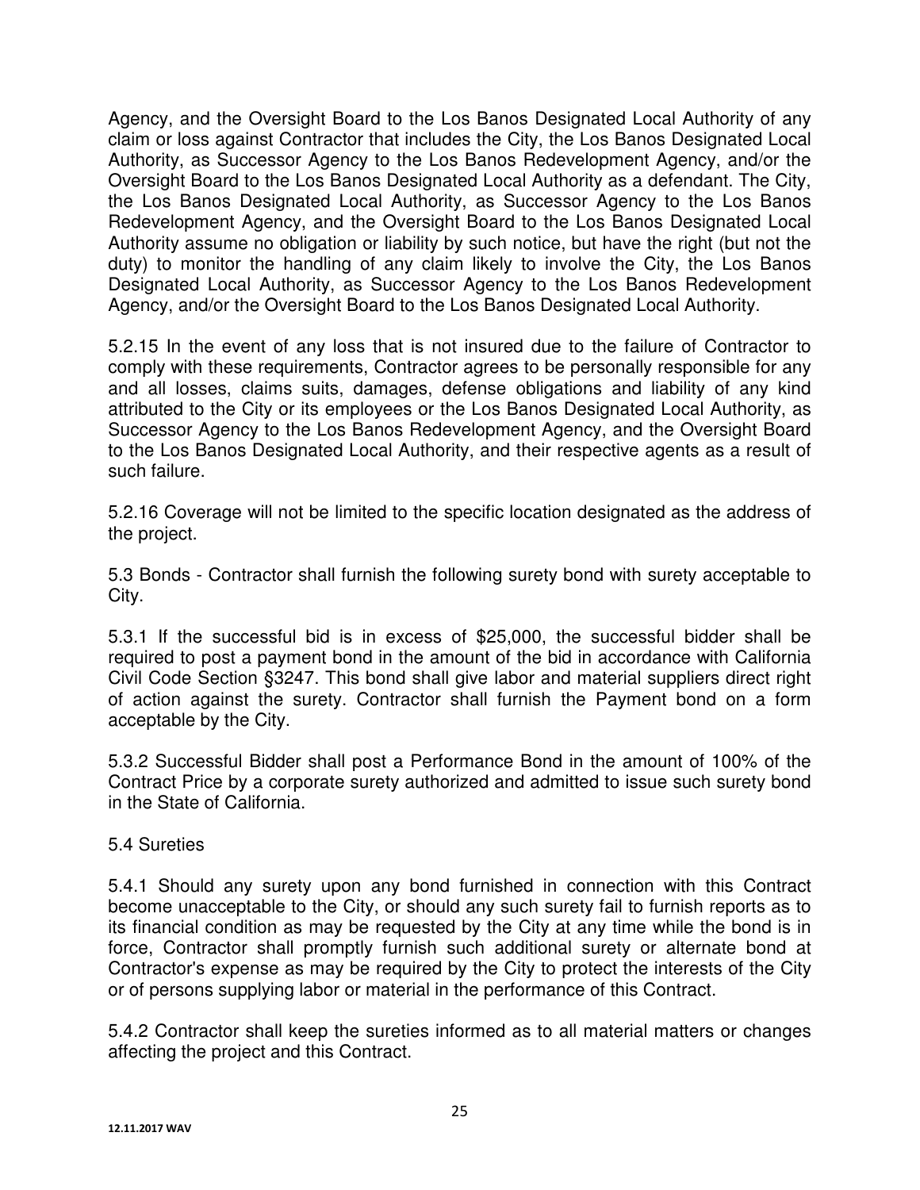Agency, and the Oversight Board to the Los Banos Designated Local Authority of any claim or loss against Contractor that includes the City, the Los Banos Designated Local Authority, as Successor Agency to the Los Banos Redevelopment Agency, and/or the Oversight Board to the Los Banos Designated Local Authority as a defendant. The City, the Los Banos Designated Local Authority, as Successor Agency to the Los Banos Redevelopment Agency, and the Oversight Board to the Los Banos Designated Local Authority assume no obligation or liability by such notice, but have the right (but not the duty) to monitor the handling of any claim likely to involve the City, the Los Banos Designated Local Authority, as Successor Agency to the Los Banos Redevelopment Agency, and/or the Oversight Board to the Los Banos Designated Local Authority.

5.2.15 In the event of any loss that is not insured due to the failure of Contractor to comply with these requirements, Contractor agrees to be personally responsible for any and all losses, claims suits, damages, defense obligations and liability of any kind attributed to the City or its employees or the Los Banos Designated Local Authority, as Successor Agency to the Los Banos Redevelopment Agency, and the Oversight Board to the Los Banos Designated Local Authority, and their respective agents as a result of such failure.

5.2.16 Coverage will not be limited to the specific location designated as the address of the project.

5.3 Bonds - Contractor shall furnish the following surety bond with surety acceptable to City.

5.3.1 If the successful bid is in excess of $25,000, the successful bidder shall be required to post a payment bond in the amount of the bid in accordance with California Civil Code Section §3247. This bond shall give labor and material suppliers direct right of action against the surety. Contractor shall furnish the Payment bond on a form acceptable by the City.

5.3.2 Successful Bidder shall post a Performance Bond in the amount of 100% of the Contract Price by a corporate surety authorized and admitted to issue such surety bond in the State of California.

5.4 Sureties

5.4.1 Should any surety upon any bond furnished in connection with this Contract become unacceptable to the City, or should any such surety fail to furnish reports as to its financial condition as may be requested by the City at any time while the bond is in force, Contractor shall promptly furnish such additional surety or alternate bond at Contractor's expense as may be required by the City to protect the interests of the City or of persons supplying labor or material in the performance of this Contract.

5.4.2 Contractor shall keep the sureties informed as to all material matters or changes affecting the project and this Contract.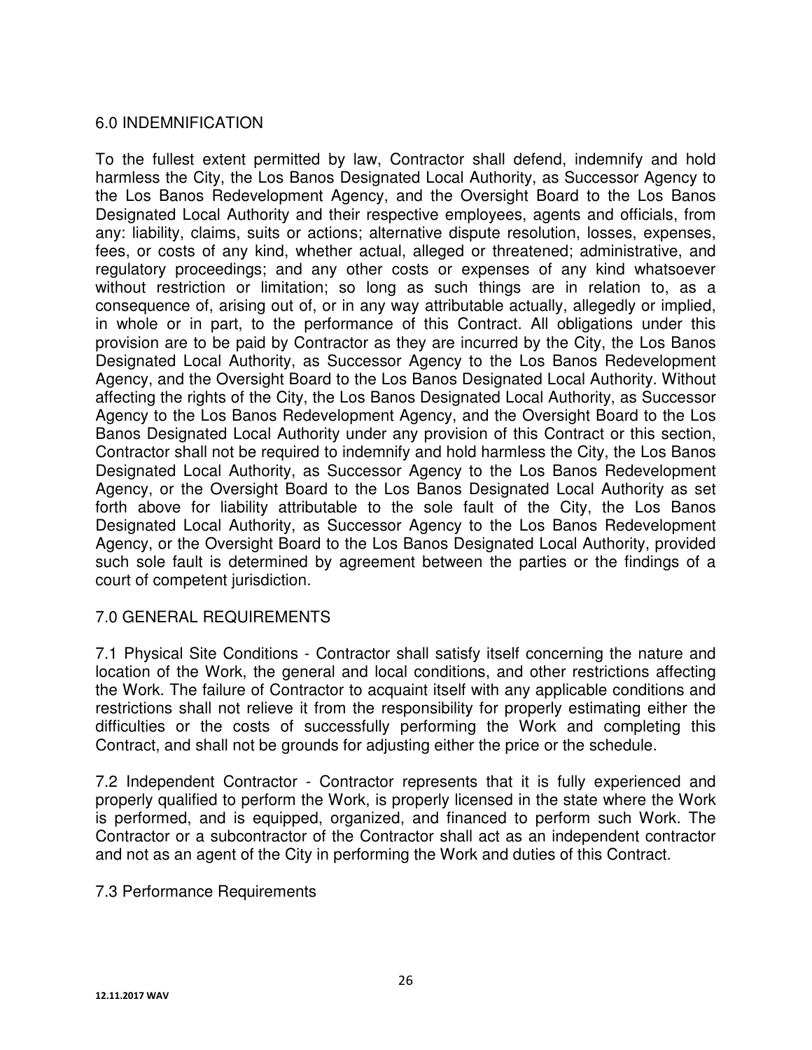## 6.0 INDEMNIFICATION

To the fullest extent permitted by law, Contractor shall defend, indemnify and hold harmless the City, the Los Banos Designated Local Authority, as Successor Agency to the Los Banos Redevelopment Agency, and the Oversight Board to the Los Banos Designated Local Authority and their respective employees, agents and officials, from any: liability, claims, suits or actions; alternative dispute resolution, losses, expenses, fees, or costs of any kind, whether actual, alleged or threatened; administrative, and regulatory proceedings; and any other costs or expenses of any kind whatsoever without restriction or limitation; so long as such things are in relation to, as a consequence of, arising out of, or in any way attributable actually, allegedly or implied, in whole or in part, to the performance of this Contract. All obligations under this provision are to be paid by Contractor as they are incurred by the City, the Los Banos Designated Local Authority, as Successor Agency to the Los Banos Redevelopment Agency, and the Oversight Board to the Los Banos Designated Local Authority. Without affecting the rights of the City, the Los Banos Designated Local Authority, as Successor Agency to the Los Banos Redevelopment Agency, and the Oversight Board to the Los Banos Designated Local Authority under any provision of this Contract or this section, Contractor shall not be required to indemnify and hold harmless the City, the Los Banos Designated Local Authority, as Successor Agency to the Los Banos Redevelopment Agency, or the Oversight Board to the Los Banos Designated Local Authority as set forth above for liability attributable to the sole fault of the City, the Los Banos Designated Local Authority, as Successor Agency to the Los Banos Redevelopment Agency, or the Oversight Board to the Los Banos Designated Local Authority, provided such sole fault is determined by agreement between the parties or the findings of a court of competent jurisdiction.

## 7.0 GENERAL REQUIREMENTS

7.1 Physical Site Conditions - Contractor shall satisfy itself concerning the nature and location of the Work, the general and local conditions, and other restrictions affecting the Work. The failure of Contractor to acquaint itself with any applicable conditions and restrictions shall not relieve it from the responsibility for properly estimating either the difficulties or the costs of successfully performing the Work and completing this Contract, and shall not be grounds for adjusting either the price or the schedule.

7.2 Independent Contractor - Contractor represents that it is fully experienced and properly qualified to perform the Work, is properly licensed in the state where the Work is performed, and is equipped, organized, and financed to perform such Work. The Contractor or a subcontractor of the Contractor shall act as an independent contractor and not as an agent of the City in performing the Work and duties of this Contract.

7.3 Performance Requirements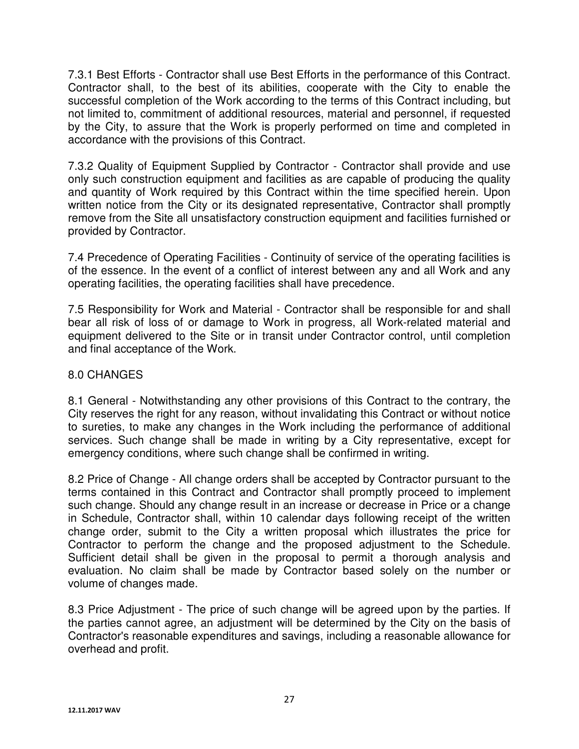7.3.1 Best Efforts - Contractor shall use Best Efforts in the performance of this Contract. Contractor shall, to the best of its abilities, cooperate with the City to enable the successful completion of the Work according to the terms of this Contract including, but not limited to, commitment of additional resources, material and personnel, if requested by the City, to assure that the Work is properly performed on time and completed in accordance with the provisions of this Contract.

7.3.2 Quality of Equipment Supplied by Contractor - Contractor shall provide and use only such construction equipment and facilities as are capable of producing the quality and quantity of Work required by this Contract within the time specified herein. Upon written notice from the City or its designated representative, Contractor shall promptly remove from the Site all unsatisfactory construction equipment and facilities furnished or provided by Contractor.

7.4 Precedence of Operating Facilities - Continuity of service of the operating facilities is of the essence. In the event of a conflict of interest between any and all Work and any operating facilities, the operating facilities shall have precedence.

7.5 Responsibility for Work and Material - Contractor shall be responsible for and shall bear all risk of loss of or damage to Work in progress, all Work-related material and equipment delivered to the Site or in transit under Contractor control, until completion and final acceptance of the Work.

## 8.0 CHANGES

8.1 General - Notwithstanding any other provisions of this Contract to the contrary, the City reserves the right for any reason, without invalidating this Contract or without notice to sureties, to make any changes in the Work including the performance of additional services. Such change shall be made in writing by a City representative, except for emergency conditions, where such change shall be confirmed in writing.

8.2 Price of Change - All change orders shall be accepted by Contractor pursuant to the terms contained in this Contract and Contractor shall promptly proceed to implement such change. Should any change result in an increase or decrease in Price or a change in Schedule, Contractor shall, within 10 calendar days following receipt of the written change order, submit to the City a written proposal which illustrates the price for Contractor to perform the change and the proposed adjustment to the Schedule. Sufficient detail shall be given in the proposal to permit a thorough analysis and evaluation. No claim shall be made by Contractor based solely on the number or volume of changes made.

8.3 Price Adjustment - The price of such change will be agreed upon by the parties. If the parties cannot agree, an adjustment will be determined by the City on the basis of Contractor's reasonable expenditures and savings, including a reasonable allowance for overhead and profit.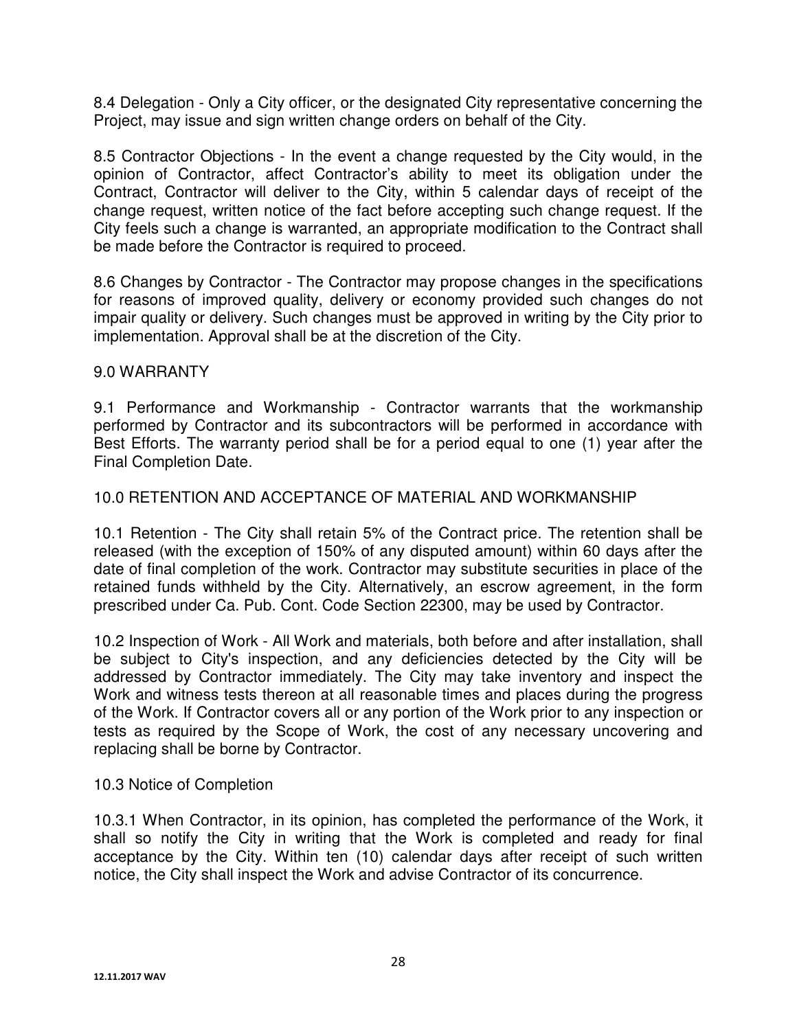8.4 Delegation - Only a City officer, or the designated City representative concerning the Project, may issue and sign written change orders on behalf of the City.

8.5 Contractor Objections - In the event a change requested by the City would, in the opinion of Contractor, affect Contractor's ability to meet its obligation under the Contract, Contractor will deliver to the City, within 5 calendar days of receipt of the change request, written notice of the fact before accepting such change request. If the City feels such a change is warranted, an appropriate modification to the Contract shall be made before the Contractor is required to proceed.

8.6 Changes by Contractor - The Contractor may propose changes in the specifications for reasons of improved quality, delivery or economy provided such changes do not impair quality or delivery. Such changes must be approved in writing by the City prior to implementation. Approval shall be at the discretion of the City.

## 9.0 WARRANTY

9.1 Performance and Workmanship - Contractor warrants that the workmanship performed by Contractor and its subcontractors will be performed in accordance with Best Efforts. The warranty period shall be for a period equal to one (1) year after the Final Completion Date.

## 10.0 RETENTION AND ACCEPTANCE OF MATERIAL AND WORKMANSHIP

10.1 Retention - The City shall retain 5% of the Contract price. The retention shall be released (with the exception of 150% of any disputed amount) within 60 days after the date of final completion of the work. Contractor may substitute securities in place of the retained funds withheld by the City. Alternatively, an escrow agreement, in the form prescribed under Ca. Pub. Cont. Code Section 22300, may be used by Contractor.

10.2 Inspection of Work - All Work and materials, both before and after installation, shall be subject to City's inspection, and any deficiencies detected by the City will be addressed by Contractor immediately. The City may take inventory and inspect the Work and witness tests thereon at all reasonable times and places during the progress of the Work. If Contractor covers all or any portion of the Work prior to any inspection or tests as required by the Scope of Work, the cost of any necessary uncovering and replacing shall be borne by Contractor.

10.3 Notice of Completion

10.3.1 When Contractor, in its opinion, has completed the performance of the Work, it shall so notify the City in writing that the Work is completed and ready for final acceptance by the City. Within ten (10) calendar days after receipt of such written notice, the City shall inspect the Work and advise Contractor of its concurrence.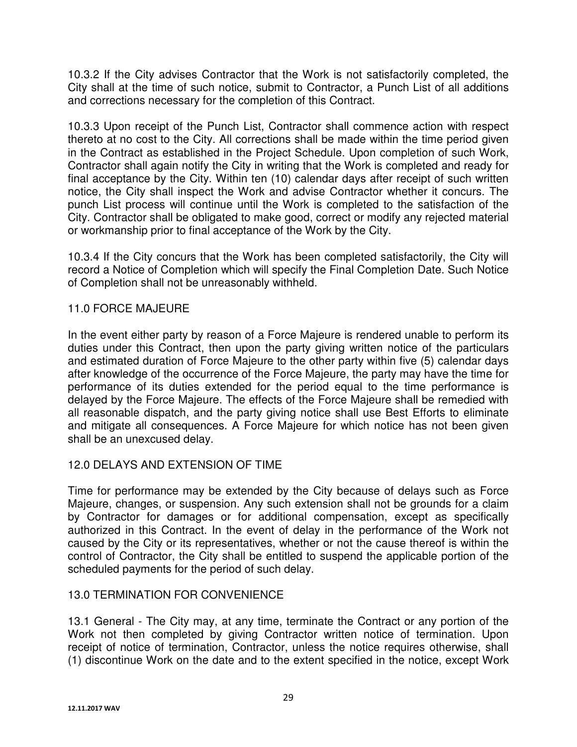10.3.2 If the City advises Contractor that the Work is not satisfactorily completed, the City shall at the time of such notice, submit to Contractor, a Punch List of all additions and corrections necessary for the completion of this Contract.

10.3.3 Upon receipt of the Punch List, Contractor shall commence action with respect thereto at no cost to the City. All corrections shall be made within the time period given in the Contract as established in the Project Schedule. Upon completion of such Work, Contractor shall again notify the City in writing that the Work is completed and ready for final acceptance by the City. Within ten (10) calendar days after receipt of such written notice, the City shall inspect the Work and advise Contractor whether it concurs. The punch List process will continue until the Work is completed to the satisfaction of the City. Contractor shall be obligated to make good, correct or modify any rejected material or workmanship prior to final acceptance of the Work by the City.

10.3.4 If the City concurs that the Work has been completed satisfactorily, the City will record a Notice of Completion which will specify the Final Completion Date. Such Notice of Completion shall not be unreasonably withheld.

## 11.0 FORCE MAJEURE

In the event either party by reason of a Force Majeure is rendered unable to perform its duties under this Contract, then upon the party giving written notice of the particulars and estimated duration of Force Majeure to the other party within five (5) calendar days after knowledge of the occurrence of the Force Majeure, the party may have the time for performance of its duties extended for the period equal to the time performance is delayed by the Force Majeure. The effects of the Force Majeure shall be remedied with all reasonable dispatch, and the party giving notice shall use Best Efforts to eliminate and mitigate all consequences. A Force Majeure for which notice has not been given shall be an unexcused delay.

## 12.0 DELAYS AND EXTENSION OF TIME

Time for performance may be extended by the City because of delays such as Force Majeure, changes, or suspension. Any such extension shall not be grounds for a claim by Contractor for damages or for additional compensation, except as specifically authorized in this Contract. In the event of delay in the performance of the Work not caused by the City or its representatives, whether or not the cause thereof is within the control of Contractor, the City shall be entitled to suspend the applicable portion of the scheduled payments for the period of such delay.

## 13.0 TERMINATION FOR CONVENIENCE

13.1 General - The City may, at any time, terminate the Contract or any portion of the Work not then completed by giving Contractor written notice of termination. Upon receipt of notice of termination, Contractor, unless the notice requires otherwise, shall (1) discontinue Work on the date and to the extent specified in the notice, except Work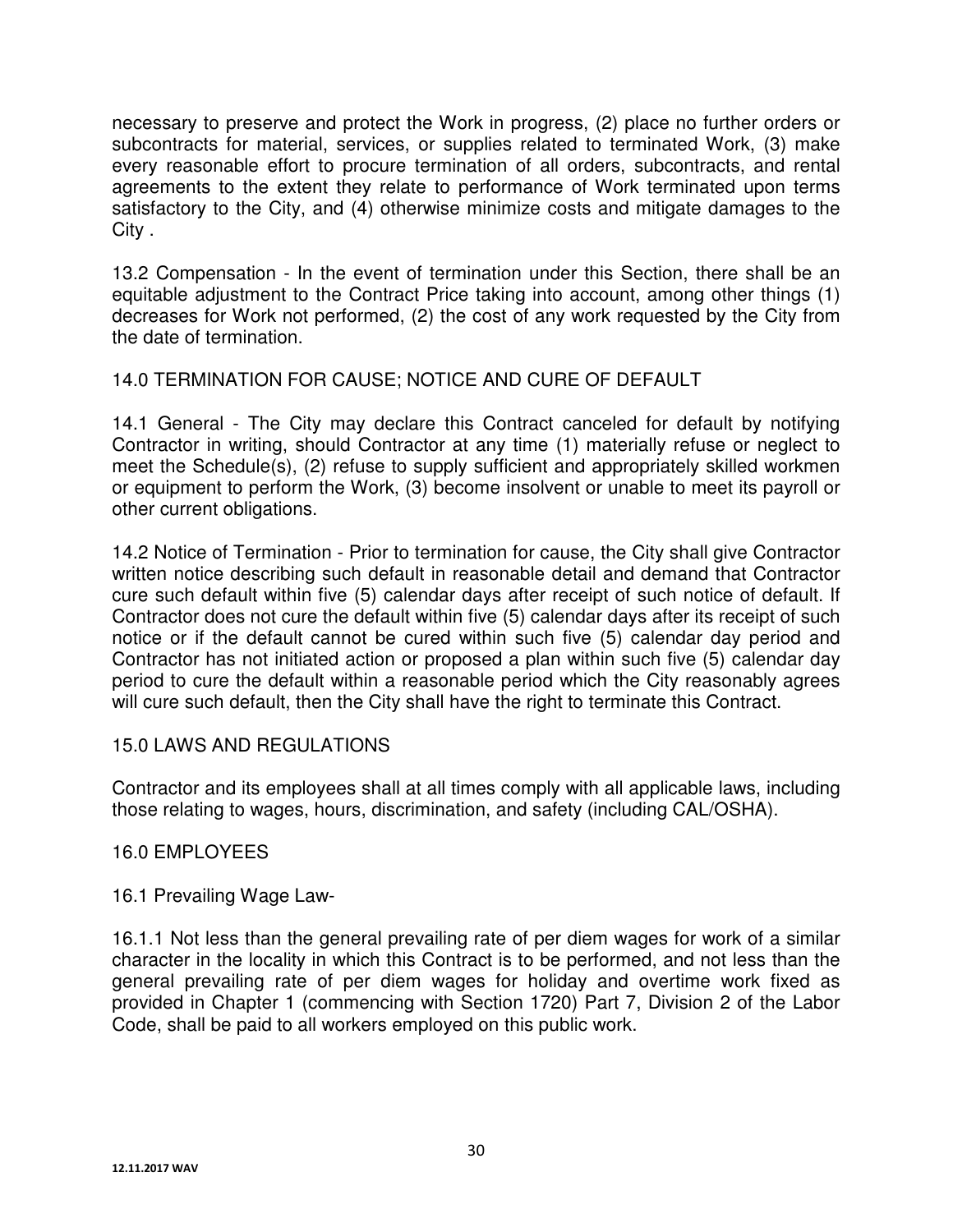necessary to preserve and protect the Work in progress, (2) place no further orders or subcontracts for material, services, or supplies related to terminated Work, (3) make every reasonable effort to procure termination of all orders, subcontracts, and rental agreements to the extent they relate to performance of Work terminated upon terms satisfactory to the City, and (4) otherwise minimize costs and mitigate damages to the City .

13.2 Compensation - In the event of termination under this Section, there shall be an equitable adjustment to the Contract Price taking into account, among other things (1) decreases for Work not performed, (2) the cost of any work requested by the City from the date of termination.

## 14.0 TERMINATION FOR CAUSE; NOTICE AND CURE OF DEFAULT

14.1 General - The City may declare this Contract canceled for default by notifying Contractor in writing, should Contractor at any time (1) materially refuse or neglect to meet the Schedule(s), (2) refuse to supply sufficient and appropriately skilled workmen or equipment to perform the Work, (3) become insolvent or unable to meet its payroll or other current obligations.

14.2 Notice of Termination - Prior to termination for cause, the City shall give Contractor written notice describing such default in reasonable detail and demand that Contractor cure such default within five (5) calendar days after receipt of such notice of default. If Contractor does not cure the default within five (5) calendar days after its receipt of such notice or if the default cannot be cured within such five (5) calendar day period and Contractor has not initiated action or proposed a plan within such five (5) calendar day period to cure the default within a reasonable period which the City reasonably agrees will cure such default, then the City shall have the right to terminate this Contract.

## 15.0 LAWS AND REGULATIONS

Contractor and its employees shall at all times comply with all applicable laws, including those relating to wages, hours, discrimination, and safety (including CAL/OSHA).

## 16.0 EMPLOYEES

16.1 Prevailing Wage Law-

16.1.1 Not less than the general prevailing rate of per diem wages for work of a similar character in the locality in which this Contract is to be performed, and not less than the general prevailing rate of per diem wages for holiday and overtime work fixed as provided in Chapter 1 (commencing with Section 1720) Part 7, Division 2 of the Labor Code, shall be paid to all workers employed on this public work.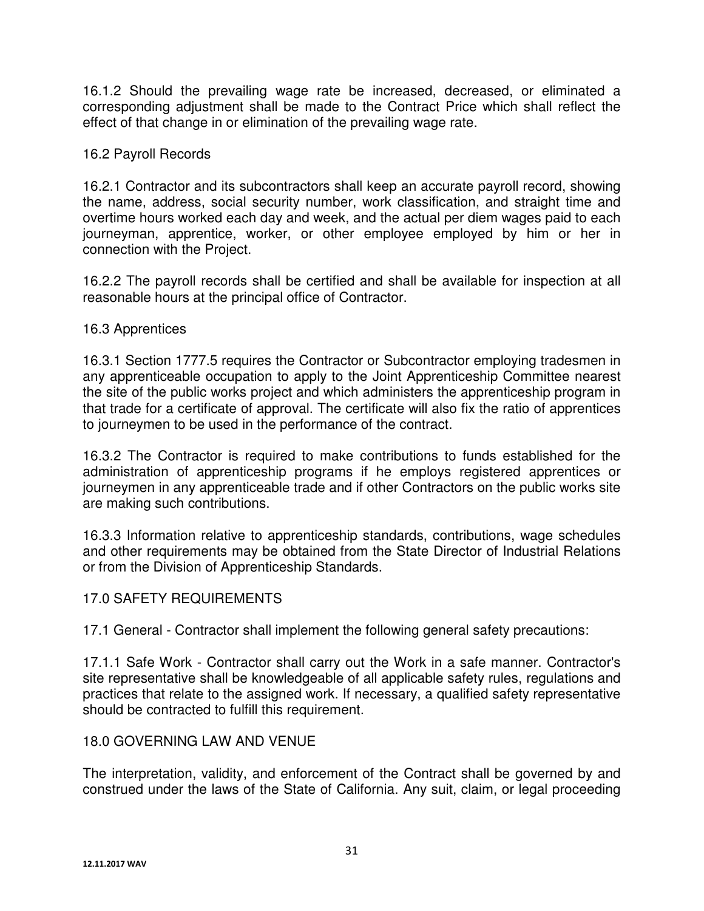16.1.2 Should the prevailing wage rate be increased, decreased, or eliminated a corresponding adjustment shall be made to the Contract Price which shall reflect the effect of that change in or elimination of the prevailing wage rate.

16.2 Payroll Records

16.2.1 Contractor and its subcontractors shall keep an accurate payroll record, showing the name, address, social security number, work classification, and straight time and overtime hours worked each day and week, and the actual per diem wages paid to each journeyman, apprentice, worker, or other employee employed by him or her in connection with the Project.

16.2.2 The payroll records shall be certified and shall be available for inspection at all reasonable hours at the principal office of Contractor.

16.3 Apprentices

16.3.1 Section 1777.5 requires the Contractor or Subcontractor employing tradesmen in any apprenticeable occupation to apply to the Joint Apprenticeship Committee nearest the site of the public works project and which administers the apprenticeship program in that trade for a certificate of approval. The certificate will also fix the ratio of apprentices to journeymen to be used in the performance of the contract.

16.3.2 The Contractor is required to make contributions to funds established for the administration of apprenticeship programs if he employs registered apprentices or journeymen in any apprenticeable trade and if other Contractors on the public works site are making such contributions.

16.3.3 Information relative to apprenticeship standards, contributions, wage schedules and other requirements may be obtained from the State Director of Industrial Relations or from the Division of Apprenticeship Standards.

## 17.0 SAFETY REQUIREMENTS

17.1 General - Contractor shall implement the following general safety precautions:

17.1.1 Safe Work - Contractor shall carry out the Work in a safe manner. Contractor's site representative shall be knowledgeable of all applicable safety rules, regulations and practices that relate to the assigned work. If necessary, a qualified safety representative should be contracted to fulfill this requirement.

## 18.0 GOVERNING LAW AND VENUE

The interpretation, validity, and enforcement of the Contract shall be governed by and construed under the laws of the State of California. Any suit, claim, or legal proceeding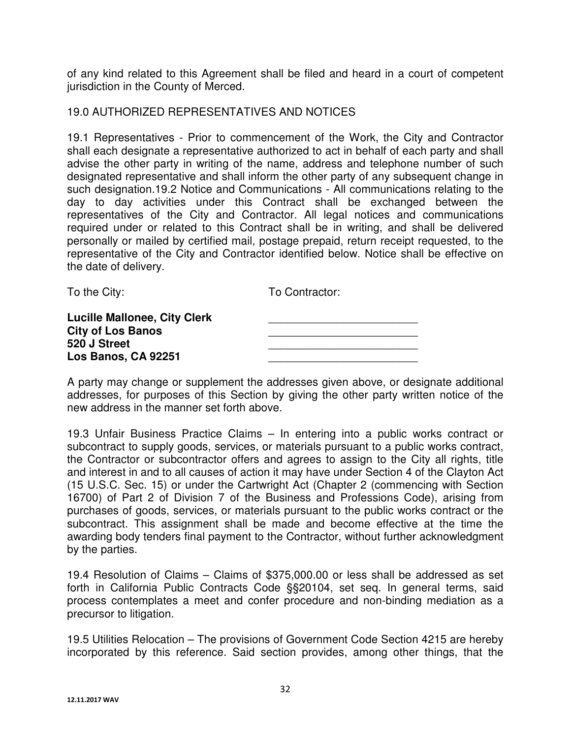of any kind related to this Agreement shall be filed and heard in a court of competent jurisdiction in the County of Merced.

## 19.0 AUTHORIZED REPRESENTATIVES AND NOTICES

19.1 Representatives - Prior to commencement of the Work, the City and Contractor shall each designate a representative authorized to act in behalf of each party and shall advise the other party in writing of the name, address and telephone number of such designated representative and shall inform the other party of any subsequent change in such designation.19.2 Notice and Communications - All communications relating to the day to day activities under this Contract shall be exchanged between the representatives of the City and Contractor. All legal notices and communications required under or related to this Contract shall be in writing, and shall be delivered personally or mailed by certified mail, postage prepaid, return receipt requested, to the representative of the City and Contractor identified below. Notice shall be effective on the date of delivery.

| To the City: | To Contractor: |
|---|---|
| **Lucille Mallonee, City Clerk** | ________________________ |
| **City of Los Banos** | ________________________ |
| **520 J Street** | ________________________ |
| **Los Banos, CA 92251** | ________________________ |

A party may change or supplement the addresses given above, or designate additional addresses, for purposes of this Section by giving the other party written notice of the new address in the manner set forth above.

19.3 Unfair Business Practice Claims – In entering into a public works contract or subcontract to supply goods, services, or materials pursuant to a public works contract, the Contractor or subcontractor offers and agrees to assign to the City all rights, title and interest in and to all causes of action it may have under Section 4 of the Clayton Act (15 U.S.C. Sec. 15) or under the Cartwright Act (Chapter 2 (commencing with Section 16700) of Part 2 of Division 7 of the Business and Professions Code), arising from purchases of goods, services, or materials pursuant to the public works contract or the subcontract. This assignment shall be made and become effective at the time the awarding body tenders final payment to the Contractor, without further acknowledgment by the parties.

19.4 Resolution of Claims – Claims of $375,000.00 or less shall be addressed as set forth in California Public Contracts Code §§20104, set seq. In general terms, said process contemplates a meet and confer procedure and non-binding mediation as a precursor to litigation.

19.5 Utilities Relocation – The provisions of Government Code Section 4215 are hereby incorporated by this reference. Said section provides, among other things, that the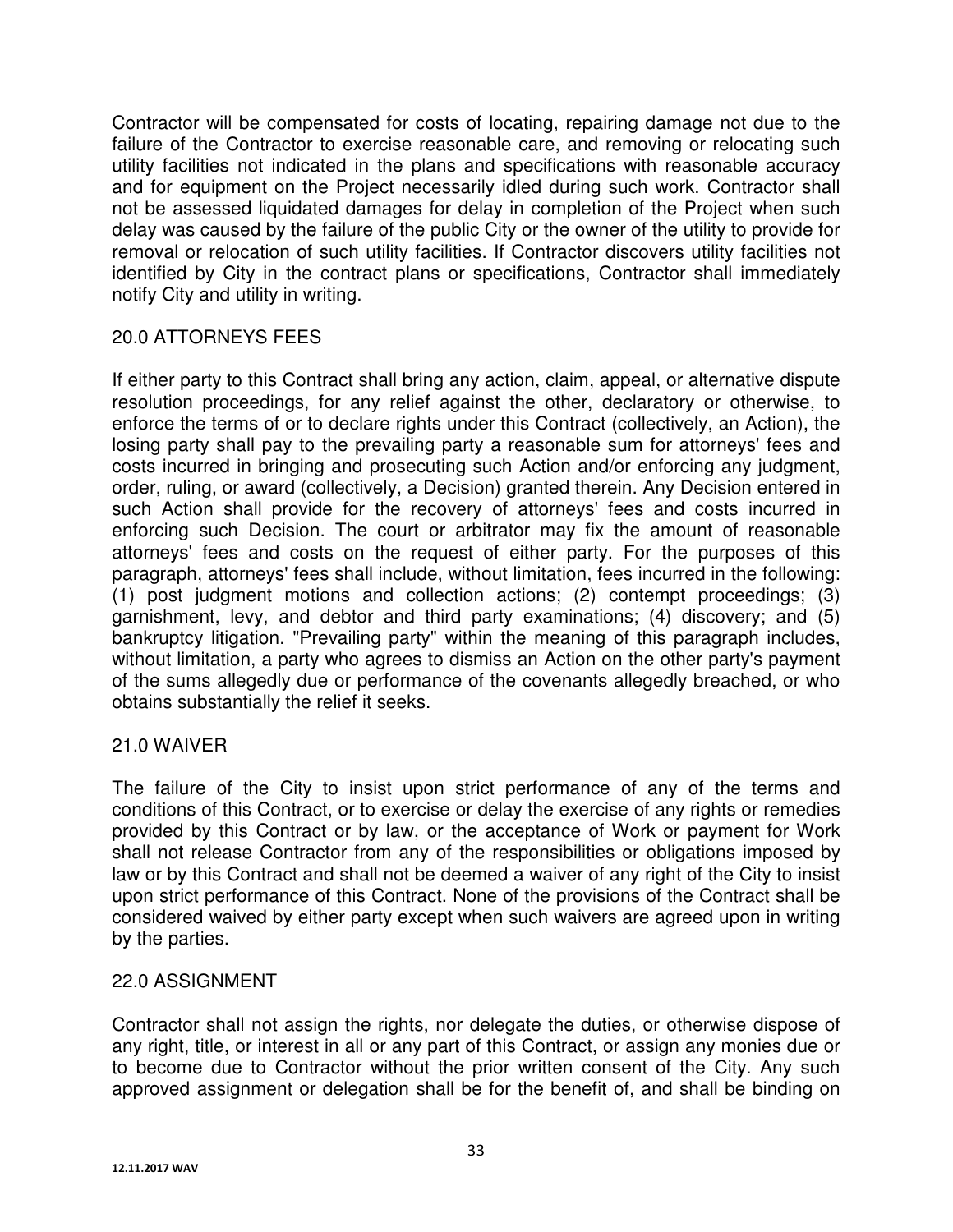Contractor will be compensated for costs of locating, repairing damage not due to the failure of the Contractor to exercise reasonable care, and removing or relocating such utility facilities not indicated in the plans and specifications with reasonable accuracy and for equipment on the Project necessarily idled during such work. Contractor shall not be assessed liquidated damages for delay in completion of the Project when such delay was caused by the failure of the public City or the owner of the utility to provide for removal or relocation of such utility facilities. If Contractor discovers utility facilities not identified by City in the contract plans or specifications, Contractor shall immediately notify City and utility in writing.

## 20.0 ATTORNEYS FEES

If either party to this Contract shall bring any action, claim, appeal, or alternative dispute resolution proceedings, for any relief against the other, declaratory or otherwise, to enforce the terms of or to declare rights under this Contract (collectively, an Action), the losing party shall pay to the prevailing party a reasonable sum for attorneys' fees and costs incurred in bringing and prosecuting such Action and/or enforcing any judgment, order, ruling, or award (collectively, a Decision) granted therein. Any Decision entered in such Action shall provide for the recovery of attorneys' fees and costs incurred in enforcing such Decision. The court or arbitrator may fix the amount of reasonable attorneys' fees and costs on the request of either party. For the purposes of this paragraph, attorneys' fees shall include, without limitation, fees incurred in the following: (1) post judgment motions and collection actions; (2) contempt proceedings; (3) garnishment, levy, and debtor and third party examinations; (4) discovery; and (5) bankruptcy litigation. "Prevailing party" within the meaning of this paragraph includes, without limitation, a party who agrees to dismiss an Action on the other party's payment of the sums allegedly due or performance of the covenants allegedly breached, or who obtains substantially the relief it seeks.

## 21.0 WAIVER

The failure of the City to insist upon strict performance of any of the terms and conditions of this Contract, or to exercise or delay the exercise of any rights or remedies provided by this Contract or by law, or the acceptance of Work or payment for Work shall not release Contractor from any of the responsibilities or obligations imposed by law or by this Contract and shall not be deemed a waiver of any right of the City to insist upon strict performance of this Contract. None of the provisions of the Contract shall be considered waived by either party except when such waivers are agreed upon in writing by the parties.

## 22.0 ASSIGNMENT

Contractor shall not assign the rights, nor delegate the duties, or otherwise dispose of any right, title, or interest in all or any part of this Contract, or assign any monies due or to become due to Contractor without the prior written consent of the City. Any such approved assignment or delegation shall be for the benefit of, and shall be binding on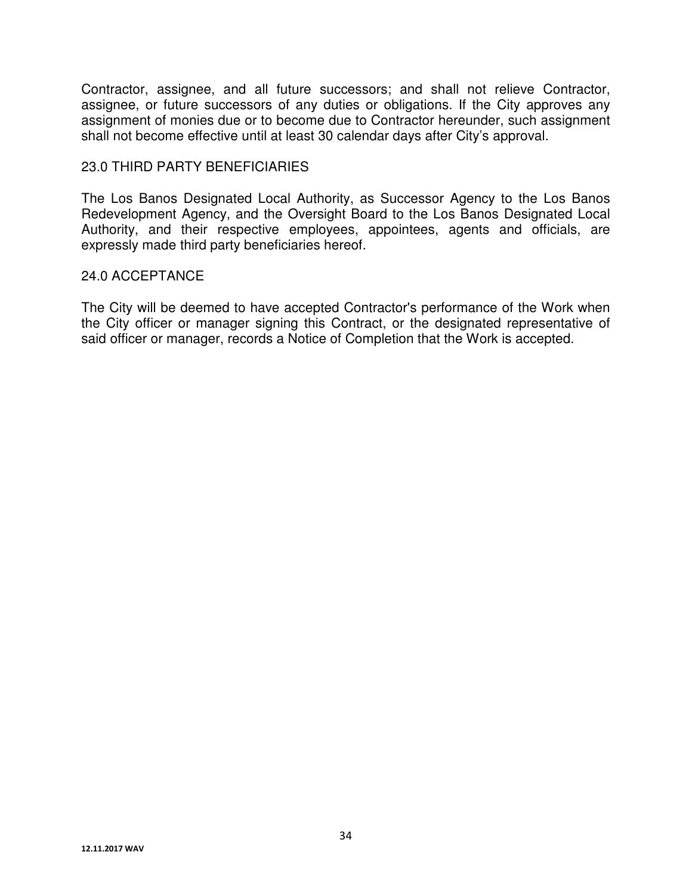Contractor, assignee, and all future successors; and shall not relieve Contractor, assignee, or future successors of any duties or obligations. If the City approves any assignment of monies due or to become due to Contractor hereunder, such assignment shall not become effective until at least 30 calendar days after City's approval.

## 23.0 THIRD PARTY BENEFICIARIES

The Los Banos Designated Local Authority, as Successor Agency to the Los Banos Redevelopment Agency, and the Oversight Board to the Los Banos Designated Local Authority, and their respective employees, appointees, agents and officials, are expressly made third party beneficiaries hereof.

## 24.0 ACCEPTANCE

The City will be deemed to have accepted Contractor's performance of the Work when the City officer or manager signing this Contract, or the designated representative of said officer or manager, records a Notice of Completion that the Work is accepted.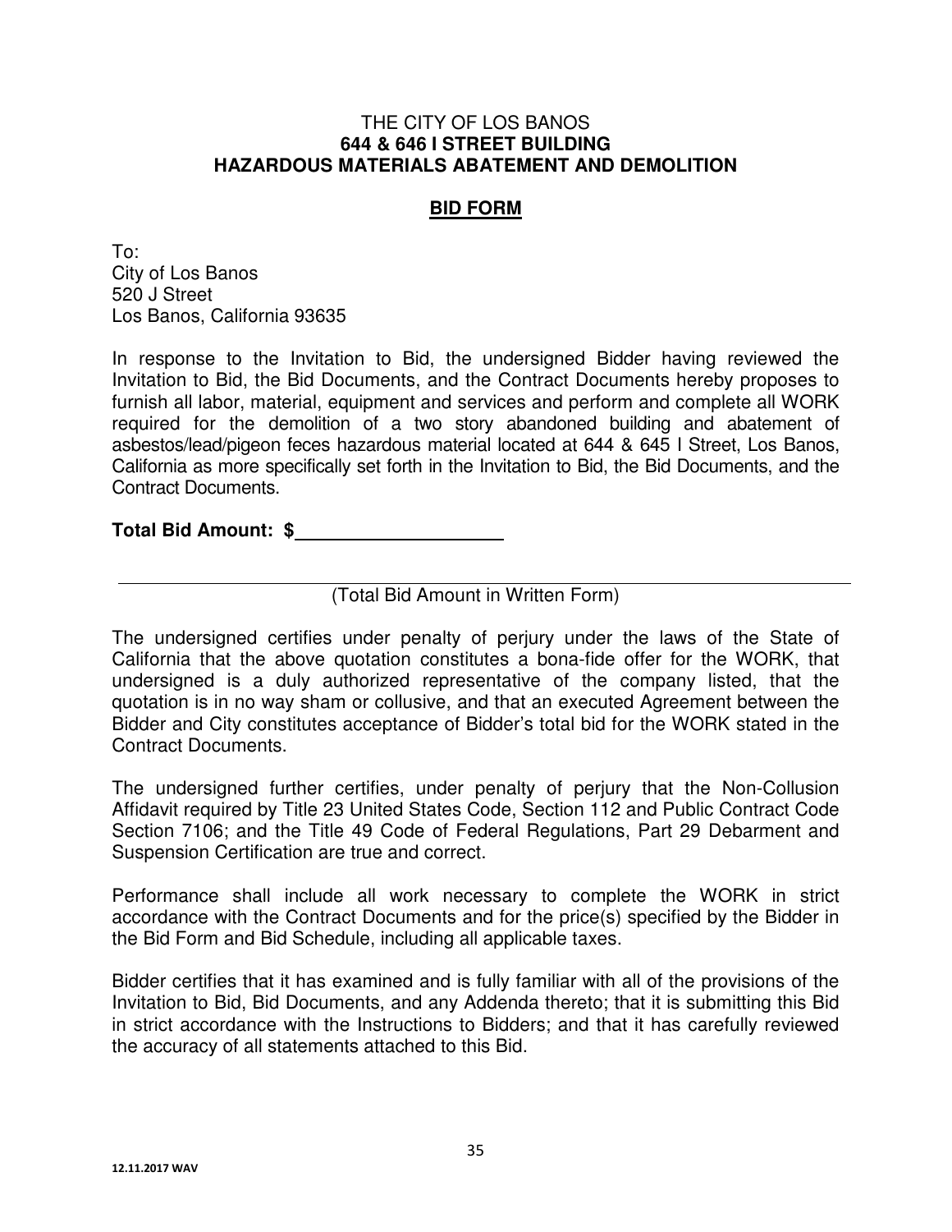THE CITY OF LOS BANOS

**644 & 646 I STREET BUILDING**

**HAZARDOUS MATERIALS ABATEMENT AND DEMOLITION**

## BID FORM

To:
City of Los Banos
520 J Street
Los Banos, California 93635

In response to the Invitation to Bid, the undersigned Bidder having reviewed the Invitation to Bid, the Bid Documents, and the Contract Documents hereby proposes to furnish all labor, material, equipment and services and perform and complete all WORK required for the demolition of a two story abandoned building and abatement of asbestos/lead/pigeon feces hazardous material located at 644 & 645 I Street, Los Banos, California as more specifically set forth in the Invitation to Bid, the Bid Documents, and the Contract Documents.

**Total Bid Amount: $\_\_\_\_\_\_\_\_\_\_\_\_\_\_\_\_\_\_\_\_**

\_\_\_\_\_\_\_\_\_\_\_\_\_\_\_\_\_\_\_\_\_\_\_\_\_\_\_\_\_\_\_\_\_\_\_\_\_\_\_\_\_\_\_\_\_\_\_\_\_\_\_\_\_\_\_\_

(Total Bid Amount in Written Form)

The undersigned certifies under penalty of perjury under the laws of the State of California that the above quotation constitutes a bona-fide offer for the WORK, that undersigned is a duly authorized representative of the company listed, that the quotation is in no way sham or collusive, and that an executed Agreement between the Bidder and City constitutes acceptance of Bidder's total bid for the WORK stated in the Contract Documents.

The undersigned further certifies, under penalty of perjury that the Non-Collusion Affidavit required by Title 23 United States Code, Section 112 and Public Contract Code Section 7106; and the Title 49 Code of Federal Regulations, Part 29 Debarment and Suspension Certification are true and correct.

Performance shall include all work necessary to complete the WORK in strict accordance with the Contract Documents and for the price(s) specified by the Bidder in the Bid Form and Bid Schedule, including all applicable taxes.

Bidder certifies that it has examined and is fully familiar with all of the provisions of the Invitation to Bid, Bid Documents, and any Addenda thereto; that it is submitting this Bid in strict accordance with the Instructions to Bidders; and that it has carefully reviewed the accuracy of all statements attached to this Bid.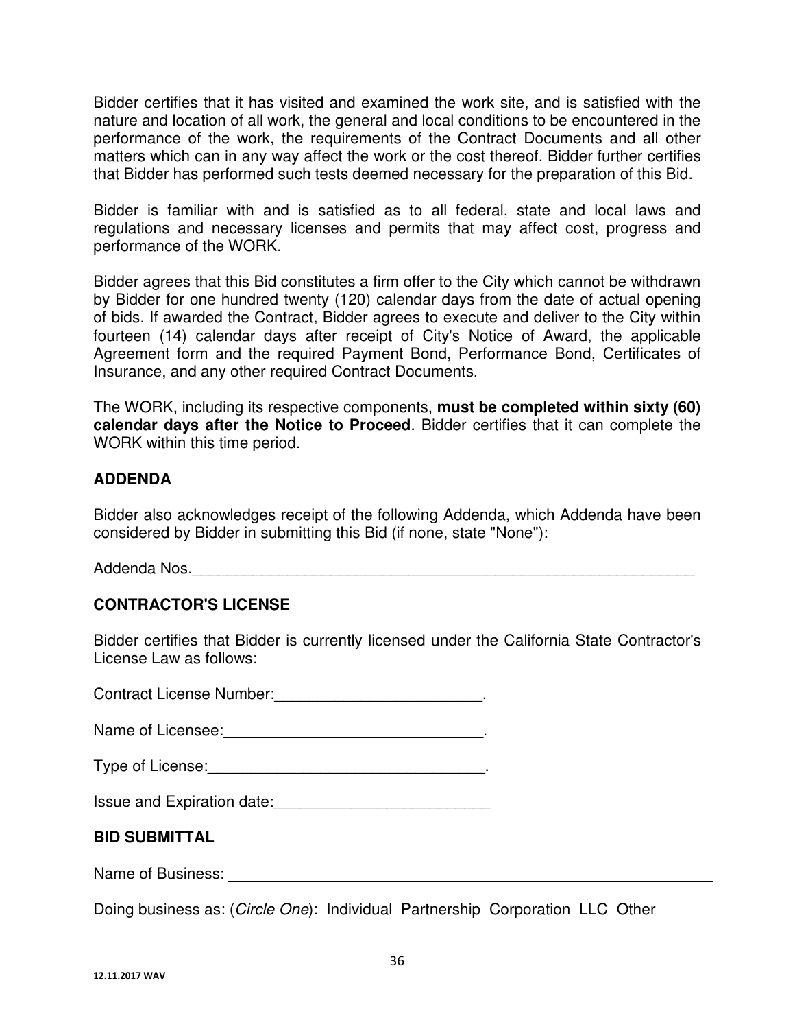Bidder certifies that it has visited and examined the work site, and is satisfied with the nature and location of all work, the general and local conditions to be encountered in the performance of the work, the requirements of the Contract Documents and all other matters which can in any way affect the work or the cost thereof. Bidder further certifies that Bidder has performed such tests deemed necessary for the preparation of this Bid.

Bidder is familiar with and is satisfied as to all federal, state and local laws and regulations and necessary licenses and permits that may affect cost, progress and performance of the WORK.

Bidder agrees that this Bid constitutes a firm offer to the City which cannot be withdrawn by Bidder for one hundred twenty (120) calendar days from the date of actual opening of bids. If awarded the Contract, Bidder agrees to execute and deliver to the City within fourteen (14) calendar days after receipt of City's Notice of Award, the applicable Agreement form and the required Payment Bond, Performance Bond, Certificates of Insurance, and any other required Contract Documents.

The WORK, including its respective components, **must be completed within sixty (60) calendar days after the Notice to Proceed**. Bidder certifies that it can complete the WORK within this time period.

## ADDENDA

Bidder also acknowledges receipt of the following Addenda, which Addenda have been considered by Bidder in submitting this Bid (if none, state "None"):

Addenda Nos.______________________________________________________________

## CONTRACTOR'S LICENSE

Bidder certifies that Bidder is currently licensed under the California State Contractor's License Law as follows:

Contract License Number:________________________.

Name of Licensee:______________________________.

Type of License:________________________________.

Issue and Expiration date:_________________________

## BID SUBMITTAL

Name of Business: ______________________________________________________________

Doing business as: (*Circle One*): Individual Partnership Corporation LLC Other

12.11.2017 WAV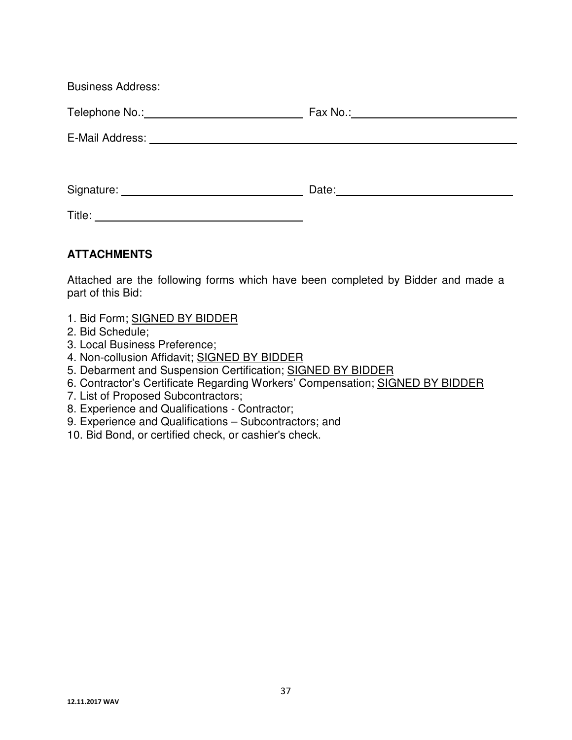Business Address: ______________________________________________

Telephone No.: ______________________ Fax No.: ______________________

E-Mail Address: ______________________________________________

Signature: ______________________ Date: ______________________

Title: ______________________

**ATTACHMENTS**

Attached are the following forms which have been completed by Bidder and made a part of this Bid:

1. Bid Form; <u>SIGNED BY BIDDER</u>
2. Bid Schedule;
3. Local Business Preference;
4. Non-collusion Affidavit; <u>SIGNED BY BIDDER</u>
5. Debarment and Suspension Certification; <u>SIGNED BY BIDDER</u>
6. Contractor's Certificate Regarding Workers' Compensation; <u>SIGNED BY BIDDER</u>
7. List of Proposed Subcontractors;
8. Experience and Qualifications - Contractor;
9. Experience and Qualifications – Subcontractors; and
10. Bid Bond, or certified check, or cashier's check.

12.11.2017 WAV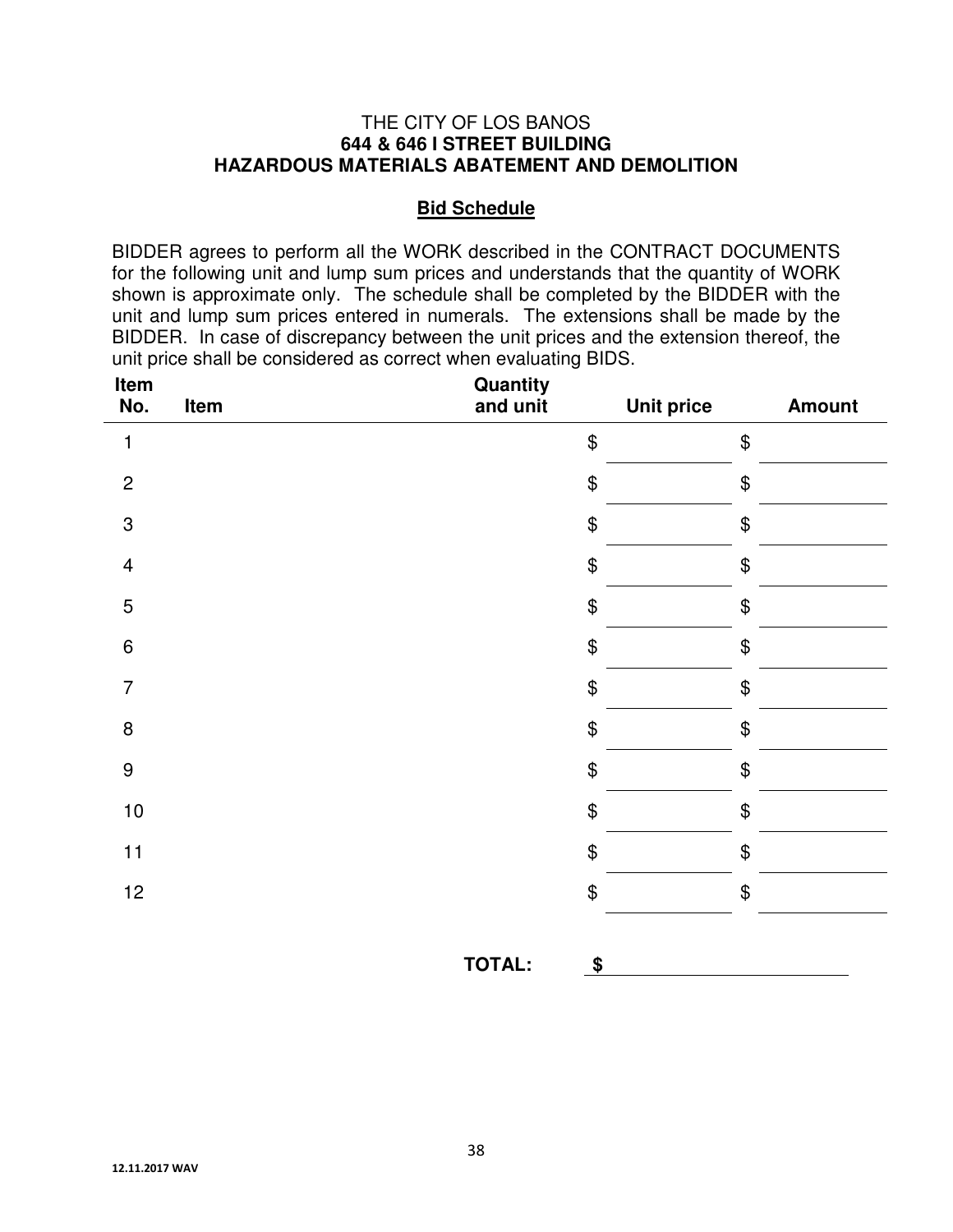THE CITY OF LOS BANOS
**644 & 646 I STREET BUILDING**
**HAZARDOUS MATERIALS ABATEMENT AND DEMOLITION**

## Bid Schedule

BIDDER agrees to perform all the WORK described in the CONTRACT DOCUMENTS for the following unit and lump sum prices and understands that the quantity of WORK shown is approximate only. The schedule shall be completed by the BIDDER with the unit and lump sum prices entered in numerals. The extensions shall be made by the BIDDER. In case of discrepancy between the unit prices and the extension thereof, the unit price shall be considered as correct when evaluating BIDS.

| Item No. | Item | Quantity and unit | Unit price | Amount |
|---|---|---|---|---|
| 1 | | | $ | $ |
| 2 | | | $ | $ |
| 3 | | | $ | $ |
| 4 | | | $ | $ |
| 5 | | | $ | $ |
| 6 | | | $ | $ |
| 7 | | | $ | $ |
| 8 | | | $ | $ |
| 9 | | | $ | $ |
| 10 | | | $ | $ |
| 11 | | | $ | $ |
| 12 | | | $ | $ |

**TOTAL:** **$** ____________________

12.11.2017 WAV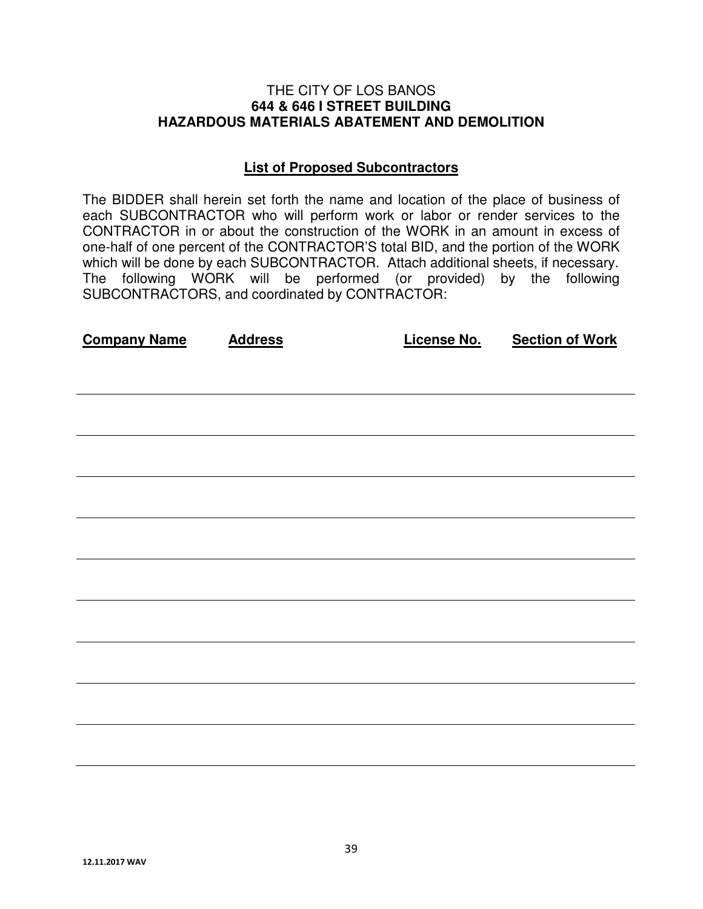THE CITY OF LOS BANOS
**644 & 646 I STREET BUILDING**
**HAZARDOUS MATERIALS ABATEMENT AND DEMOLITION**

## List of Proposed Subcontractors

The BIDDER shall herein set forth the name and location of the place of business of each SUBCONTRACTOR who will perform work or labor or render services to the CONTRACTOR in or about the construction of the WORK in an amount in excess of one-half of one percent of the CONTRACTOR'S total BID, and the portion of the WORK which will be done by each SUBCONTRACTOR. Attach additional sheets, if necessary. The following WORK will be performed (or provided) by the following SUBCONTRACTORS, and coordinated by CONTRACTOR:

| Company Name | Address | License No. | Section of Work |
| --- | --- | --- | --- |
| | | | |
| | | | |
| | | | |
| | | | |
| | | | |
| | | | |
| | | | |
| | | | |
| | | | |

12.11.2017 WAV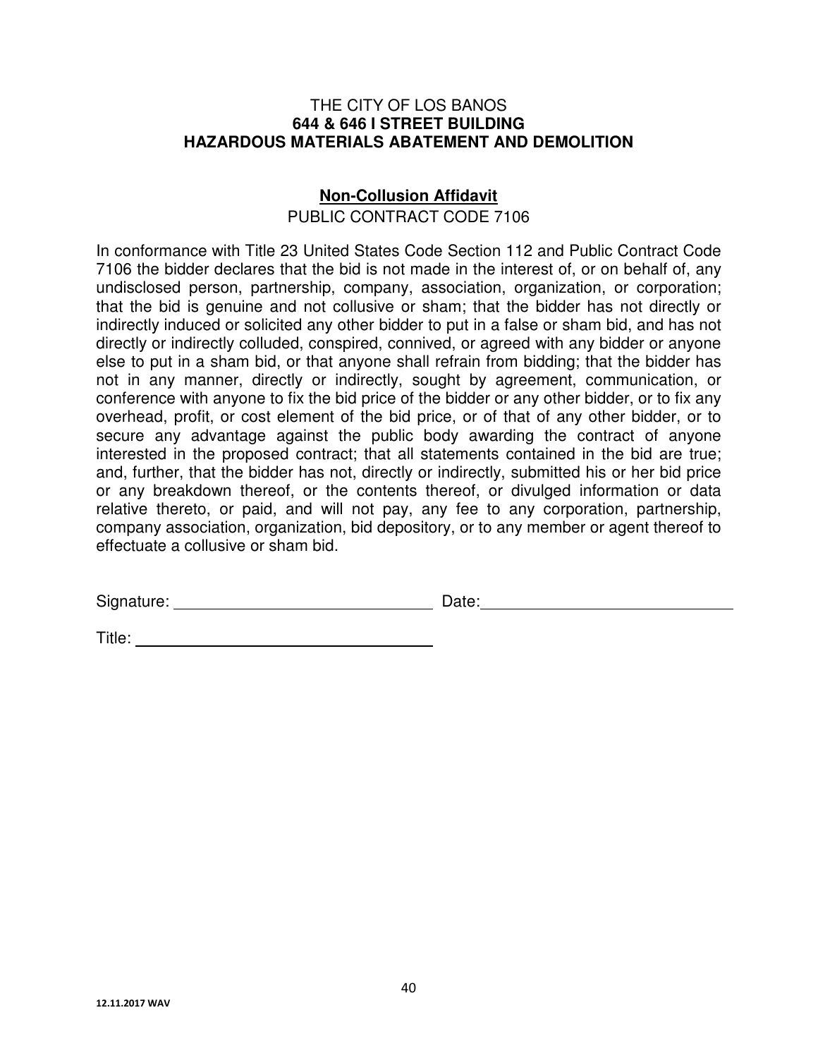THE CITY OF LOS BANOS

**644 & 646 I STREET BUILDING**

**HAZARDOUS MATERIALS ABATEMENT AND DEMOLITION**

## Non-Collusion Affidavit

PUBLIC CONTRACT CODE 7106

In conformance with Title 23 United States Code Section 112 and Public Contract Code 7106 the bidder declares that the bid is not made in the interest of, or on behalf of, any undisclosed person, partnership, company, association, organization, or corporation; that the bid is genuine and not collusive or sham; that the bidder has not directly or indirectly induced or solicited any other bidder to put in a false or sham bid, and has not directly or indirectly colluded, conspired, connived, or agreed with any bidder or anyone else to put in a sham bid, or that anyone shall refrain from bidding; that the bidder has not in any manner, directly or indirectly, sought by agreement, communication, or conference with anyone to fix the bid price of the bidder or any other bidder, or to fix any overhead, profit, or cost element of the bid price, or of that of any other bidder, or to secure any advantage against the public body awarding the contract of anyone interested in the proposed contract; that all statements contained in the bid are true; and, further, that the bidder has not, directly or indirectly, submitted his or her bid price or any breakdown thereof, or the contents thereof, or divulged information or data relative thereto, or paid, and will not pay, any fee to any corporation, partnership, company association, organization, bid depository, or to any member or agent thereof to effectuate a collusive or sham bid.

Signature: ______________________________ Date: ______________________________

Title: ______________________________

12.11.2017 WAV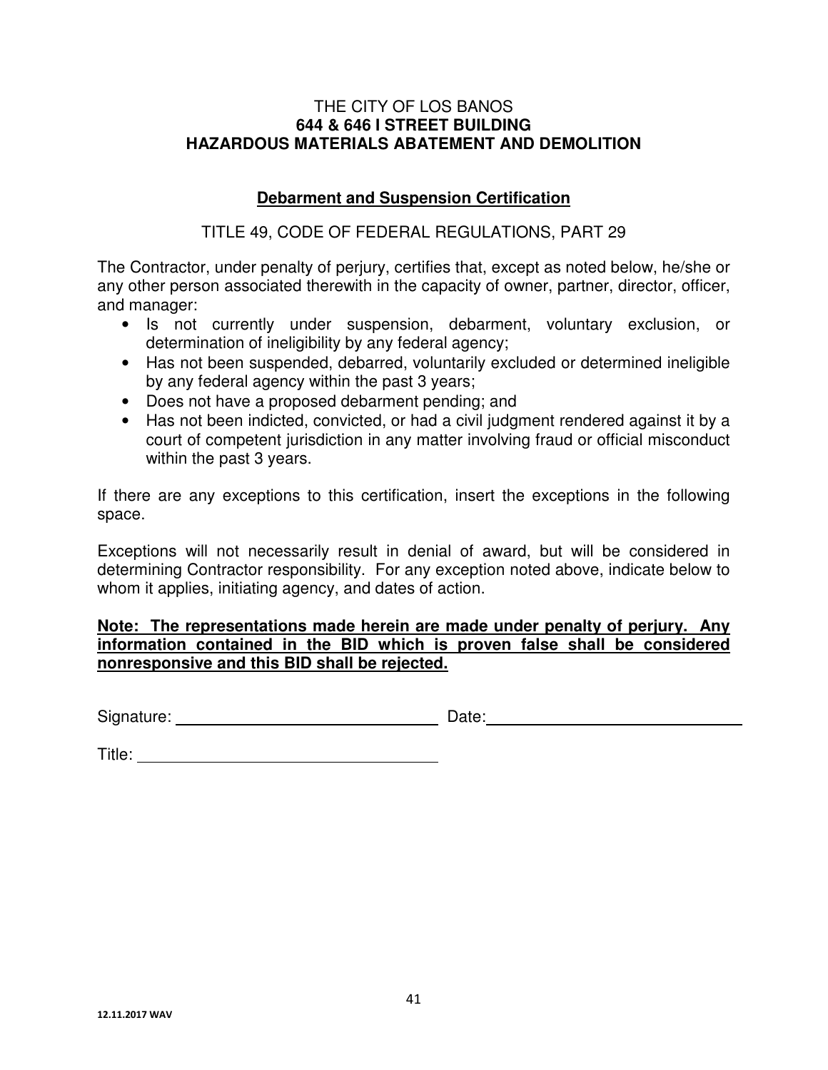THE CITY OF LOS BANOS
**644 & 646 I STREET BUILDING**
**HAZARDOUS MATERIALS ABATEMENT AND DEMOLITION**

## <u>Debarment and Suspension Certification</u>

TITLE 49, CODE OF FEDERAL REGULATIONS, PART 29

The Contractor, under penalty of perjury, certifies that, except as noted below, he/she or any other person associated therewith in the capacity of owner, partner, director, officer, and manager:

- Is not currently under suspension, debarment, voluntary exclusion, or determination of ineligibility by any federal agency;
- Has not been suspended, debarred, voluntarily excluded or determined ineligible by any federal agency within the past 3 years;
- Does not have a proposed debarment pending; and
- Has not been indicted, convicted, or had a civil judgment rendered against it by a court of competent jurisdiction in any matter involving fraud or official misconduct within the past 3 years.

If there are any exceptions to this certification, insert the exceptions in the following space.

Exceptions will not necessarily result in denial of award, but will be considered in determining Contractor responsibility. For any exception noted above, indicate below to whom it applies, initiating agency, and dates of action.

**<u>Note: The representations made herein are made under penalty of perjury. Any information contained in the BID which is proven false shall be considered nonresponsive and this BID shall be rejected.</u>**

Signature: ______________________________ Date: ______________________________

Title: ______________________________

12.11.2017 WAV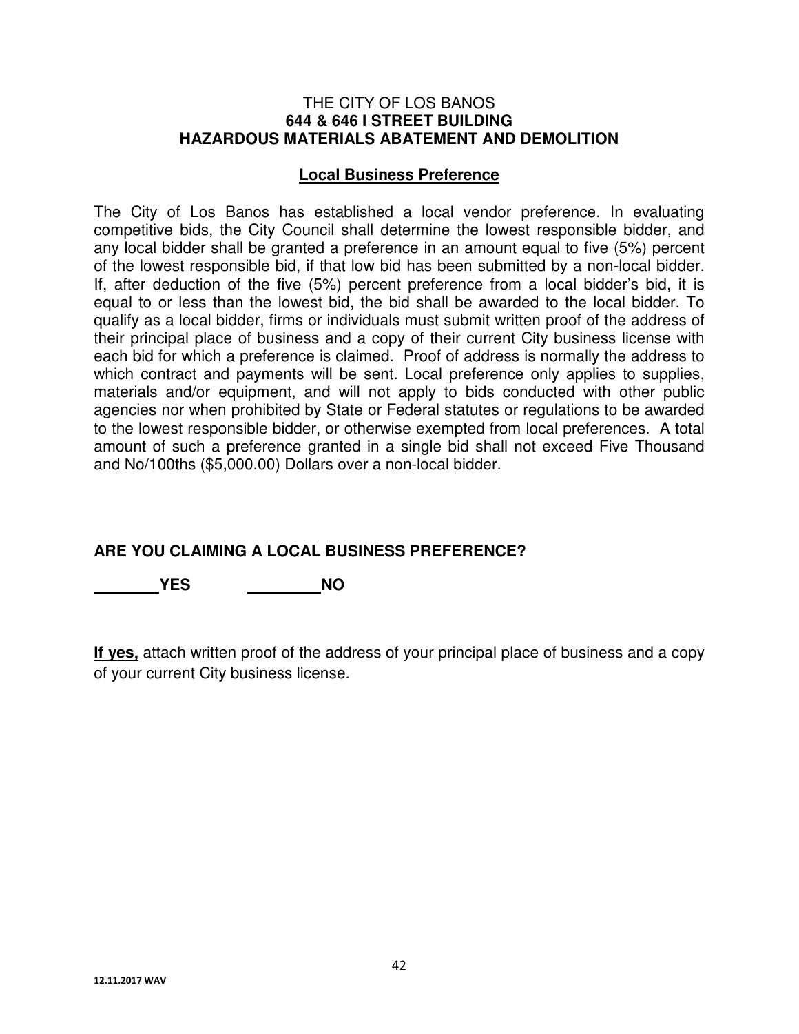THE CITY OF LOS BANOS
**644 & 646 I STREET BUILDING**
**HAZARDOUS MATERIALS ABATEMENT AND DEMOLITION**

## Local Business Preference

The City of Los Banos has established a local vendor preference. In evaluating competitive bids, the City Council shall determine the lowest responsible bidder, and any local bidder shall be granted a preference in an amount equal to five (5%) percent of the lowest responsible bid, if that low bid has been submitted by a non-local bidder. If, after deduction of the five (5%) percent preference from a local bidder's bid, it is equal to or less than the lowest bid, the bid shall be awarded to the local bidder. To qualify as a local bidder, firms or individuals must submit written proof of the address of their principal place of business and a copy of their current City business license with each bid for which a preference is claimed. Proof of address is normally the address to which contract and payments will be sent. Local preference only applies to supplies, materials and/or equipment, and will not apply to bids conducted with other public agencies nor when prohibited by State or Federal statutes or regulations to be awarded to the lowest responsible bidder, or otherwise exempted from local preferences. A total amount of such a preference granted in a single bid shall not exceed Five Thousand and No/100ths ($5,000.00) Dollars over a non-local bidder.

**ARE YOU CLAIMING A LOCAL BUSINESS PREFERENCE?**

**\_\_\_\_\_\_\_\_YES \_\_\_\_\_\_\_\_\_NO**

**If yes,** attach written proof of the address of your principal place of business and a copy of your current City business license.

12.11.2017 WAV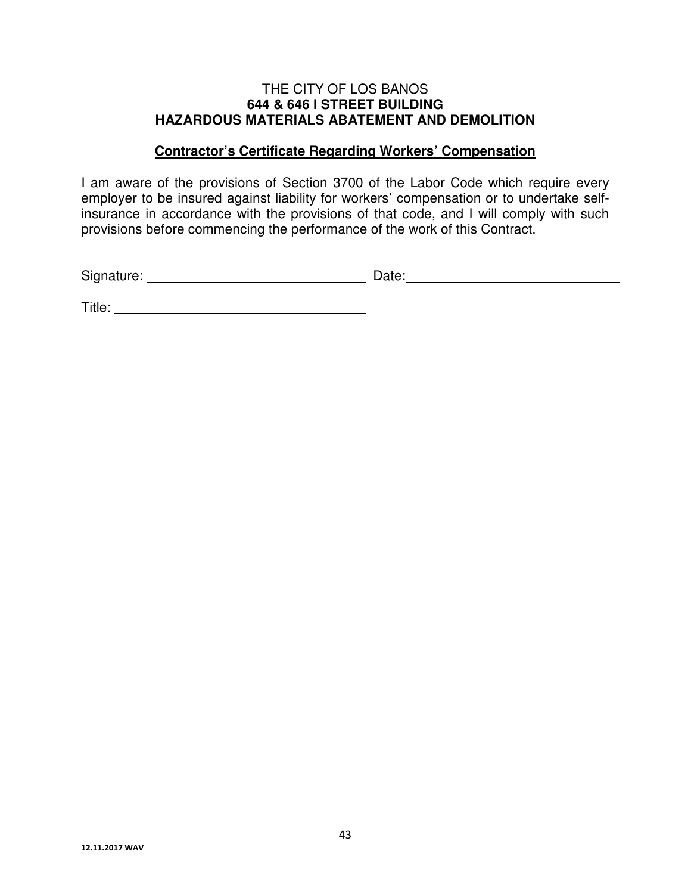THE CITY OF LOS BANOS

**644 & 646 I STREET BUILDING**

**HAZARDOUS MATERIALS ABATEMENT AND DEMOLITION**

**Contractor's Certificate Regarding Workers' Compensation**

I am aware of the provisions of Section 3700 of the Labor Code which require every employer to be insured against liability for workers' compensation or to undertake self-insurance in accordance with the provisions of that code, and I will comply with such provisions before commencing the performance of the work of this Contract.

Signature: ______________________________ Date: ______________________________

Title: ______________________________

12.11.2017 WAV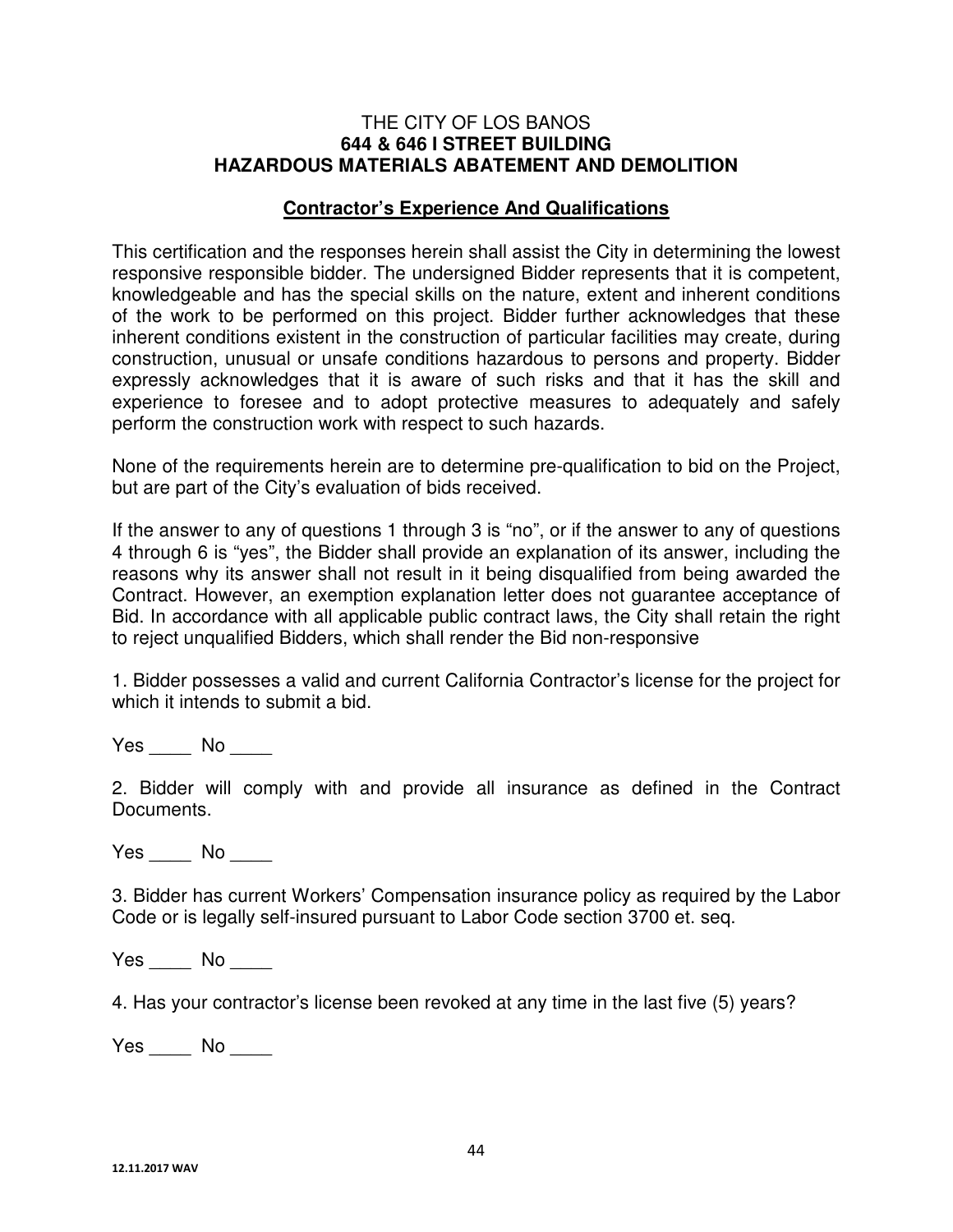THE CITY OF LOS BANOS
**644 & 646 I STREET BUILDING**
**HAZARDOUS MATERIALS ABATEMENT AND DEMOLITION**

## <u>**Contractor's Experience And Qualifications**</u>

This certification and the responses herein shall assist the City in determining the lowest responsive responsible bidder. The undersigned Bidder represents that it is competent, knowledgeable and has the special skills on the nature, extent and inherent conditions of the work to be performed on this project. Bidder further acknowledges that these inherent conditions existent in the construction of particular facilities may create, during construction, unusual or unsafe conditions hazardous to persons and property. Bidder expressly acknowledges that it is aware of such risks and that it has the skill and experience to foresee and to adopt protective measures to adequately and safely perform the construction work with respect to such hazards.

None of the requirements herein are to determine pre-qualification to bid on the Project, but are part of the City's evaluation of bids received.

If the answer to any of questions 1 through 3 is "no", or if the answer to any of questions 4 through 6 is "yes", the Bidder shall provide an explanation of its answer, including the reasons why its answer shall not result in it being disqualified from being awarded the Contract. However, an exemption explanation letter does not guarantee acceptance of Bid. In accordance with all applicable public contract laws, the City shall retain the right to reject unqualified Bidders, which shall render the Bid non-responsive

1. Bidder possesses a valid and current California Contractor's license for the project for which it intends to submit a bid.

Yes ____ No ____

2. Bidder will comply with and provide all insurance as defined in the Contract Documents.

Yes ____ No ____

3. Bidder has current Workers' Compensation insurance policy as required by the Labor Code or is legally self-insured pursuant to Labor Code section 3700 et. seq.

Yes ____ No ____

4. Has your contractor's license been revoked at any time in the last five (5) years?

Yes ____ No ____

12.11.2017 WAV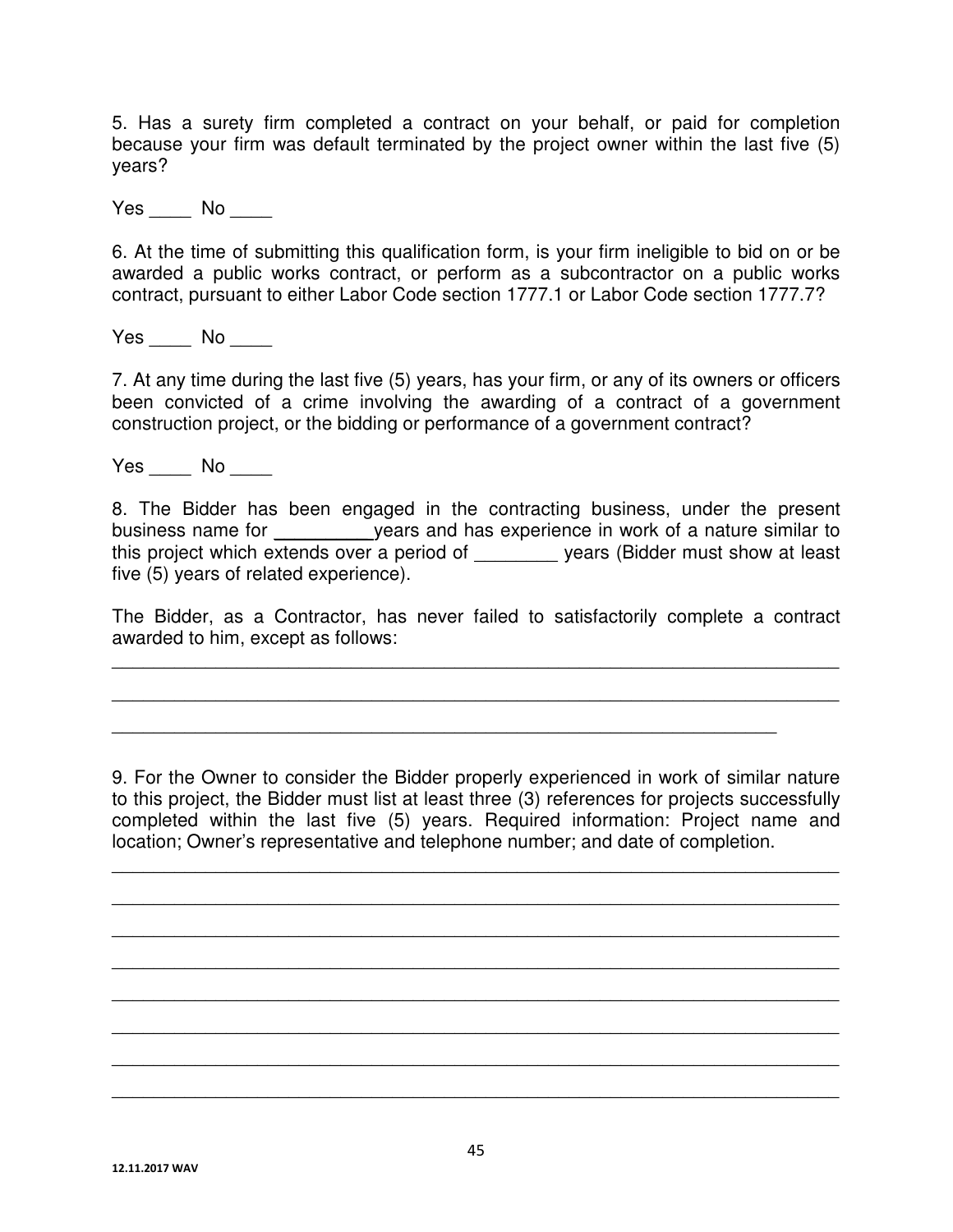5. Has a surety firm completed a contract on your behalf, or paid for completion because your firm was default terminated by the project owner within the last five (5) years?

Yes ____ No ____

6. At the time of submitting this qualification form, is your firm ineligible to bid on or be awarded a public works contract, or perform as a subcontractor on a public works contract, pursuant to either Labor Code section 1777.1 or Labor Code section 1777.7?

Yes ____ No ____

7. At any time during the last five (5) years, has your firm, or any of its owners or officers been convicted of a crime involving the awarding of a contract of a government construction project, or the bidding or performance of a government contract?

Yes ____ No ____

8. The Bidder has been engaged in the contracting business, under the present business name for __________years and has experience in work of a nature similar to this project which extends over a period of ________ years (Bidder must show at least five (5) years of related experience).

The Bidder, as a Contractor, has never failed to satisfactorily complete a contract awarded to him, except as follows:

______________________________________________________________________

______________________________________________________________________

__________________________________________________________________

9. For the Owner to consider the Bidder properly experienced in work of similar nature to this project, the Bidder must list at least three (3) references for projects successfully completed within the last five (5) years. Required information: Project name and location; Owner's representative and telephone number; and date of completion.

______________________________________________________________________

______________________________________________________________________

______________________________________________________________________

______________________________________________________________________

______________________________________________________________________

______________________________________________________________________

______________________________________________________________________

______________________________________________________________________

12.11.2017 WAV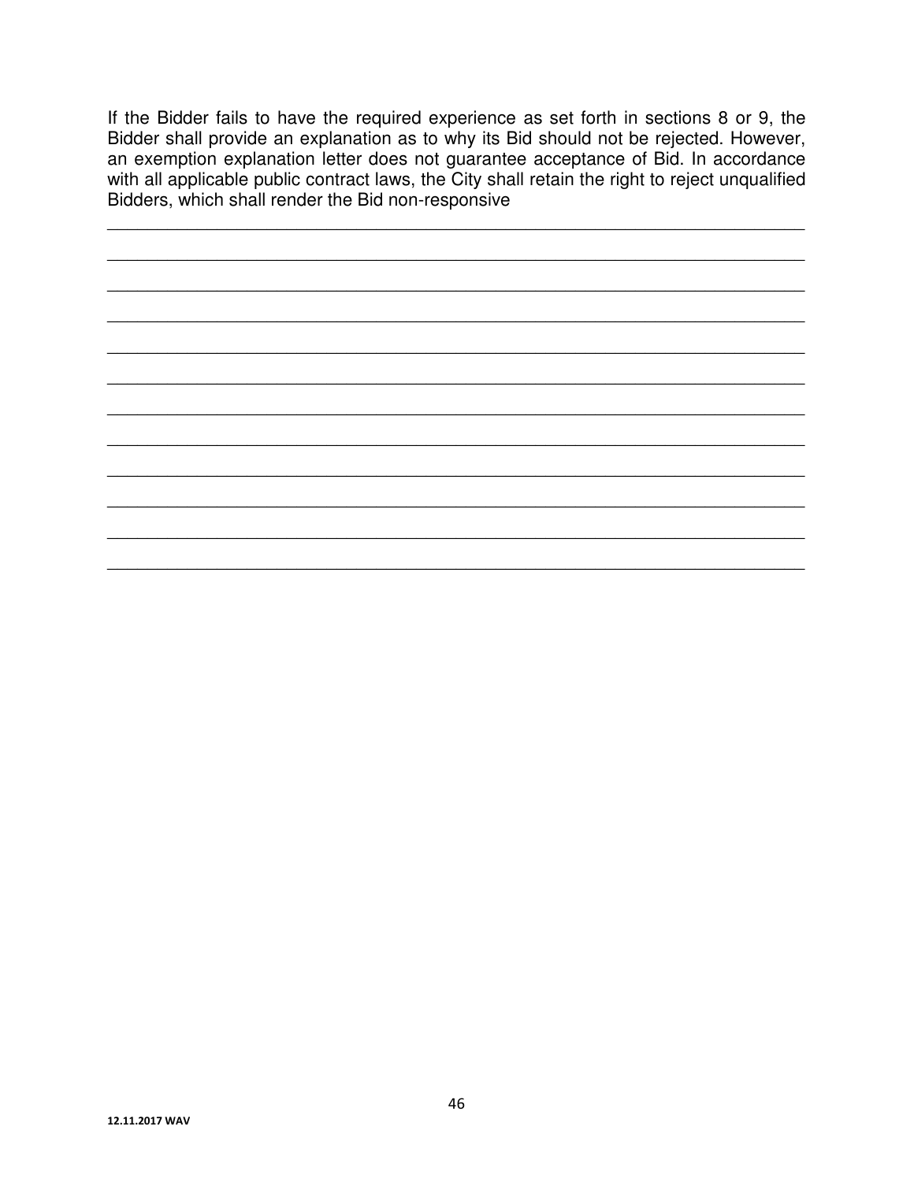If the Bidder fails to have the required experience as set forth in sections 8 or 9, the Bidder shall provide an explanation as to why its Bid should not be rejected. However, an exemption explanation letter does not guarantee acceptance of Bid. In accordance with all applicable public contract laws, the City shall retain the right to reject unqualified Bidders, which shall render the Bid non-responsive

________________________________________________________________________

________________________________________________________________________

________________________________________________________________________

________________________________________________________________________

________________________________________________________________________

________________________________________________________________________

________________________________________________________________________

________________________________________________________________________

________________________________________________________________________

________________________________________________________________________

________________________________________________________________________

________________________________________________________________________

12.11.2017 WAV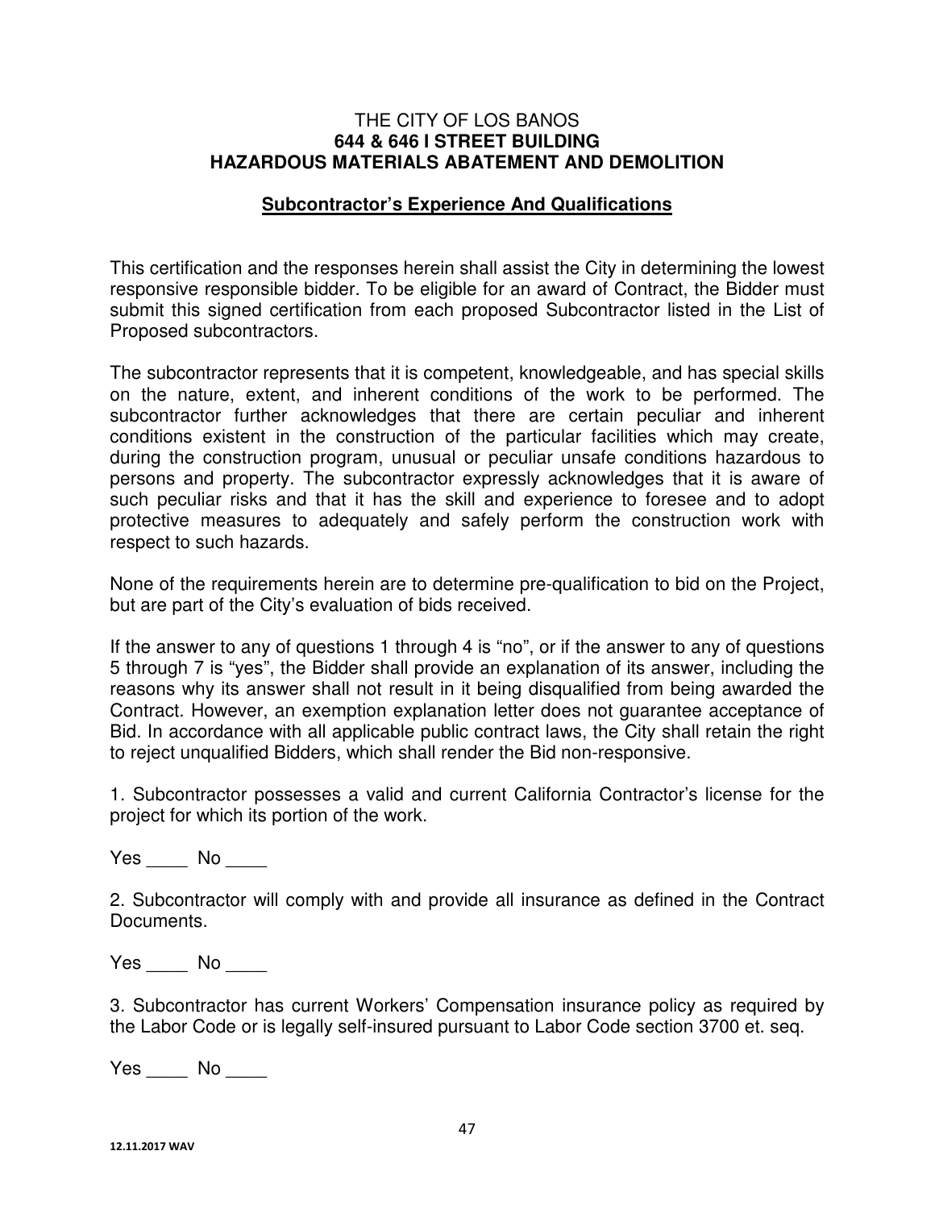THE CITY OF LOS BANOS
**644 & 646 I STREET BUILDING**
**HAZARDOUS MATERIALS ABATEMENT AND DEMOLITION**

## **Subcontractor's Experience And Qualifications**

This certification and the responses herein shall assist the City in determining the lowest responsive responsible bidder. To be eligible for an award of Contract, the Bidder must submit this signed certification from each proposed Subcontractor listed in the List of Proposed subcontractors.

The subcontractor represents that it is competent, knowledgeable, and has special skills on the nature, extent, and inherent conditions of the work to be performed. The subcontractor further acknowledges that there are certain peculiar and inherent conditions existent in the construction of the particular facilities which may create, during the construction program, unusual or peculiar unsafe conditions hazardous to persons and property. The subcontractor expressly acknowledges that it is aware of such peculiar risks and that it has the skill and experience to foresee and to adopt protective measures to adequately and safely perform the construction work with respect to such hazards.

None of the requirements herein are to determine pre-qualification to bid on the Project, but are part of the City's evaluation of bids received.

If the answer to any of questions 1 through 4 is "no", or if the answer to any of questions 5 through 7 is "yes", the Bidder shall provide an explanation of its answer, including the reasons why its answer shall not result in it being disqualified from being awarded the Contract. However, an exemption explanation letter does not guarantee acceptance of Bid. In accordance with all applicable public contract laws, the City shall retain the right to reject unqualified Bidders, which shall render the Bid non-responsive.

1. Subcontractor possesses a valid and current California Contractor's license for the project for which its portion of the work.

Yes ____ No ____

2. Subcontractor will comply with and provide all insurance as defined in the Contract Documents.

Yes ____ No ____

3. Subcontractor has current Workers' Compensation insurance policy as required by the Labor Code or is legally self-insured pursuant to Labor Code section 3700 et. seq.

Yes ____ No ____

12.11.2017 WAV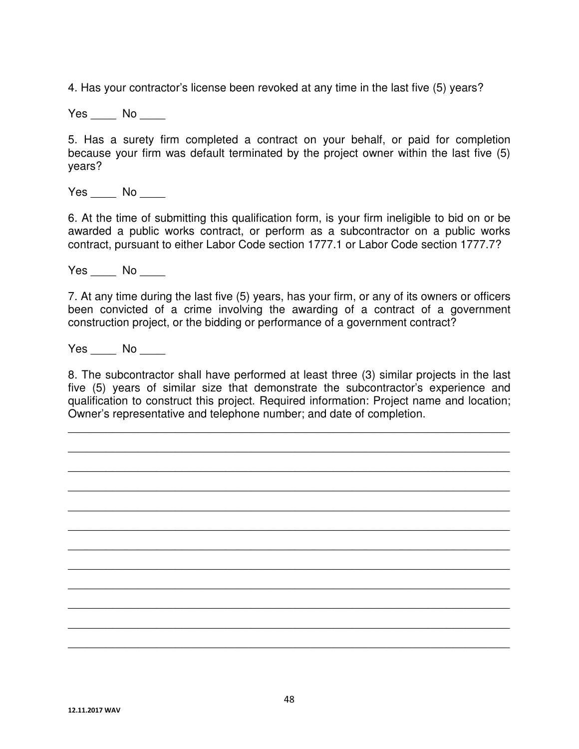4. Has your contractor's license been revoked at any time in the last five (5) years?

Yes ____ No ____

5. Has a surety firm completed a contract on your behalf, or paid for completion because your firm was default terminated by the project owner within the last five (5) years?

Yes ____ No ____

6. At the time of submitting this qualification form, is your firm ineligible to bid on or be awarded a public works contract, or perform as a subcontractor on a public works contract, pursuant to either Labor Code section 1777.1 or Labor Code section 1777.7?

Yes ____ No ____

7. At any time during the last five (5) years, has your firm, or any of its owners or officers been convicted of a crime involving the awarding of a contract of a government construction project, or the bidding or performance of a government contract?

Yes ____ No ____

8. The subcontractor shall have performed at least three (3) similar projects in the last five (5) years of similar size that demonstrate the subcontractor's experience and qualification to construct this project. Required information: Project name and location; Owner's representative and telephone number; and date of completion.

______________________________________________________________________

______________________________________________________________________

______________________________________________________________________

______________________________________________________________________

______________________________________________________________________

______________________________________________________________________

______________________________________________________________________

______________________________________________________________________

______________________________________________________________________

______________________________________________________________________

______________________________________________________________________

______________________________________________________________________

12.11.2017 WAV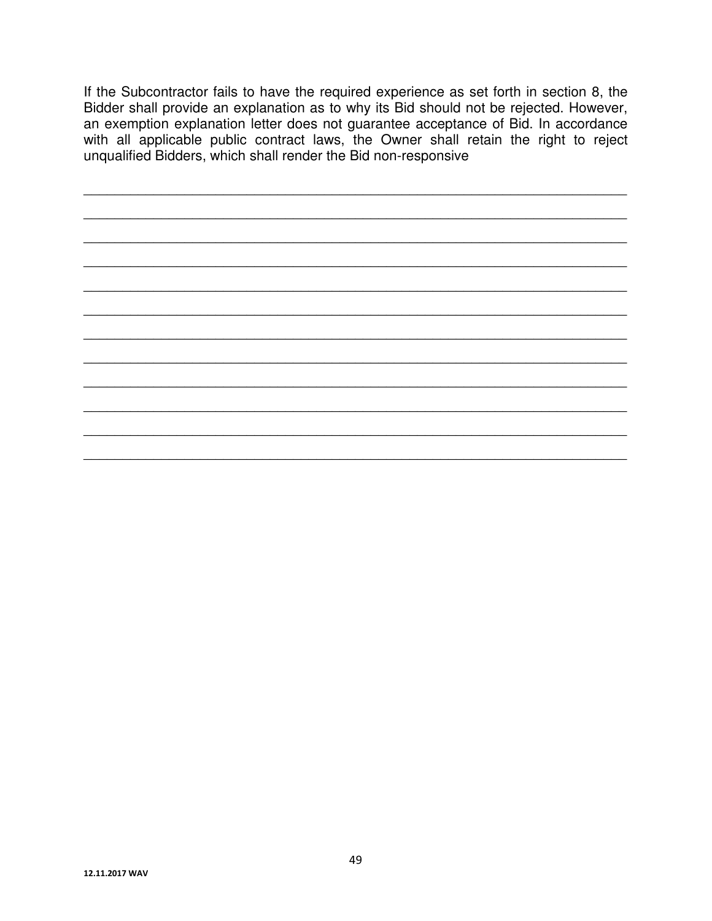If the Subcontractor fails to have the required experience as set forth in section 8, the Bidder shall provide an explanation as to why its Bid should not be rejected. However, an exemption explanation letter does not guarantee acceptance of Bid. In accordance with all applicable public contract laws, the Owner shall retain the right to reject unqualified Bidders, which shall render the Bid non-responsive

\_\_\_\_\_\_\_\_\_\_\_\_\_\_\_\_\_\_\_\_\_\_\_\_\_\_\_\_\_\_\_\_\_\_\_\_\_\_\_\_\_\_\_\_\_\_\_\_\_\_\_\_\_\_\_\_\_\_\_\_\_\_\_\_\_\_\_\_\_\_\_\_

\_\_\_\_\_\_\_\_\_\_\_\_\_\_\_\_\_\_\_\_\_\_\_\_\_\_\_\_\_\_\_\_\_\_\_\_\_\_\_\_\_\_\_\_\_\_\_\_\_\_\_\_\_\_\_\_\_\_\_\_\_\_\_\_\_\_\_\_\_\_\_\_

\_\_\_\_\_\_\_\_\_\_\_\_\_\_\_\_\_\_\_\_\_\_\_\_\_\_\_\_\_\_\_\_\_\_\_\_\_\_\_\_\_\_\_\_\_\_\_\_\_\_\_\_\_\_\_\_\_\_\_\_\_\_\_\_\_\_\_\_\_\_\_\_

\_\_\_\_\_\_\_\_\_\_\_\_\_\_\_\_\_\_\_\_\_\_\_\_\_\_\_\_\_\_\_\_\_\_\_\_\_\_\_\_\_\_\_\_\_\_\_\_\_\_\_\_\_\_\_\_\_\_\_\_\_\_\_\_\_\_\_\_\_\_\_\_

\_\_\_\_\_\_\_\_\_\_\_\_\_\_\_\_\_\_\_\_\_\_\_\_\_\_\_\_\_\_\_\_\_\_\_\_\_\_\_\_\_\_\_\_\_\_\_\_\_\_\_\_\_\_\_\_\_\_\_\_\_\_\_\_\_\_\_\_\_\_\_\_

\_\_\_\_\_\_\_\_\_\_\_\_\_\_\_\_\_\_\_\_\_\_\_\_\_\_\_\_\_\_\_\_\_\_\_\_\_\_\_\_\_\_\_\_\_\_\_\_\_\_\_\_\_\_\_\_\_\_\_\_\_\_\_\_\_\_\_\_\_\_\_\_

\_\_\_\_\_\_\_\_\_\_\_\_\_\_\_\_\_\_\_\_\_\_\_\_\_\_\_\_\_\_\_\_\_\_\_\_\_\_\_\_\_\_\_\_\_\_\_\_\_\_\_\_\_\_\_\_\_\_\_\_\_\_\_\_\_\_\_\_\_\_\_\_

\_\_\_\_\_\_\_\_\_\_\_\_\_\_\_\_\_\_\_\_\_\_\_\_\_\_\_\_\_\_\_\_\_\_\_\_\_\_\_\_\_\_\_\_\_\_\_\_\_\_\_\_\_\_\_\_\_\_\_\_\_\_\_\_\_\_\_\_\_\_\_\_

\_\_\_\_\_\_\_\_\_\_\_\_\_\_\_\_\_\_\_\_\_\_\_\_\_\_\_\_\_\_\_\_\_\_\_\_\_\_\_\_\_\_\_\_\_\_\_\_\_\_\_\_\_\_\_\_\_\_\_\_\_\_\_\_\_\_\_\_\_\_\_\_

\_\_\_\_\_\_\_\_\_\_\_\_\_\_\_\_\_\_\_\_\_\_\_\_\_\_\_\_\_\_\_\_\_\_\_\_\_\_\_\_\_\_\_\_\_\_\_\_\_\_\_\_\_\_\_\_\_\_\_\_\_\_\_\_\_\_\_\_\_\_\_\_

\_\_\_\_\_\_\_\_\_\_\_\_\_\_\_\_\_\_\_\_\_\_\_\_\_\_\_\_\_\_\_\_\_\_\_\_\_\_\_\_\_\_\_\_\_\_\_\_\_\_\_\_\_\_\_\_\_\_\_\_\_\_\_\_\_\_\_\_\_\_\_\_

\_\_\_\_\_\_\_\_\_\_\_\_\_\_\_\_\_\_\_\_\_\_\_\_\_\_\_\_\_\_\_\_\_\_\_\_\_\_\_\_\_\_\_\_\_\_\_\_\_\_\_\_\_\_\_\_\_\_\_\_\_\_\_\_\_\_\_\_\_\_\_\_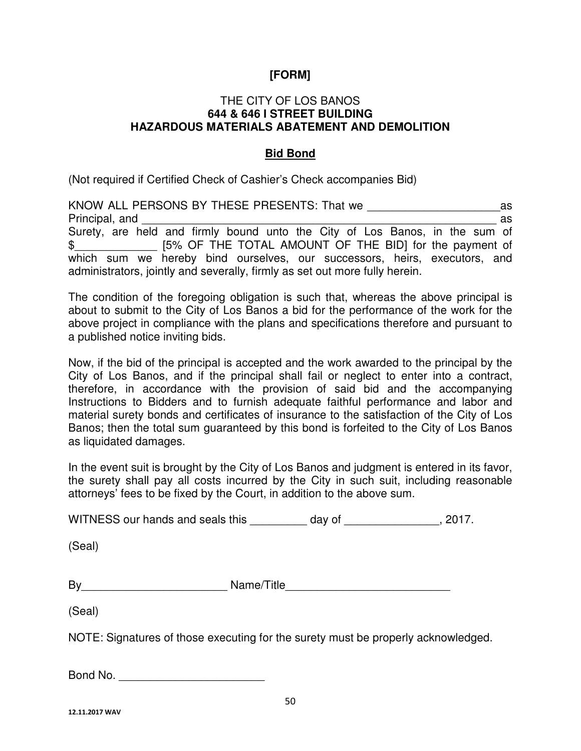**[FORM]**

THE CITY OF LOS BANOS
**644 & 646 I STREET BUILDING**
**HAZARDOUS MATERIALS ABATEMENT AND DEMOLITION**

**Bid Bond**

(Not required if Certified Check of Cashier's Check accompanies Bid)

KNOW ALL PERSONS BY THESE PRESENTS: That we _____________________as Principal, and ___________________________________________________________ as Surety, are held and firmly bound unto the City of Los Banos, in the sum of $_____________ [5% OF THE TOTAL AMOUNT OF THE BID] for the payment of which sum we hereby bind ourselves, our successors, heirs, executors, and administrators, jointly and severally, firmly as set out more fully herein.

The condition of the foregoing obligation is such that, whereas the above principal is about to submit to the City of Los Banos a bid for the performance of the work for the above project in compliance with the plans and specifications therefore and pursuant to a published notice inviting bids.

Now, if the bid of the principal is accepted and the work awarded to the principal by the City of Los Banos, and if the principal shall fail or neglect to enter into a contract, therefore, in accordance with the provision of said bid and the accompanying Instructions to Bidders and to furnish adequate faithful performance and labor and material surety bonds and certificates of insurance to the satisfaction of the City of Los Banos; then the total sum guaranteed by this bond is forfeited to the City of Los Banos as liquidated damages.

In the event suit is brought by the City of Los Banos and judgment is entered in its favor, the surety shall pay all costs incurred by the City in such suit, including reasonable attorneys' fees to be fixed by the Court, in addition to the above sum.

WITNESS our hands and seals this _________ day of _______________, 2017.

(Seal)

By_______________________ Name/Title__________________________

(Seal)

NOTE: Signatures of those executing for the surety must be properly acknowledged.

Bond No. _______________________

12.11.2017 WAV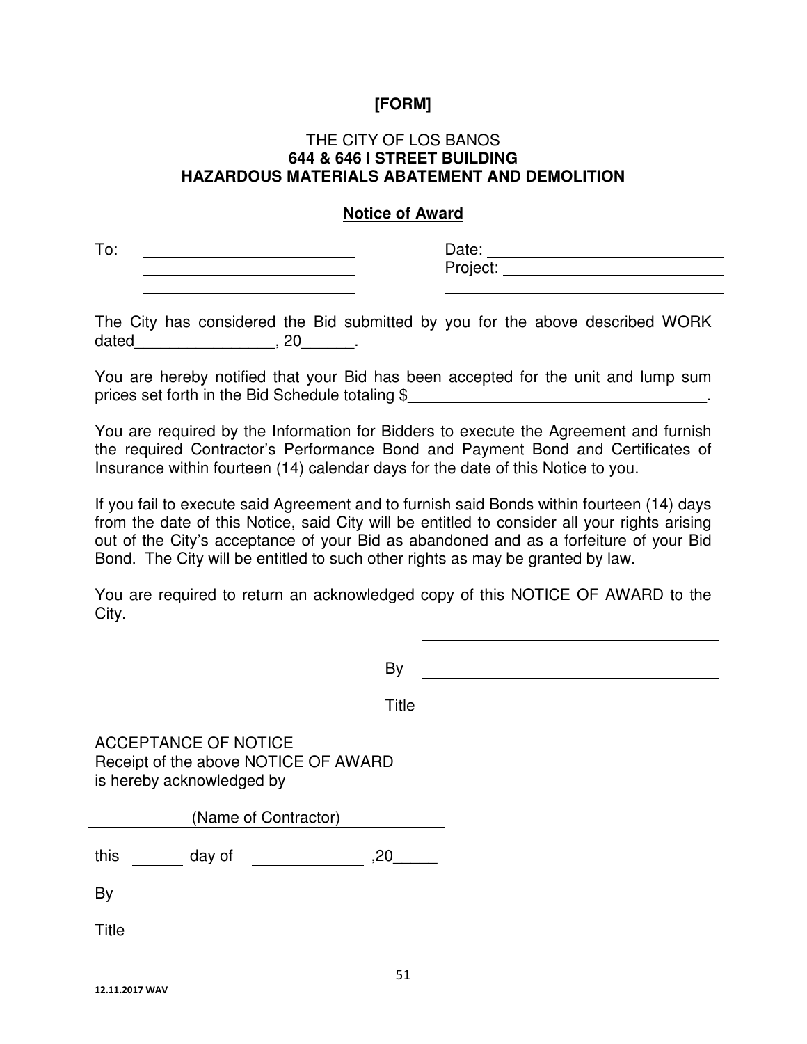**[FORM]**

THE CITY OF LOS BANOS
**644 & 646 I STREET BUILDING**
**HAZARDOUS MATERIALS ABATEMENT AND DEMOLITION**

**Notice of Award**

To: ________________________ Date: ________________________
________________________ Project: ________________________
________________________ ________________________

The City has considered the Bid submitted by you for the above described WORK dated________________, 20______.

You are hereby notified that your Bid has been accepted for the unit and lump sum prices set forth in the Bid Schedule totaling $___________________________________.

You are required by the Information for Bidders to execute the Agreement and furnish the required Contractor's Performance Bond and Payment Bond and Certificates of Insurance within fourteen (14) calendar days for the date of this Notice to you.

If you fail to execute said Agreement and to furnish said Bonds within fourteen (14) days from the date of this Notice, said City will be entitled to consider all your rights arising out of the City's acceptance of your Bid as abandoned and as a forfeiture of your Bid Bond. The City will be entitled to such other rights as may be granted by law.

You are required to return an acknowledged copy of this NOTICE OF AWARD to the City.

________________________________

By ________________________________

Title ________________________________

ACCEPTANCE OF NOTICE
Receipt of the above NOTICE OF AWARD
is hereby acknowledged by

________________________________
(Name of Contractor)

this ______ day of ____________ ,20_____

By ________________________________

Title ________________________________

12.11.2017 WAV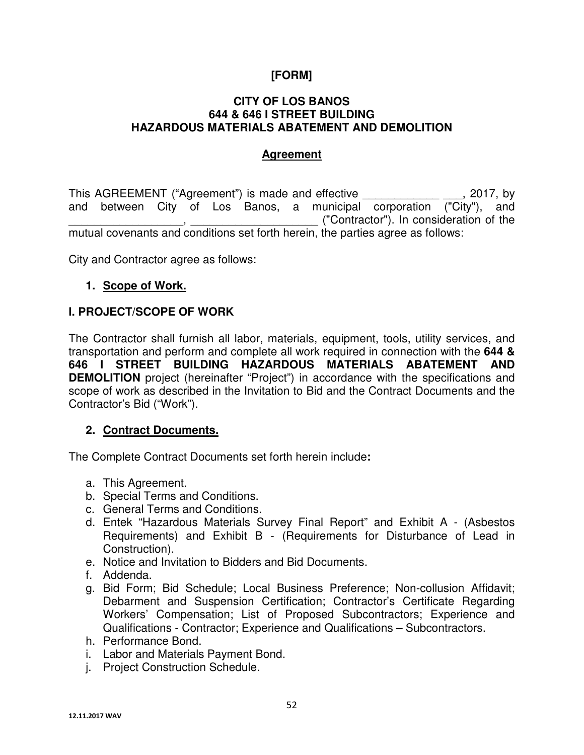**[FORM]**

**CITY OF LOS BANOS**
**644 & 646 I STREET BUILDING**
**HAZARDOUS MATERIALS ABATEMENT AND DEMOLITION**

**<u>Agreement</u>**

This AGREEMENT ("Agreement") is made and effective ____________ ___, 2017, by and between City of Los Banos, a municipal corporation ("City"), and __________________, ____________________ ("Contractor"). In consideration of the mutual covenants and conditions set forth herein, the parties agree as follows:

City and Contractor agree as follows:

1. **<u>Scope of Work.</u>**

**I. PROJECT/SCOPE OF WORK**

The Contractor shall furnish all labor, materials, equipment, tools, utility services, and transportation and perform and complete all work required in connection with the **644 & 646 I STREET BUILDING HAZARDOUS MATERIALS ABATEMENT AND DEMOLITION** project (hereinafter "Project") in accordance with the specifications and scope of work as described in the Invitation to Bid and the Contract Documents and the Contractor's Bid ("Work").

2. **<u>Contract Documents.</u>**

The Complete Contract Documents set forth herein include**:**

a. This Agreement.
b. Special Terms and Conditions.
c. General Terms and Conditions.
d. Entek "Hazardous Materials Survey Final Report" and Exhibit A - (Asbestos Requirements) and Exhibit B - (Requirements for Disturbance of Lead in Construction).
e. Notice and Invitation to Bidders and Bid Documents.
f. Addenda.
g. Bid Form; Bid Schedule; Local Business Preference; Non-collusion Affidavit; Debarment and Suspension Certification; Contractor's Certificate Regarding Workers' Compensation; List of Proposed Subcontractors; Experience and Qualifications - Contractor; Experience and Qualifications – Subcontractors.
h. Performance Bond.
i. Labor and Materials Payment Bond.
j. Project Construction Schedule.

12.11.2017 WAV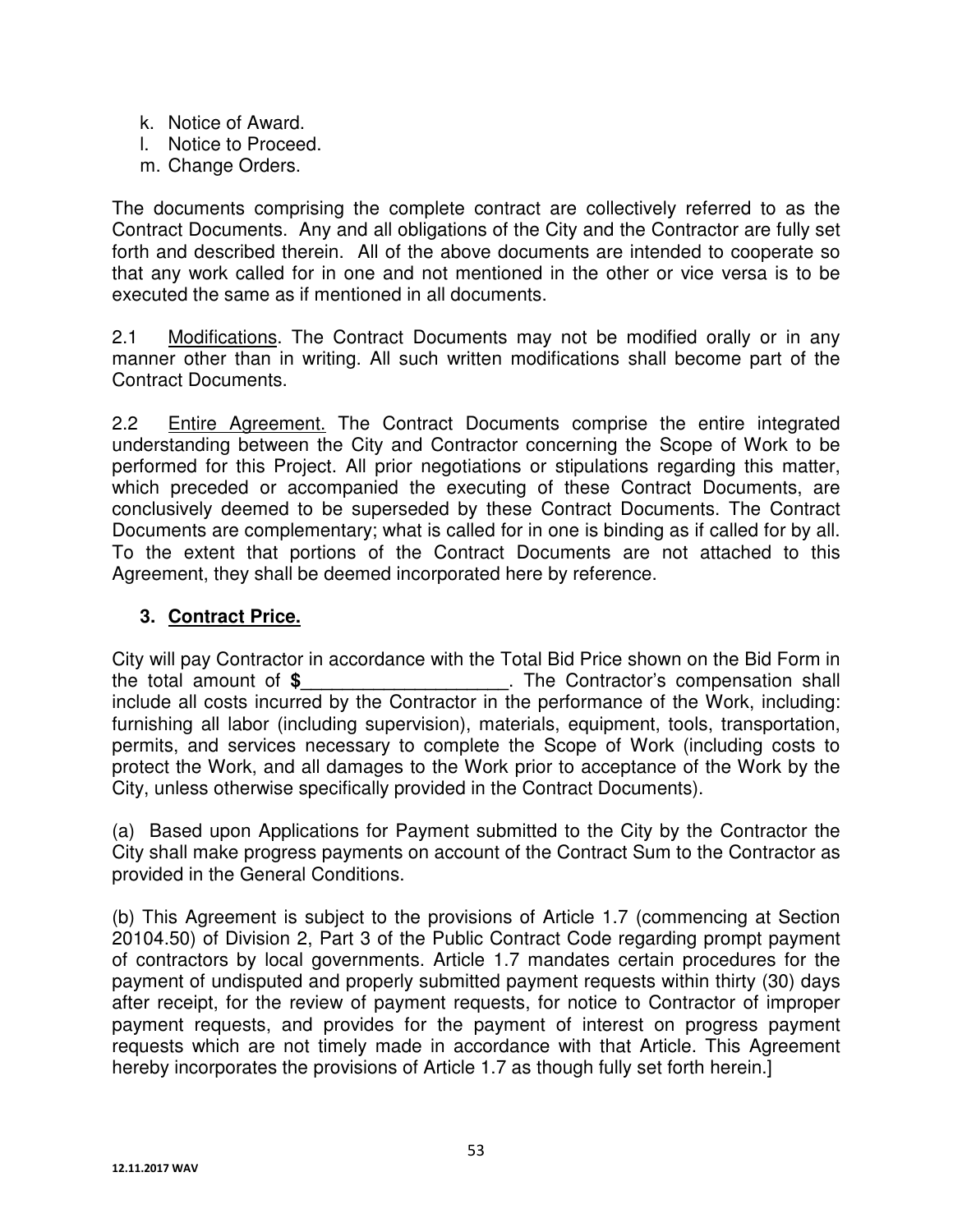k. Notice of Award.
l. Notice to Proceed.
m. Change Orders.

The documents comprising the complete contract are collectively referred to as the Contract Documents. Any and all obligations of the City and the Contractor are fully set forth and described therein. All of the above documents are intended to cooperate so that any work called for in one and not mentioned in the other or vice versa is to be executed the same as if mentioned in all documents.

2.1 Modifications. The Contract Documents may not be modified orally or in any manner other than in writing. All such written modifications shall become part of the Contract Documents.

2.2 Entire Agreement. The Contract Documents comprise the entire integrated understanding between the City and Contractor concerning the Scope of Work to be performed for this Project. All prior negotiations or stipulations regarding this matter, which preceded or accompanied the executing of these Contract Documents, are conclusively deemed to be superseded by these Contract Documents. The Contract Documents are complementary; what is called for in one is binding as if called for by all. To the extent that portions of the Contract Documents are not attached to this Agreement, they shall be deemed incorporated here by reference.

## 3. Contract Price.

City will pay Contractor in accordance with the Total Bid Price shown on the Bid Form in the total amount of **$____________________**. The Contractor's compensation shall include all costs incurred by the Contractor in the performance of the Work, including: furnishing all labor (including supervision), materials, equipment, tools, transportation, permits, and services necessary to complete the Scope of Work (including costs to protect the Work, and all damages to the Work prior to acceptance of the Work by the City, unless otherwise specifically provided in the Contract Documents).

(a) Based upon Applications for Payment submitted to the City by the Contractor the City shall make progress payments on account of the Contract Sum to the Contractor as provided in the General Conditions.

(b) This Agreement is subject to the provisions of Article 1.7 (commencing at Section 20104.50) of Division 2, Part 3 of the Public Contract Code regarding prompt payment of contractors by local governments. Article 1.7 mandates certain procedures for the payment of undisputed and properly submitted payment requests within thirty (30) days after receipt, for the review of payment requests, for notice to Contractor of improper payment requests, and provides for the payment of interest on progress payment requests which are not timely made in accordance with that Article. This Agreement hereby incorporates the provisions of Article 1.7 as though fully set forth herein.]

12.11.2017 WAV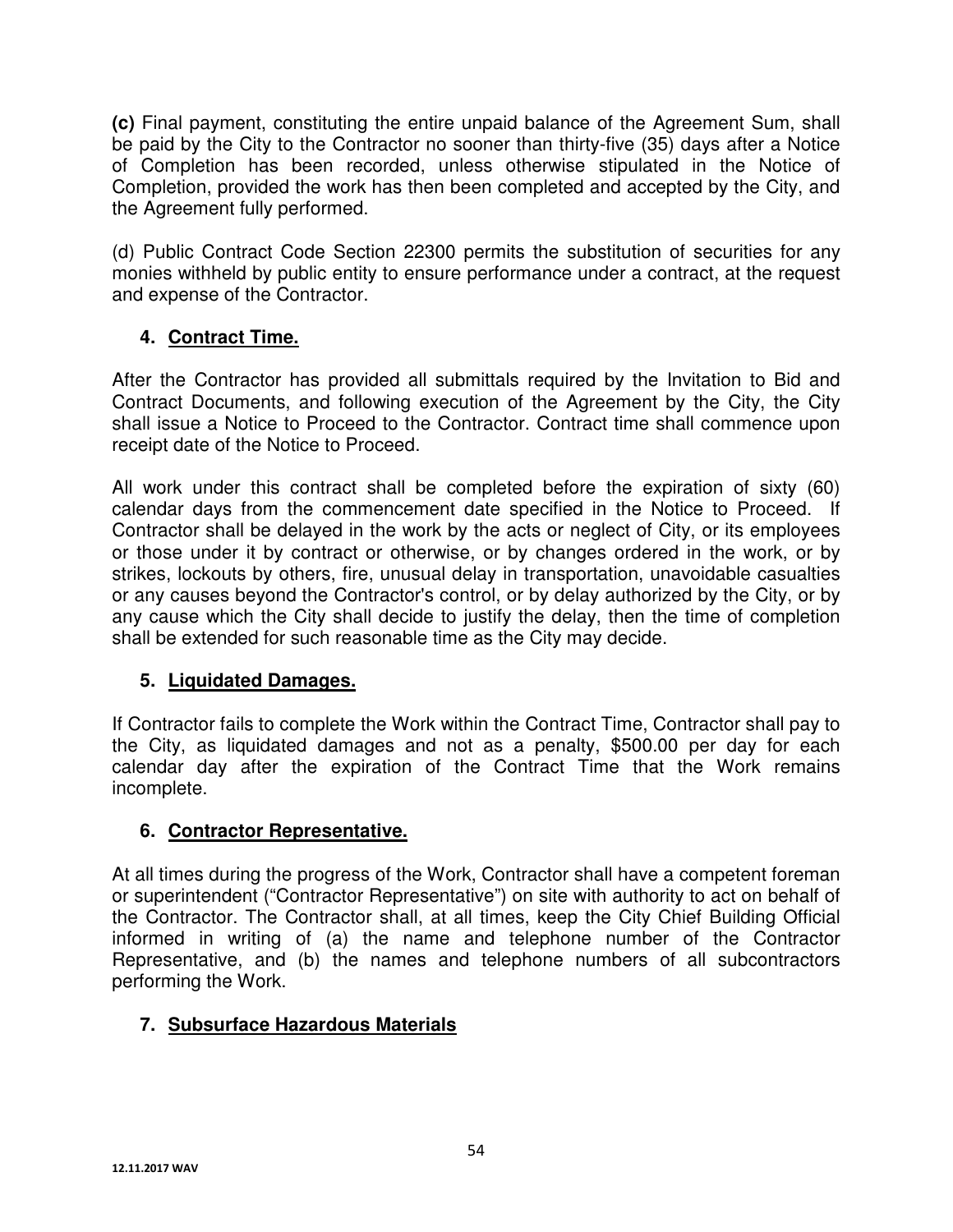**(c)** Final payment, constituting the entire unpaid balance of the Agreement Sum, shall be paid by the City to the Contractor no sooner than thirty-five (35) days after a Notice of Completion has been recorded, unless otherwise stipulated in the Notice of Completion, provided the work has then been completed and accepted by the City, and the Agreement fully performed.

(d) Public Contract Code Section 22300 permits the substitution of securities for any monies withheld by public entity to ensure performance under a contract, at the request and expense of the Contractor.

## 4. Contract Time.

After the Contractor has provided all submittals required by the Invitation to Bid and Contract Documents, and following execution of the Agreement by the City, the City shall issue a Notice to Proceed to the Contractor. Contract time shall commence upon receipt date of the Notice to Proceed.

All work under this contract shall be completed before the expiration of sixty (60) calendar days from the commencement date specified in the Notice to Proceed. If Contractor shall be delayed in the work by the acts or neglect of City, or its employees or those under it by contract or otherwise, or by changes ordered in the work, or by strikes, lockouts by others, fire, unusual delay in transportation, unavoidable casualties or any causes beyond the Contractor's control, or by delay authorized by the City, or by any cause which the City shall decide to justify the delay, then the time of completion shall be extended for such reasonable time as the City may decide.

## 5. Liquidated Damages.

If Contractor fails to complete the Work within the Contract Time, Contractor shall pay to the City, as liquidated damages and not as a penalty, $500.00 per day for each calendar day after the expiration of the Contract Time that the Work remains incomplete.

## 6. Contractor Representative.

At all times during the progress of the Work, Contractor shall have a competent foreman or superintendent ("Contractor Representative") on site with authority to act on behalf of the Contractor. The Contractor shall, at all times, keep the City Chief Building Official informed in writing of (a) the name and telephone number of the Contractor Representative, and (b) the names and telephone numbers of all subcontractors performing the Work.

## 7. Subsurface Hazardous Materials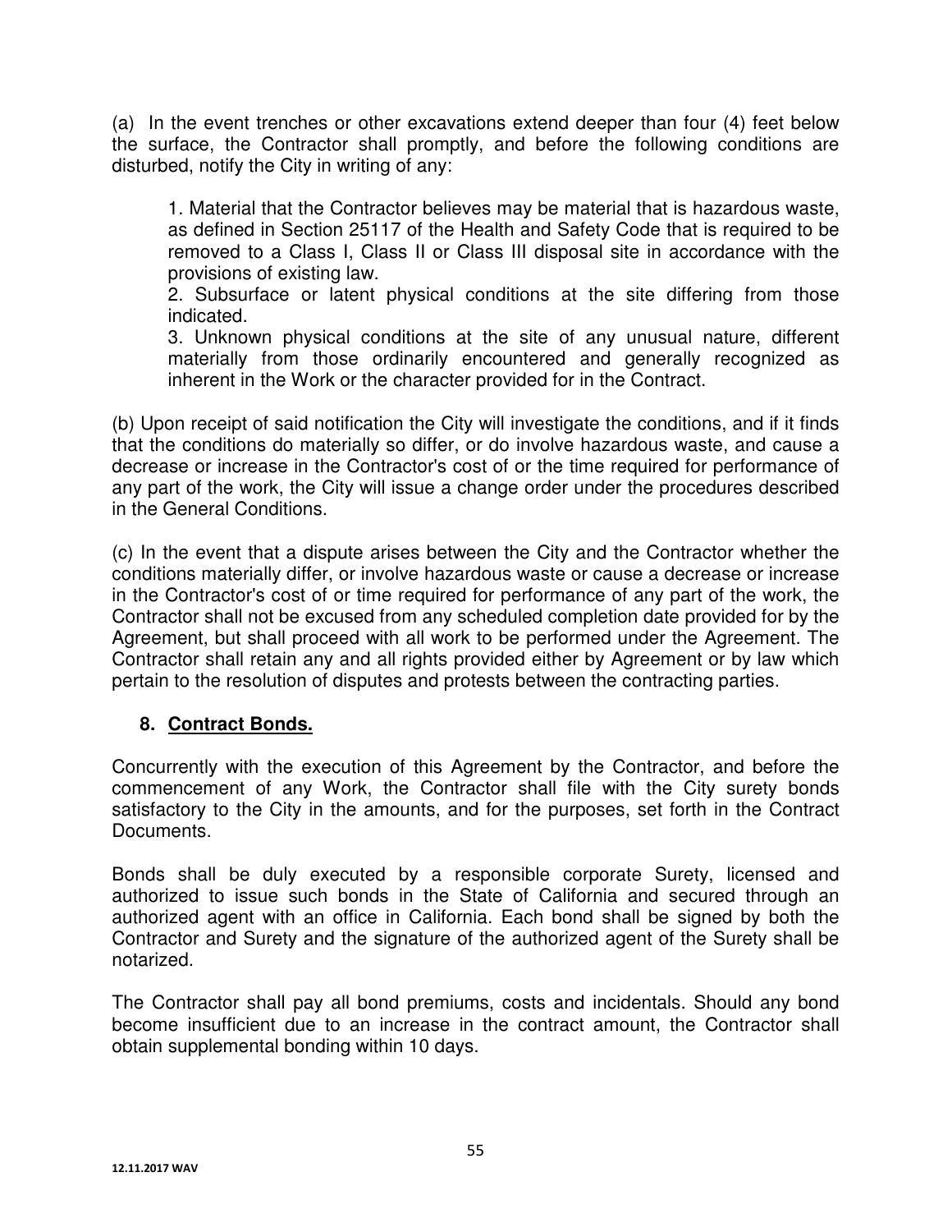(a) In the event trenches or other excavations extend deeper than four (4) feet below the surface, the Contractor shall promptly, and before the following conditions are disturbed, notify the City in writing of any:

> 1. Material that the Contractor believes may be material that is hazardous waste, as defined in Section 25117 of the Health and Safety Code that is required to be removed to a Class I, Class II or Class III disposal site in accordance with the provisions of existing law.
> 2. Subsurface or latent physical conditions at the site differing from those indicated.
> 3. Unknown physical conditions at the site of any unusual nature, different materially from those ordinarily encountered and generally recognized as inherent in the Work or the character provided for in the Contract.

(b) Upon receipt of said notification the City will investigate the conditions, and if it finds that the conditions do materially so differ, or do involve hazardous waste, and cause a decrease or increase in the Contractor's cost of or the time required for performance of any part of the work, the City will issue a change order under the procedures described in the General Conditions.

(c) In the event that a dispute arises between the City and the Contractor whether the conditions materially differ, or involve hazardous waste or cause a decrease or increase in the Contractor's cost of or time required for performance of any part of the work, the Contractor shall not be excused from any scheduled completion date provided for by the Agreement, but shall proceed with all work to be performed under the Agreement. The Contractor shall retain any and all rights provided either by Agreement or by law which pertain to the resolution of disputes and protests between the contracting parties.

## 8. Contract Bonds.

Concurrently with the execution of this Agreement by the Contractor, and before the commencement of any Work, the Contractor shall file with the City surety bonds satisfactory to the City in the amounts, and for the purposes, set forth in the Contract Documents.

Bonds shall be duly executed by a responsible corporate Surety, licensed and authorized to issue such bonds in the State of California and secured through an authorized agent with an office in California. Each bond shall be signed by both the Contractor and Surety and the signature of the authorized agent of the Surety shall be notarized.

The Contractor shall pay all bond premiums, costs and incidentals. Should any bond become insufficient due to an increase in the contract amount, the Contractor shall obtain supplemental bonding within 10 days.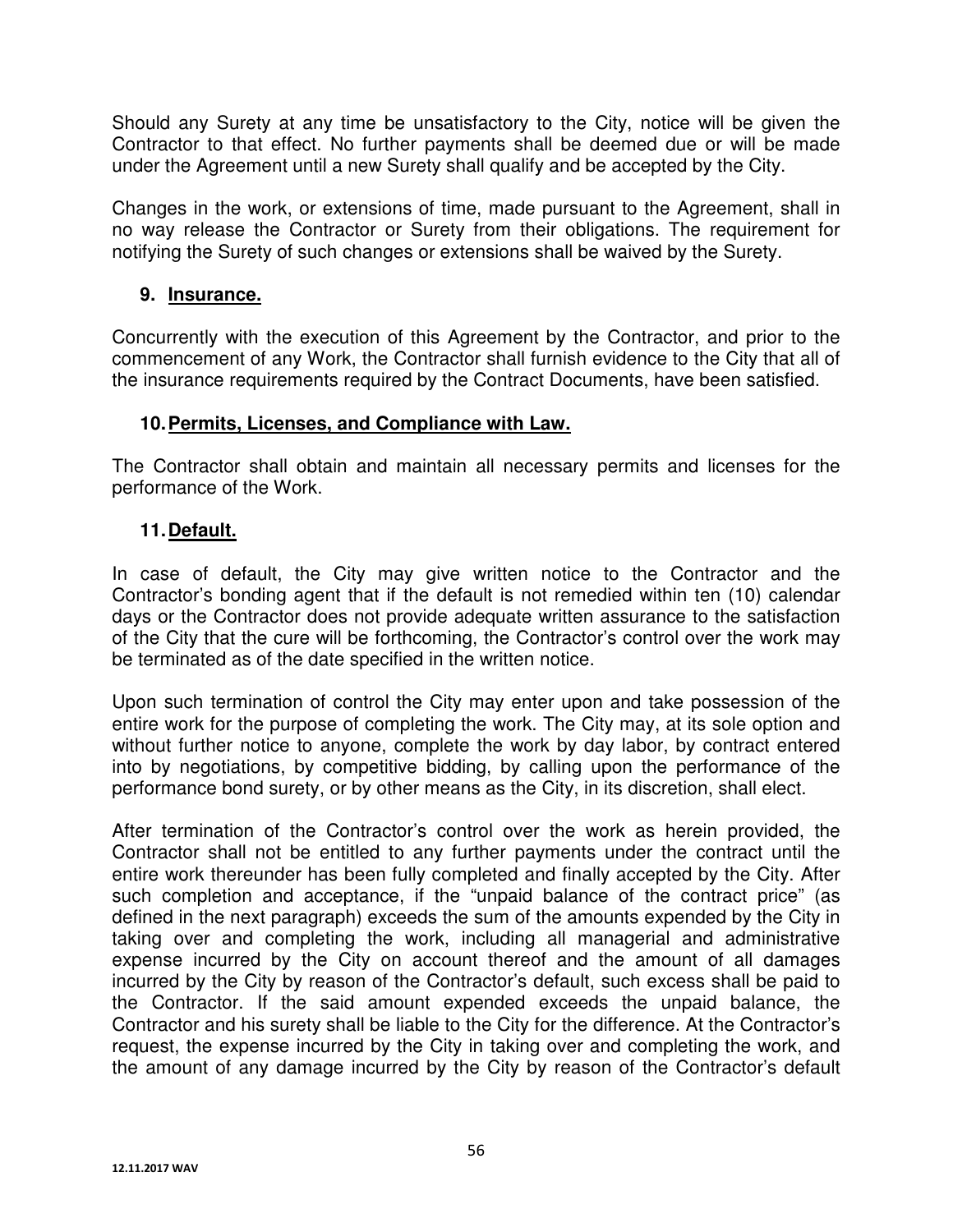Should any Surety at any time be unsatisfactory to the City, notice will be given the Contractor to that effect. No further payments shall be deemed due or will be made under the Agreement until a new Surety shall qualify and be accepted by the City.

Changes in the work, or extensions of time, made pursuant to the Agreement, shall in no way release the Contractor or Surety from their obligations. The requirement for notifying the Surety of such changes or extensions shall be waived by the Surety.

## 9. Insurance.

Concurrently with the execution of this Agreement by the Contractor, and prior to the commencement of any Work, the Contractor shall furnish evidence to the City that all of the insurance requirements required by the Contract Documents, have been satisfied.

## 10. Permits, Licenses, and Compliance with Law.

The Contractor shall obtain and maintain all necessary permits and licenses for the performance of the Work.

## 11. Default.

In case of default, the City may give written notice to the Contractor and the Contractor's bonding agent that if the default is not remedied within ten (10) calendar days or the Contractor does not provide adequate written assurance to the satisfaction of the City that the cure will be forthcoming, the Contractor's control over the work may be terminated as of the date specified in the written notice.

Upon such termination of control the City may enter upon and take possession of the entire work for the purpose of completing the work. The City may, at its sole option and without further notice to anyone, complete the work by day labor, by contract entered into by negotiations, by competitive bidding, by calling upon the performance of the performance bond surety, or by other means as the City, in its discretion, shall elect.

After termination of the Contractor's control over the work as herein provided, the Contractor shall not be entitled to any further payments under the contract until the entire work thereunder has been fully completed and finally accepted by the City. After such completion and acceptance, if the "unpaid balance of the contract price" (as defined in the next paragraph) exceeds the sum of the amounts expended by the City in taking over and completing the work, including all managerial and administrative expense incurred by the City on account thereof and the amount of all damages incurred by the City by reason of the Contractor's default, such excess shall be paid to the Contractor. If the said amount expended exceeds the unpaid balance, the Contractor and his surety shall be liable to the City for the difference. At the Contractor's request, the expense incurred by the City in taking over and completing the work, and the amount of any damage incurred by the City by reason of the Contractor's default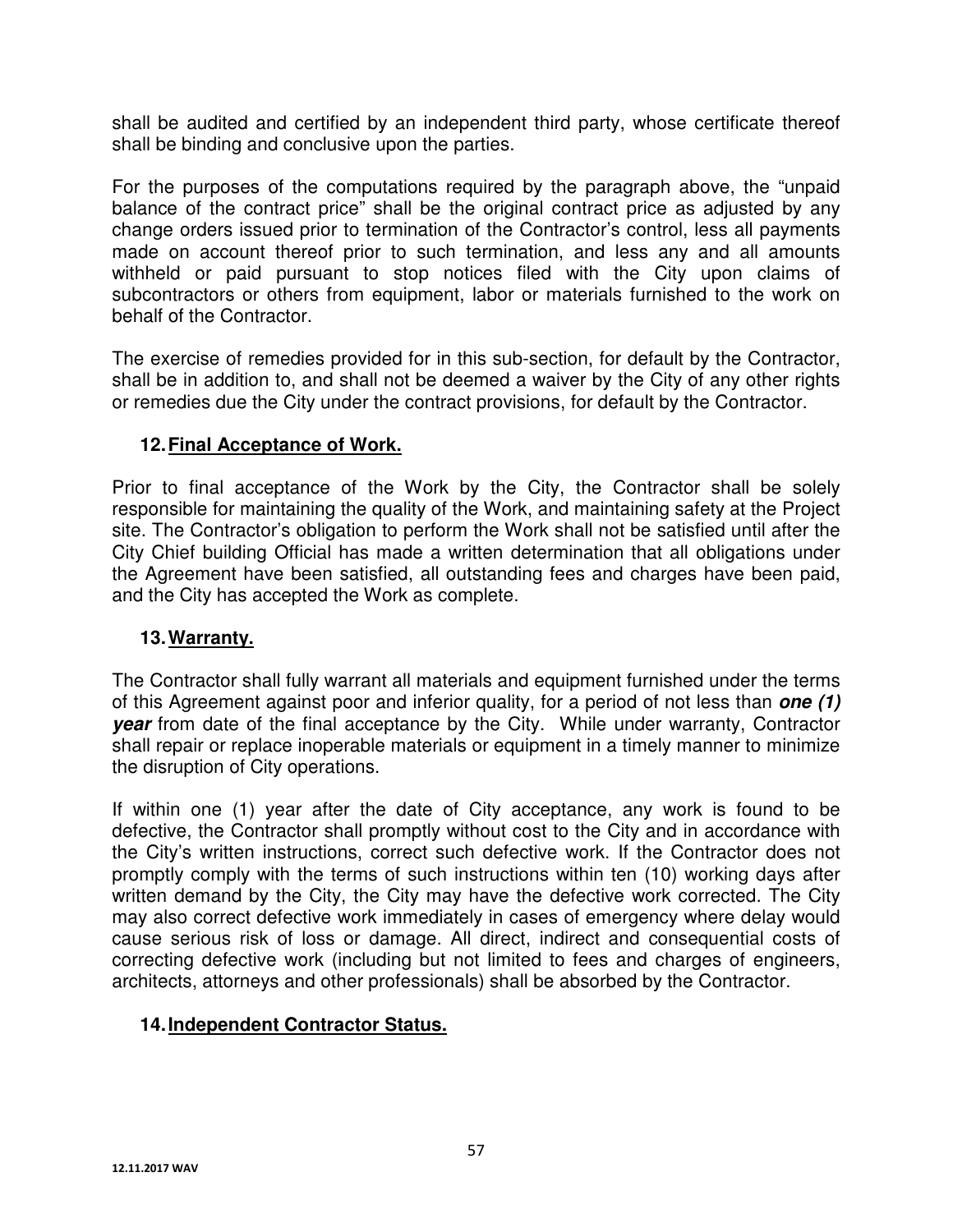shall be audited and certified by an independent third party, whose certificate thereof shall be binding and conclusive upon the parties.

For the purposes of the computations required by the paragraph above, the "unpaid balance of the contract price" shall be the original contract price as adjusted by any change orders issued prior to termination of the Contractor's control, less all payments made on account thereof prior to such termination, and less any and all amounts withheld or paid pursuant to stop notices filed with the City upon claims of subcontractors or others from equipment, labor or materials furnished to the work on behalf of the Contractor.

The exercise of remedies provided for in this sub-section, for default by the Contractor, shall be in addition to, and shall not be deemed a waiver by the City of any other rights or remedies due the City under the contract provisions, for default by the Contractor.

### 12. Final Acceptance of Work.

Prior to final acceptance of the Work by the City, the Contractor shall be solely responsible for maintaining the quality of the Work, and maintaining safety at the Project site. The Contractor's obligation to perform the Work shall not be satisfied until after the City Chief building Official has made a written determination that all obligations under the Agreement have been satisfied, all outstanding fees and charges have been paid, and the City has accepted the Work as complete.

### 13. Warranty.

The Contractor shall fully warrant all materials and equipment furnished under the terms of this Agreement against poor and inferior quality, for a period of not less than ***one (1) year*** from date of the final acceptance by the City. While under warranty, Contractor shall repair or replace inoperable materials or equipment in a timely manner to minimize the disruption of City operations.

If within one (1) year after the date of City acceptance, any work is found to be defective, the Contractor shall promptly without cost to the City and in accordance with the City's written instructions, correct such defective work. If the Contractor does not promptly comply with the terms of such instructions within ten (10) working days after written demand by the City, the City may have the defective work corrected. The City may also correct defective work immediately in cases of emergency where delay would cause serious risk of loss or damage. All direct, indirect and consequential costs of correcting defective work (including but not limited to fees and charges of engineers, architects, attorneys and other professionals) shall be absorbed by the Contractor.

### 14. Independent Contractor Status.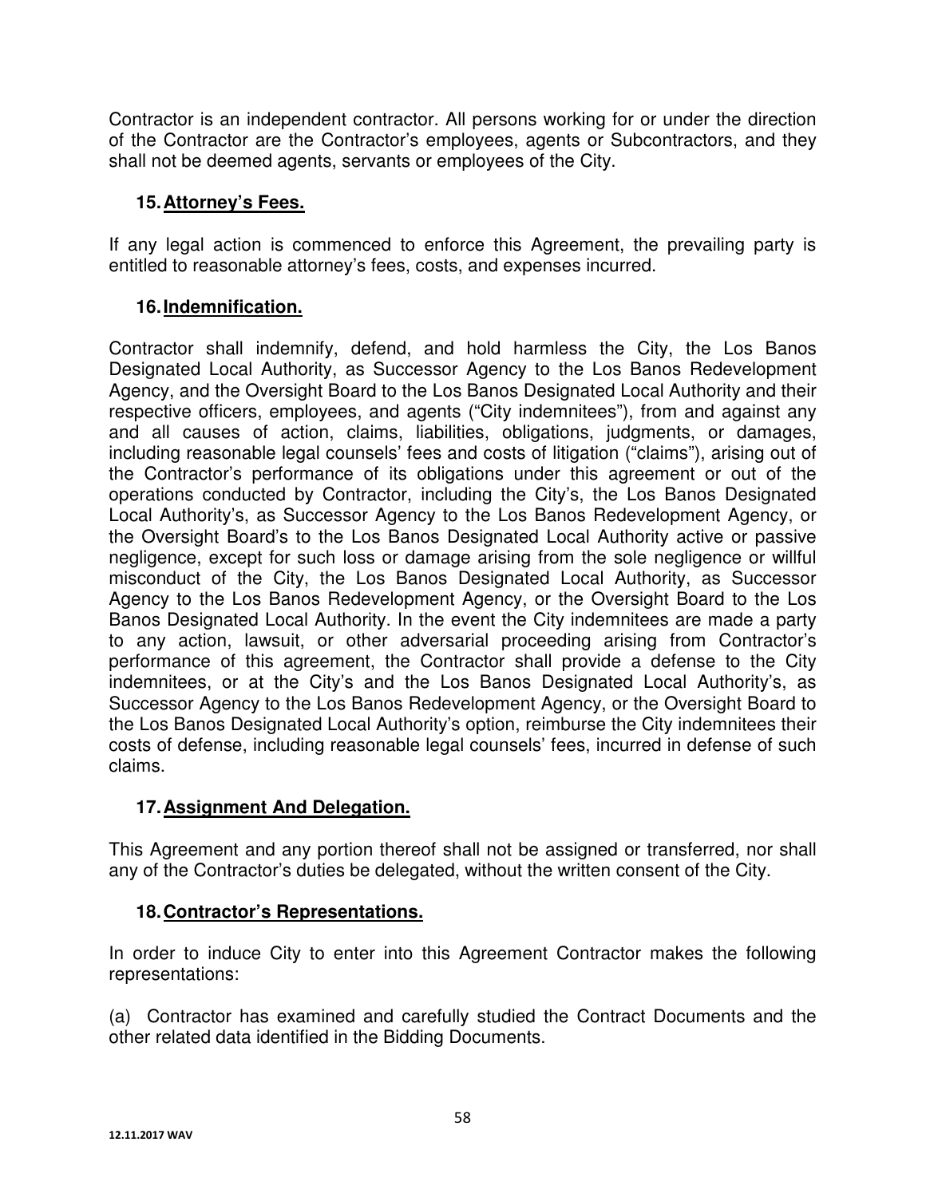Contractor is an independent contractor. All persons working for or under the direction of the Contractor are the Contractor's employees, agents or Subcontractors, and they shall not be deemed agents, servants or employees of the City.

### 15. Attorney's Fees.

If any legal action is commenced to enforce this Agreement, the prevailing party is entitled to reasonable attorney's fees, costs, and expenses incurred.

### 16. Indemnification.

Contractor shall indemnify, defend, and hold harmless the City, the Los Banos Designated Local Authority, as Successor Agency to the Los Banos Redevelopment Agency, and the Oversight Board to the Los Banos Designated Local Authority and their respective officers, employees, and agents ("City indemnitees"), from and against any and all causes of action, claims, liabilities, obligations, judgments, or damages, including reasonable legal counsels' fees and costs of litigation ("claims"), arising out of the Contractor's performance of its obligations under this agreement or out of the operations conducted by Contractor, including the City's, the Los Banos Designated Local Authority's, as Successor Agency to the Los Banos Redevelopment Agency, or the Oversight Board's to the Los Banos Designated Local Authority active or passive negligence, except for such loss or damage arising from the sole negligence or willful misconduct of the City, the Los Banos Designated Local Authority, as Successor Agency to the Los Banos Redevelopment Agency, or the Oversight Board to the Los Banos Designated Local Authority. In the event the City indemnitees are made a party to any action, lawsuit, or other adversarial proceeding arising from Contractor's performance of this agreement, the Contractor shall provide a defense to the City indemnitees, or at the City's and the Los Banos Designated Local Authority's, as Successor Agency to the Los Banos Redevelopment Agency, or the Oversight Board to the Los Banos Designated Local Authority's option, reimburse the City indemnitees their costs of defense, including reasonable legal counsels' fees, incurred in defense of such claims.

### 17. Assignment And Delegation.

This Agreement and any portion thereof shall not be assigned or transferred, nor shall any of the Contractor's duties be delegated, without the written consent of the City.

### 18. Contractor's Representations.

In order to induce City to enter into this Agreement Contractor makes the following representations:

(a) Contractor has examined and carefully studied the Contract Documents and the other related data identified in the Bidding Documents.

12.11.2017 WAV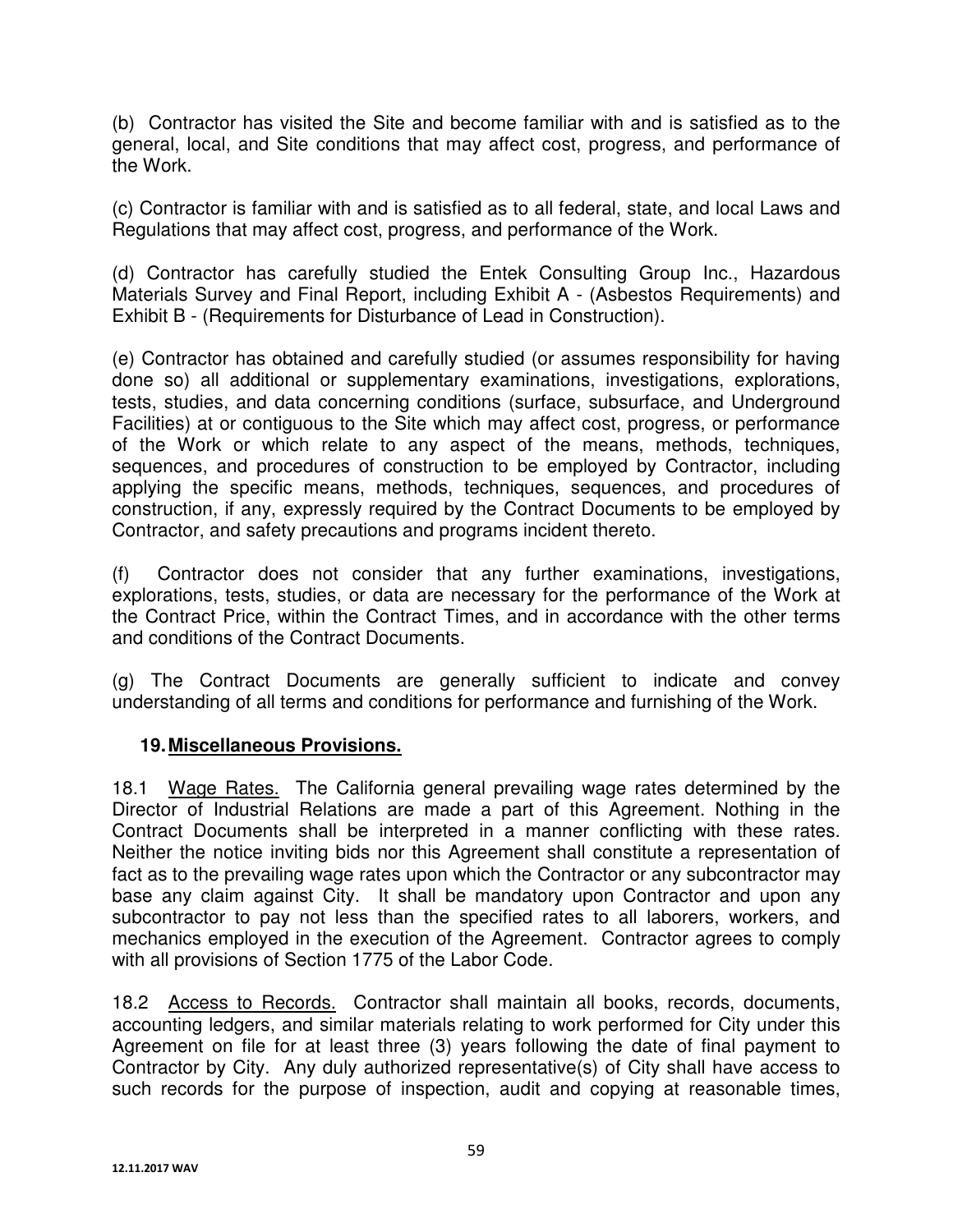(b) Contractor has visited the Site and become familiar with and is satisfied as to the general, local, and Site conditions that may affect cost, progress, and performance of the Work.

(c) Contractor is familiar with and is satisfied as to all federal, state, and local Laws and Regulations that may affect cost, progress, and performance of the Work.

(d) Contractor has carefully studied the Entek Consulting Group Inc., Hazardous Materials Survey and Final Report, including Exhibit A - (Asbestos Requirements) and Exhibit B - (Requirements for Disturbance of Lead in Construction).

(e) Contractor has obtained and carefully studied (or assumes responsibility for having done so) all additional or supplementary examinations, investigations, explorations, tests, studies, and data concerning conditions (surface, subsurface, and Underground Facilities) at or contiguous to the Site which may affect cost, progress, or performance of the Work or which relate to any aspect of the means, methods, techniques, sequences, and procedures of construction to be employed by Contractor, including applying the specific means, methods, techniques, sequences, and procedures of construction, if any, expressly required by the Contract Documents to be employed by Contractor, and safety precautions and programs incident thereto.

(f) Contractor does not consider that any further examinations, investigations, explorations, tests, studies, or data are necessary for the performance of the Work at the Contract Price, within the Contract Times, and in accordance with the other terms and conditions of the Contract Documents.

(g) The Contract Documents are generally sufficient to indicate and convey understanding of all terms and conditions for performance and furnishing of the Work.

## 19. **Miscellaneous Provisions.**

18.1 Wage Rates. The California general prevailing wage rates determined by the Director of Industrial Relations are made a part of this Agreement. Nothing in the Contract Documents shall be interpreted in a manner conflicting with these rates. Neither the notice inviting bids nor this Agreement shall constitute a representation of fact as to the prevailing wage rates upon which the Contractor or any subcontractor may base any claim against City. It shall be mandatory upon Contractor and upon any subcontractor to pay not less than the specified rates to all laborers, workers, and mechanics employed in the execution of the Agreement. Contractor agrees to comply with all provisions of Section 1775 of the Labor Code.

18.2 Access to Records. Contractor shall maintain all books, records, documents, accounting ledgers, and similar materials relating to work performed for City under this Agreement on file for at least three (3) years following the date of final payment to Contractor by City. Any duly authorized representative(s) of City shall have access to such records for the purpose of inspection, audit and copying at reasonable times,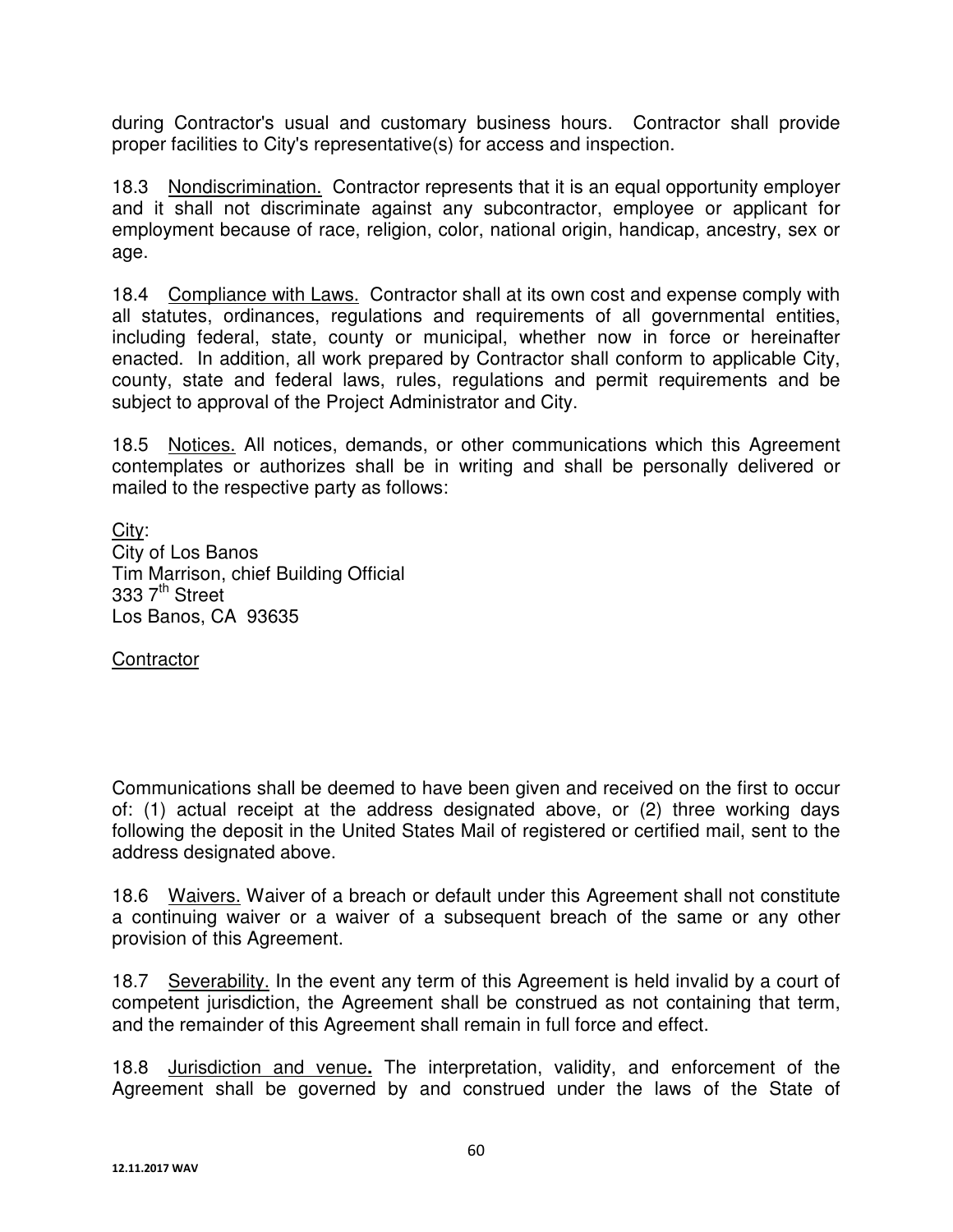during Contractor's usual and customary business hours. Contractor shall provide proper facilities to City's representative(s) for access and inspection.

18.3 Nondiscrimination. Contractor represents that it is an equal opportunity employer and it shall not discriminate against any subcontractor, employee or applicant for employment because of race, religion, color, national origin, handicap, ancestry, sex or age.

18.4 Compliance with Laws. Contractor shall at its own cost and expense comply with all statutes, ordinances, regulations and requirements of all governmental entities, including federal, state, county or municipal, whether now in force or hereinafter enacted. In addition, all work prepared by Contractor shall conform to applicable City, county, state and federal laws, rules, regulations and permit requirements and be subject to approval of the Project Administrator and City.

18.5 Notices. All notices, demands, or other communications which this Agreement contemplates or authorizes shall be in writing and shall be personally delivered or mailed to the respective party as follows:

City:
City of Los Banos
Tim Marrison, chief Building Official
333 7th Street
Los Banos, CA 93635

Contractor

Communications shall be deemed to have been given and received on the first to occur of: (1) actual receipt at the address designated above, or (2) three working days following the deposit in the United States Mail of registered or certified mail, sent to the address designated above.

18.6 Waivers. Waiver of a breach or default under this Agreement shall not constitute a continuing waiver or a waiver of a subsequent breach of the same or any other provision of this Agreement.

18.7 Severability. In the event any term of this Agreement is held invalid by a court of competent jurisdiction, the Agreement shall be construed as not containing that term, and the remainder of this Agreement shall remain in full force and effect.

18.8 Jurisdiction and venue**.** The interpretation, validity, and enforcement of the Agreement shall be governed by and construed under the laws of the State of

12.11.2017 WAV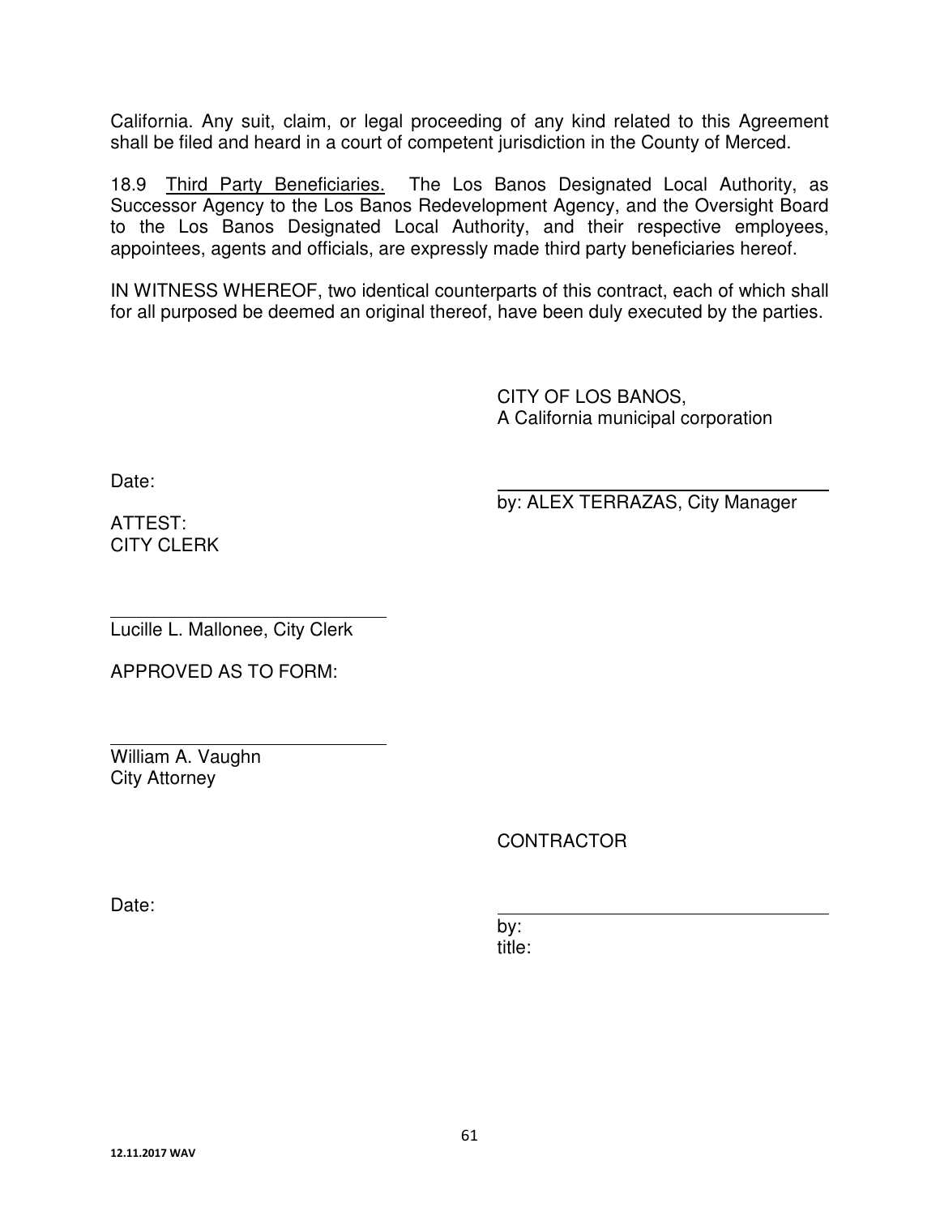California. Any suit, claim, or legal proceeding of any kind related to this Agreement shall be filed and heard in a court of competent jurisdiction in the County of Merced.

18.9 Third Party Beneficiaries. The Los Banos Designated Local Authority, as Successor Agency to the Los Banos Redevelopment Agency, and the Oversight Board to the Los Banos Designated Local Authority, and their respective employees, appointees, agents and officials, are expressly made third party beneficiaries hereof.

IN WITNESS WHEREOF, two identical counterparts of this contract, each of which shall for all purposed be deemed an original thereof, have been duly executed by the parties.

CITY OF LOS BANOS,
A California municipal corporation

Date:

\_\_\_\_\_\_\_\_\_\_\_\_\_\_\_\_\_\_\_\_\_\_\_\_\_\_\_\_\_\_\_\_
by: ALEX TERRAZAS, City Manager

ATTEST:
CITY CLERK

\_\_\_\_\_\_\_\_\_\_\_\_\_\_\_\_\_\_\_\_\_\_\_\_\_\_\_\_
Lucille L. Mallonee, City Clerk

APPROVED AS TO FORM:

\_\_\_\_\_\_\_\_\_\_\_\_\_\_\_\_\_\_\_\_\_\_\_\_\_\_\_\_
William A. Vaughn
City Attorney

CONTRACTOR

Date:

\_\_\_\_\_\_\_\_\_\_\_\_\_\_\_\_\_\_\_\_\_\_\_\_\_\_\_\_\_\_\_\_
by:
title:

12.11.2017 WAV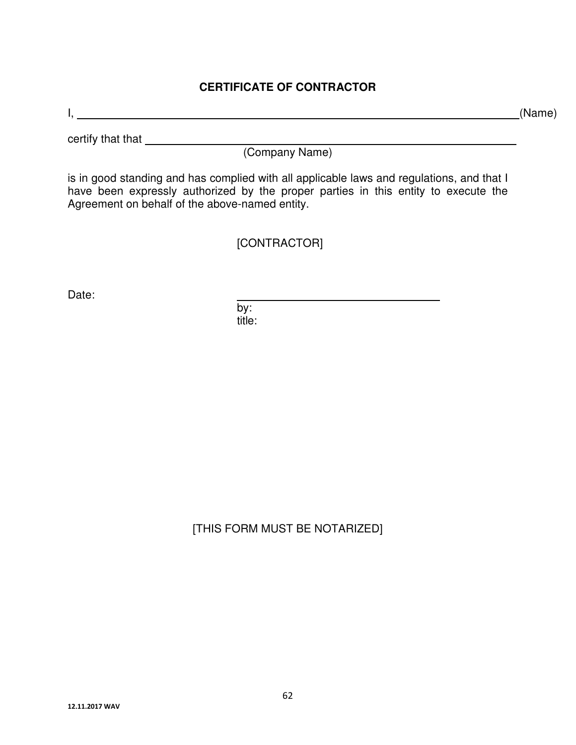# CERTIFICATE OF CONTRACTOR

I, \_\_\_\_\_\_\_\_\_\_\_\_\_\_\_\_\_\_\_\_\_\_\_\_\_\_\_\_\_\_\_\_\_\_\_\_\_\_\_\_\_\_\_\_\_\_\_\_\_\_\_\_\_\_\_\_\_\_\_\_(Name)

certify that that \_\_\_\_\_\_\_\_\_\_\_\_\_\_\_\_\_\_\_\_\_\_\_\_\_\_\_\_\_\_\_\_\_\_\_\_\_\_\_\_\_\_\_\_\_\_\_\_\_\_\_\_
(Company Name)

is in good standing and has complied with all applicable laws and regulations, and that I have been expressly authorized by the proper parties in this entity to execute the Agreement on behalf of the above-named entity.

[CONTRACTOR]

Date: \_\_\_\_\_\_\_\_\_\_\_\_\_\_\_\_\_\_\_\_\_\_\_\_\_\_\_\_\_\_\_\_\_\_
by:
title:

[THIS FORM MUST BE NOTARIZED]

12.11.2017 WAV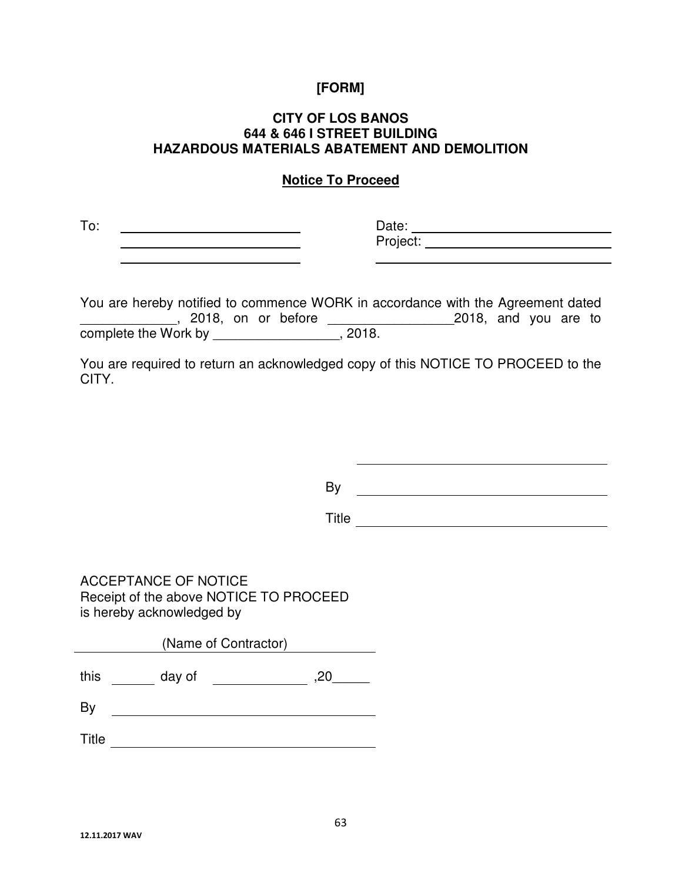**[FORM]**

**CITY OF LOS BANOS**
**644 & 646 I STREET BUILDING**
**HAZARDOUS MATERIALS ABATEMENT AND DEMOLITION**

**Notice To Proceed**

To: ______________________________
______________________________
______________________________

Date: ______________________________
Project: ______________________________
______________________________

You are hereby notified to commence WORK in accordance with the Agreement dated _____________, 2018, on or before _________________2018, and you are to complete the Work by _________________, 2018.

You are required to return an acknowledged copy of this NOTICE TO PROCEED to the CITY.

______________________________

By ______________________________

Title ______________________________

ACCEPTANCE OF NOTICE
Receipt of the above NOTICE TO PROCEED
is hereby acknowledged by

(Name of Contractor)
______________________________

this ______ day of _____________ ,20_____

By ______________________________

Title ______________________________

12.11.2017 WAV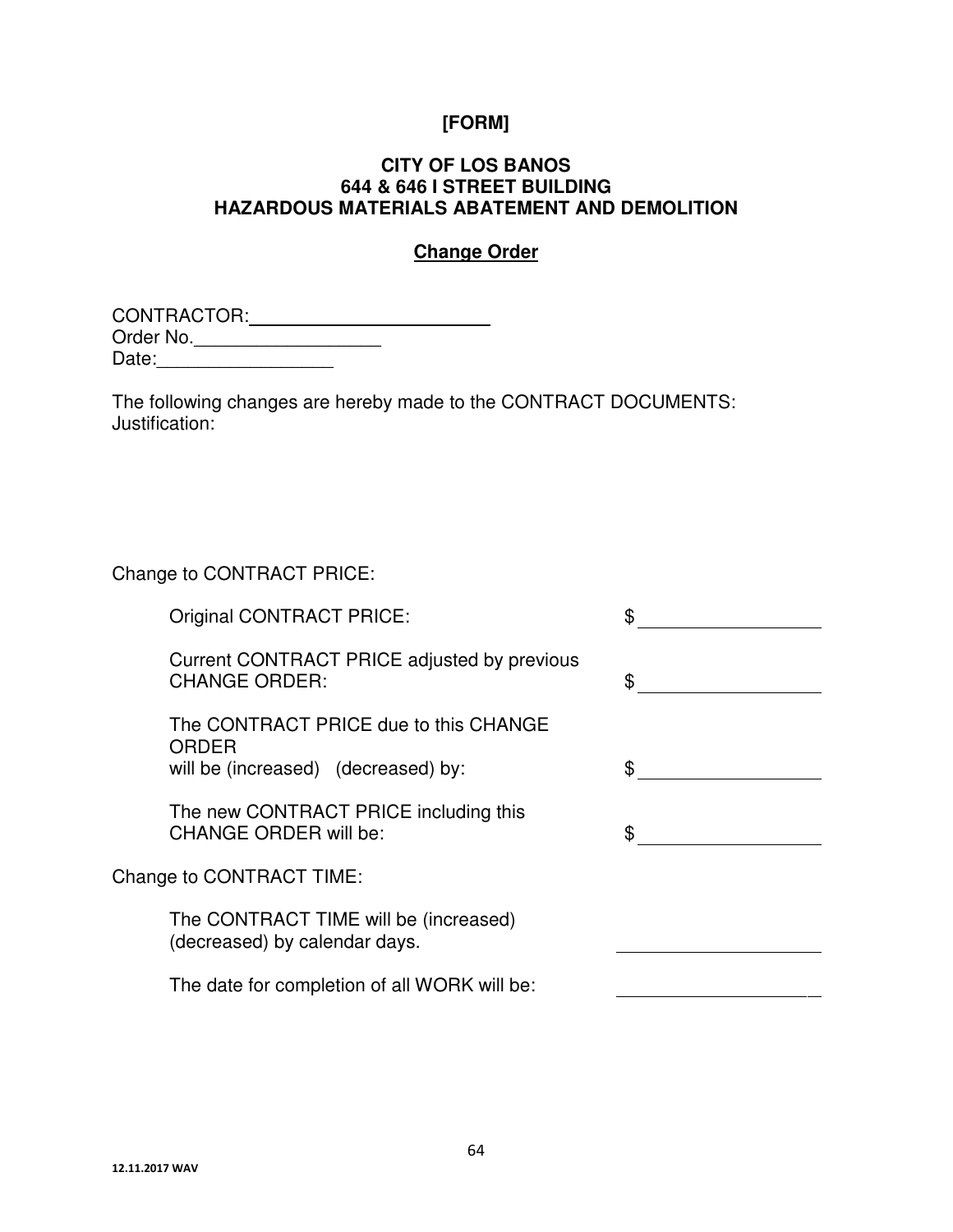**[FORM]**

**CITY OF LOS BANOS**
**644 & 646 I STREET BUILDING**
**HAZARDOUS MATERIALS ABATEMENT AND DEMOLITION**

**Change Order**

CONTRACTOR:________________________
Order No.__________________
Date:_________________

The following changes are hereby made to the CONTRACT DOCUMENTS:
Justification:

Change to CONTRACT PRICE:

| | |
|---|---|
| Original CONTRACT PRICE: | $ __________________ |
| Current CONTRACT PRICE adjusted by previous CHANGE ORDER: | $ __________________ |
| The CONTRACT PRICE due to this CHANGE ORDER will be (increased) (decreased) by: | $ __________________ |
| The new CONTRACT PRICE including this CHANGE ORDER will be: | $ __________________ |

Change to CONTRACT TIME:

| | |
|---|---|
| The CONTRACT TIME will be (increased) (decreased) by calendar days. | ____________________ |
| The date for completion of all WORK will be: | ____________________ |

12.11.2017 WAV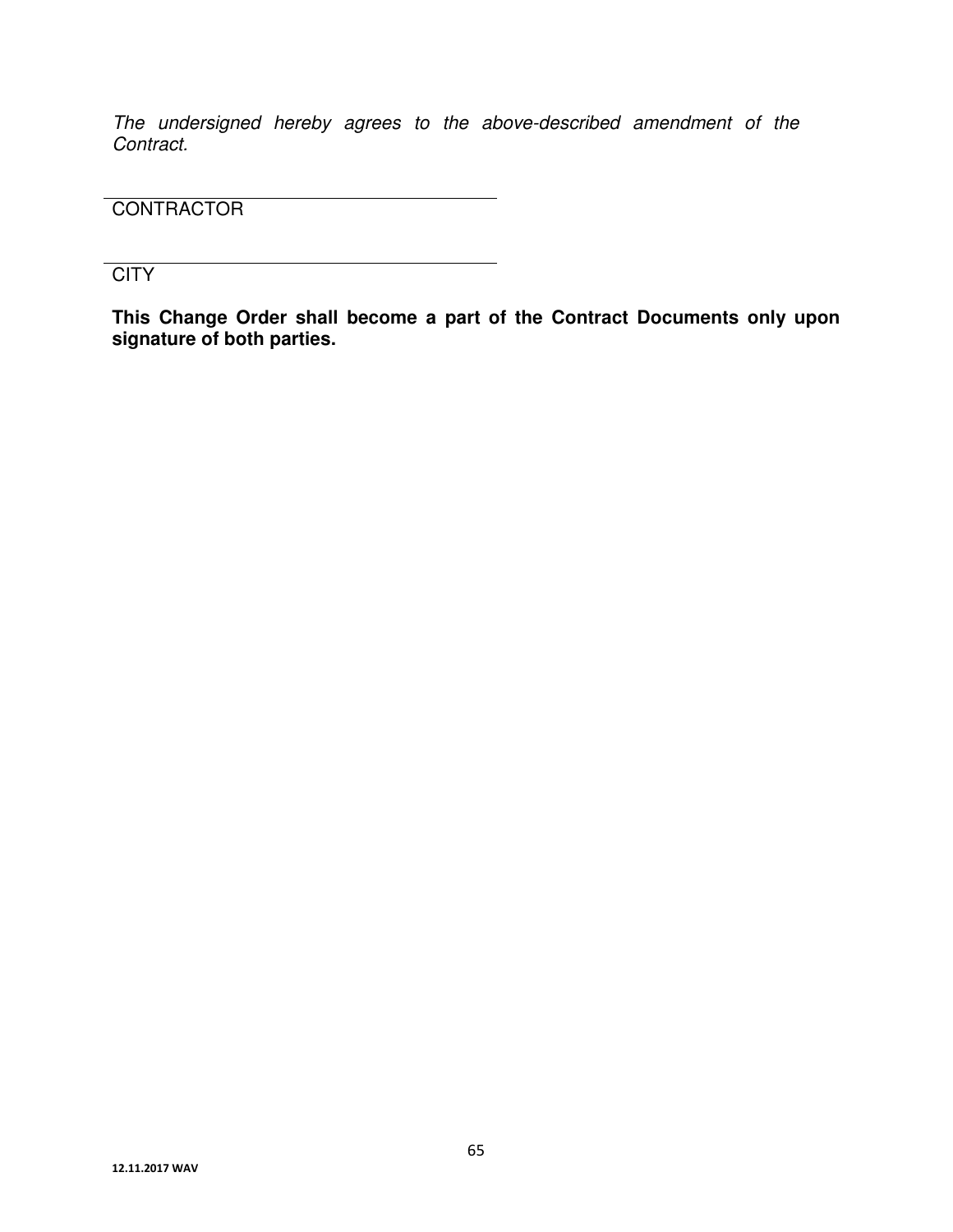*The undersigned hereby agrees to the above-described amendment of the Contract.*

______________________________________
CONTRACTOR

______________________________________
CITY

**This Change Order shall become a part of the Contract Documents only upon signature of both parties.**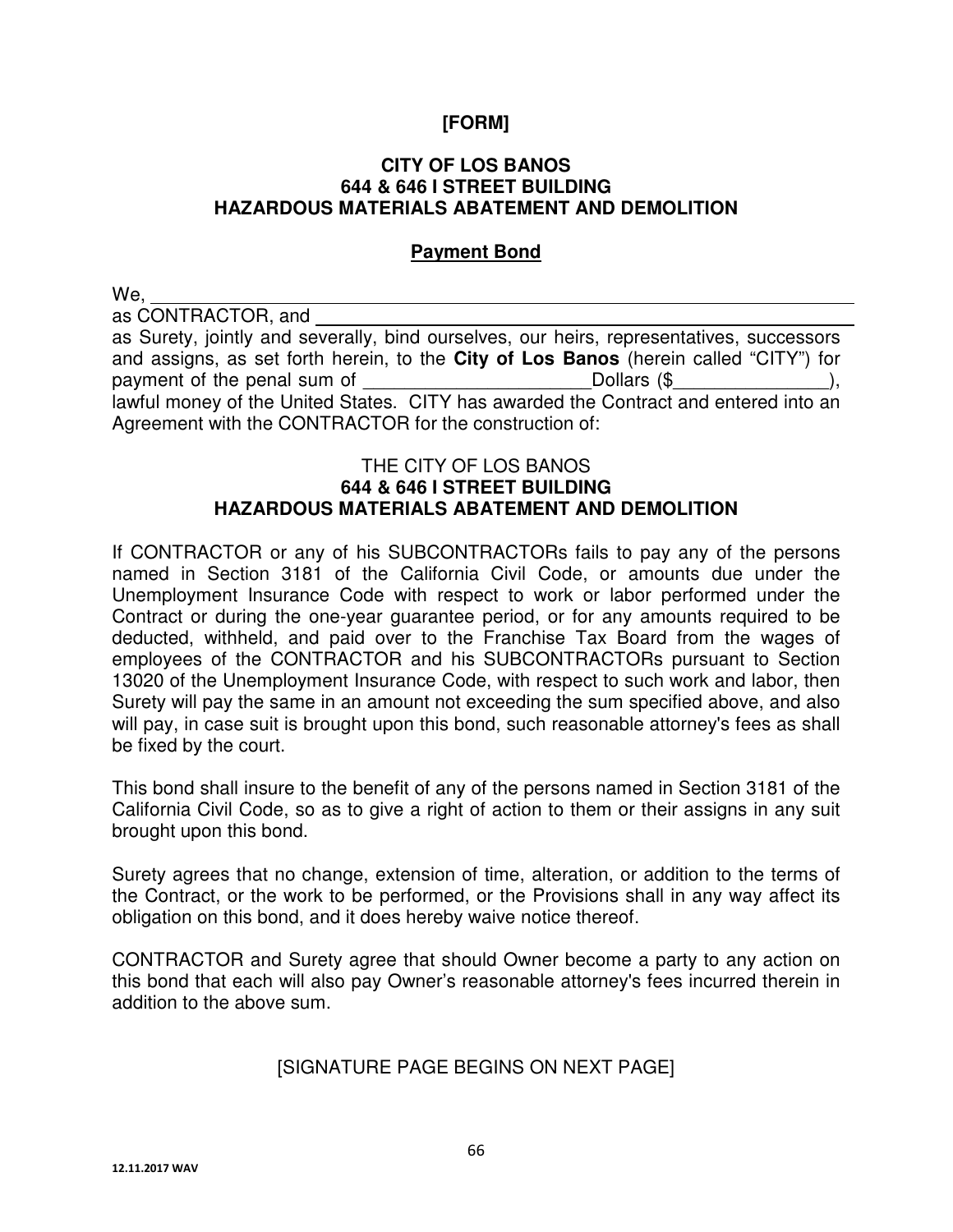**[FORM]**

**CITY OF LOS BANOS**
**644 & 646 I STREET BUILDING**
**HAZARDOUS MATERIALS ABATEMENT AND DEMOLITION**

**Payment Bond**

We, ______________________________________________________________
as CONTRACTOR, and ______________________________________________
as Surety, jointly and severally, bind ourselves, our heirs, representatives, successors and assigns, as set forth herein, to the **City of Los Banos** (herein called "CITY") for payment of the penal sum of ______________________Dollars ($_______________), lawful money of the United States. CITY has awarded the Contract and entered into an Agreement with the CONTRACTOR for the construction of:

THE CITY OF LOS BANOS
**644 & 646 I STREET BUILDING**
**HAZARDOUS MATERIALS ABATEMENT AND DEMOLITION**

If CONTRACTOR or any of his SUBCONTRACTORs fails to pay any of the persons named in Section 3181 of the California Civil Code, or amounts due under the Unemployment Insurance Code with respect to work or labor performed under the Contract or during the one-year guarantee period, or for any amounts required to be deducted, withheld, and paid over to the Franchise Tax Board from the wages of employees of the CONTRACTOR and his SUBCONTRACTORs pursuant to Section 13020 of the Unemployment Insurance Code, with respect to such work and labor, then Surety will pay the same in an amount not exceeding the sum specified above, and also will pay, in case suit is brought upon this bond, such reasonable attorney's fees as shall be fixed by the court.

This bond shall insure to the benefit of any of the persons named in Section 3181 of the California Civil Code, so as to give a right of action to them or their assigns in any suit brought upon this bond.

Surety agrees that no change, extension of time, alteration, or addition to the terms of the Contract, or the work to be performed, or the Provisions shall in any way affect its obligation on this bond, and it does hereby waive notice thereof.

CONTRACTOR and Surety agree that should Owner become a party to any action on this bond that each will also pay Owner's reasonable attorney's fees incurred therein in addition to the above sum.

[SIGNATURE PAGE BEGINS ON NEXT PAGE]

12.11.2017 WAV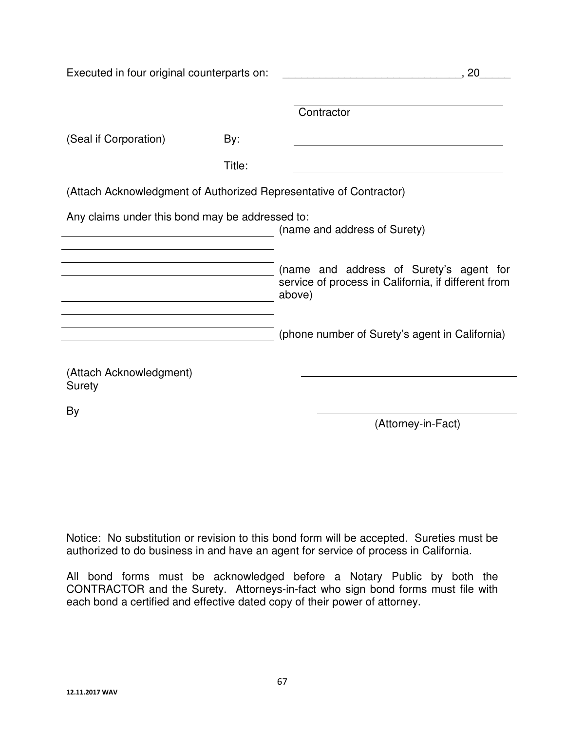Executed in four original counterparts on: _____________________________, 20_____

_____________________________________
Contractor

(Seal if Corporation) By: _____________________________________

Title: _____________________________________

(Attach Acknowledgment of Authorized Representative of Contractor)

Any claims under this bond may be addressed to:

_____________________________________ (name and address of Surety)

_____________________________________

_____________________________________

_____________________________________ (name and address of Surety's agent for service of process in California, if different from above)

_____________________________________

_____________________________________

_____________________________________ (phone number of Surety's agent in California)

(Attach Acknowledgment) _____________________________________
Surety

By _____________________________________
(Attorney-in-Fact)

Notice: No substitution or revision to this bond form will be accepted. Sureties must be authorized to do business in and have an agent for service of process in California.

All bond forms must be acknowledged before a Notary Public by both the CONTRACTOR and the Surety. Attorneys-in-fact who sign bond forms must file with each bond a certified and effective dated copy of their power of attorney.

12.11.2017 WAV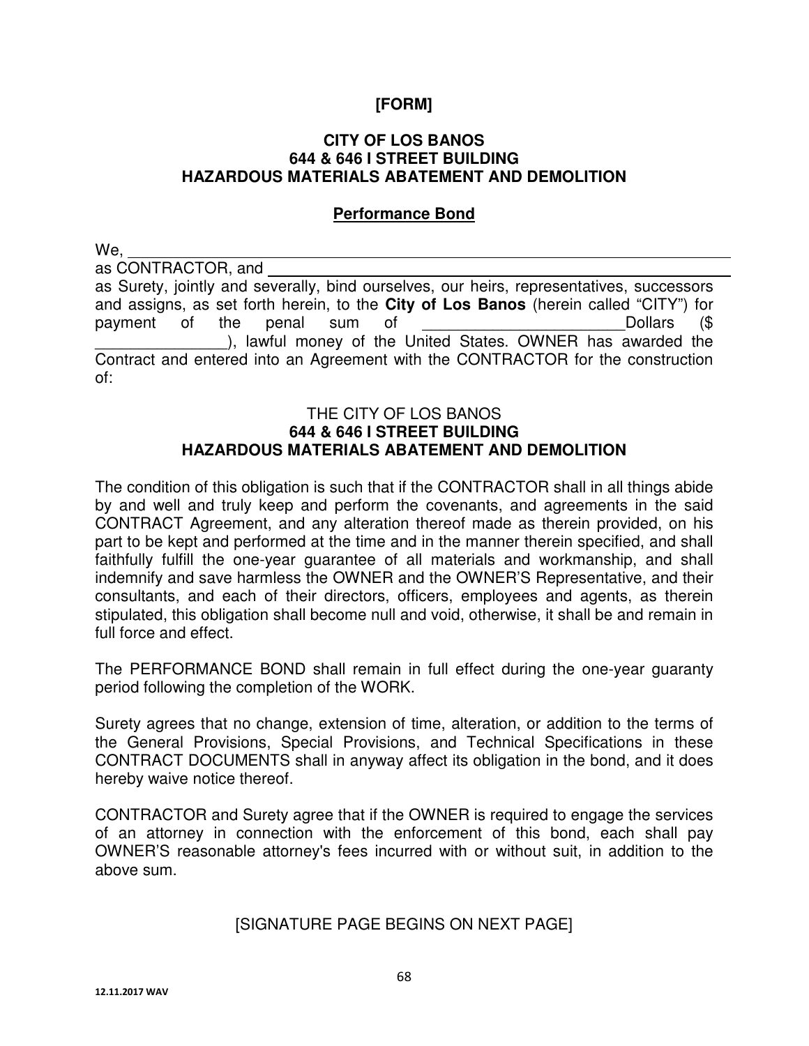**[FORM]**

**CITY OF LOS BANOS**
**644 & 646 I STREET BUILDING**
**HAZARDOUS MATERIALS ABATEMENT AND DEMOLITION**

**Performance Bond**

We, ______________________________________________________________________
as CONTRACTOR, and ______________________________________________________
as Surety, jointly and severally, bind ourselves, our heirs, representatives, successors and assigns, as set forth herein, to the **City of Los Banos** (herein called "CITY") for payment of the penal sum of ________________________Dollars ($ _______________), lawful money of the United States. OWNER has awarded the Contract and entered into an Agreement with the CONTRACTOR for the construction of:

THE CITY OF LOS BANOS
**644 & 646 I STREET BUILDING**
**HAZARDOUS MATERIALS ABATEMENT AND DEMOLITION**

The condition of this obligation is such that if the CONTRACTOR shall in all things abide by and well and truly keep and perform the covenants, and agreements in the said CONTRACT Agreement, and any alteration thereof made as therein provided, on his part to be kept and performed at the time and in the manner therein specified, and shall faithfully fulfill the one-year guarantee of all materials and workmanship, and shall indemnify and save harmless the OWNER and the OWNER'S Representative, and their consultants, and each of their directors, officers, employees and agents, as therein stipulated, this obligation shall become null and void, otherwise, it shall be and remain in full force and effect.

The PERFORMANCE BOND shall remain in full effect during the one-year guaranty period following the completion of the WORK.

Surety agrees that no change, extension of time, alteration, or addition to the terms of the General Provisions, Special Provisions, and Technical Specifications in these CONTRACT DOCUMENTS shall in anyway affect its obligation in the bond, and it does hereby waive notice thereof.

CONTRACTOR and Surety agree that if the OWNER is required to engage the services of an attorney in connection with the enforcement of this bond, each shall pay OWNER'S reasonable attorney's fees incurred with or without suit, in addition to the above sum.

[SIGNATURE PAGE BEGINS ON NEXT PAGE]

12.11.2017 WAV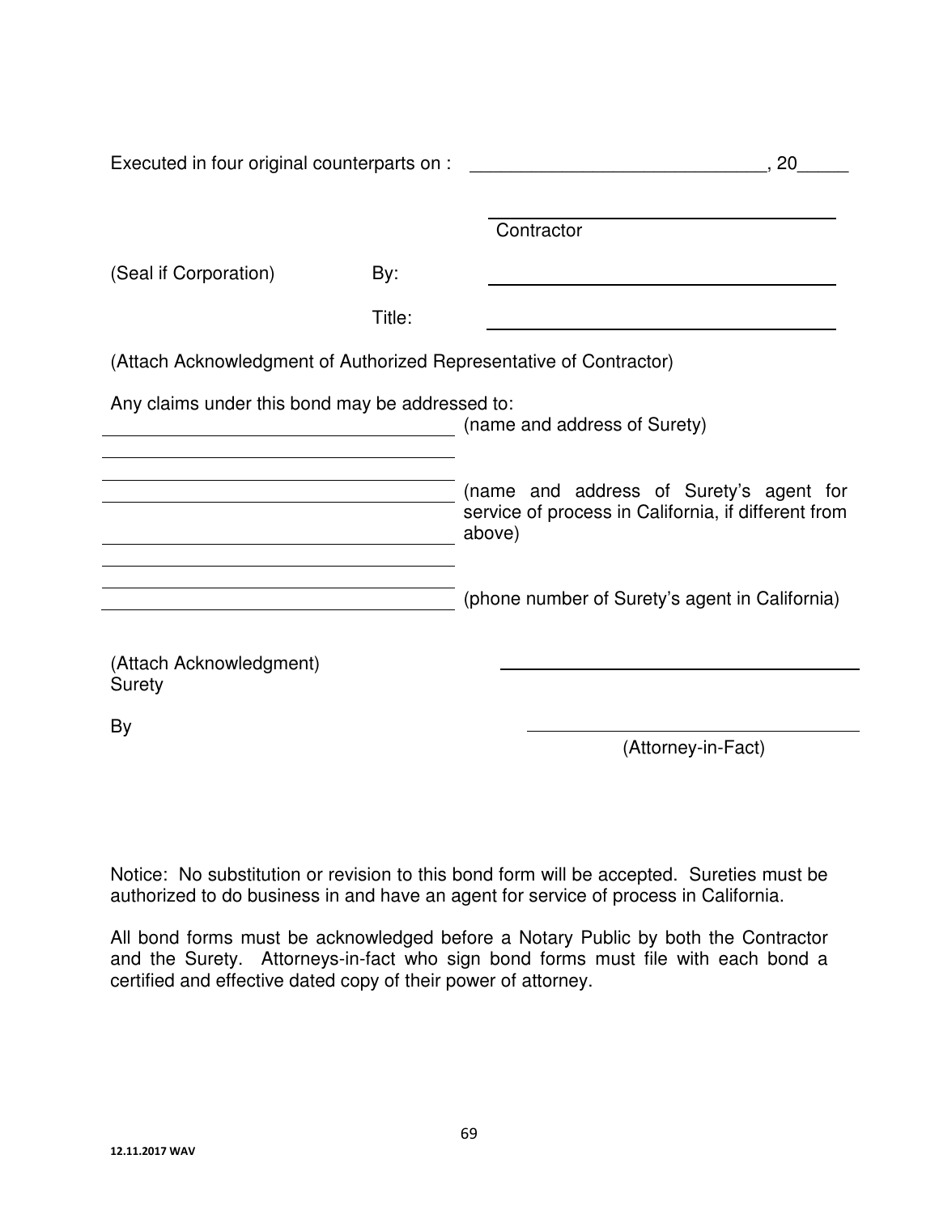Executed in four original counterparts on : ______________________________, 20_____

______________________________
Contractor

(Seal if Corporation) By: ______________________________

Title: ______________________________

(Attach Acknowledgment of Authorized Representative of Contractor)

Any claims under this bond may be addressed to:

______________________________ (name and address of Surety)
______________________________
______________________________

______________________________ (name and address of Surety's agent for service of process in California, if different from above)
______________________________
______________________________

______________________________ (phone number of Surety's agent in California)

(Attach Acknowledgment) ______________________________
Surety

By ______________________________
(Attorney-in-Fact)

Notice: No substitution or revision to this bond form will be accepted. Sureties must be authorized to do business in and have an agent for service of process in California.

All bond forms must be acknowledged before a Notary Public by both the Contractor and the Surety. Attorneys-in-fact who sign bond forms must file with each bond a certified and effective dated copy of their power of attorney.

12.11.2017 WAV